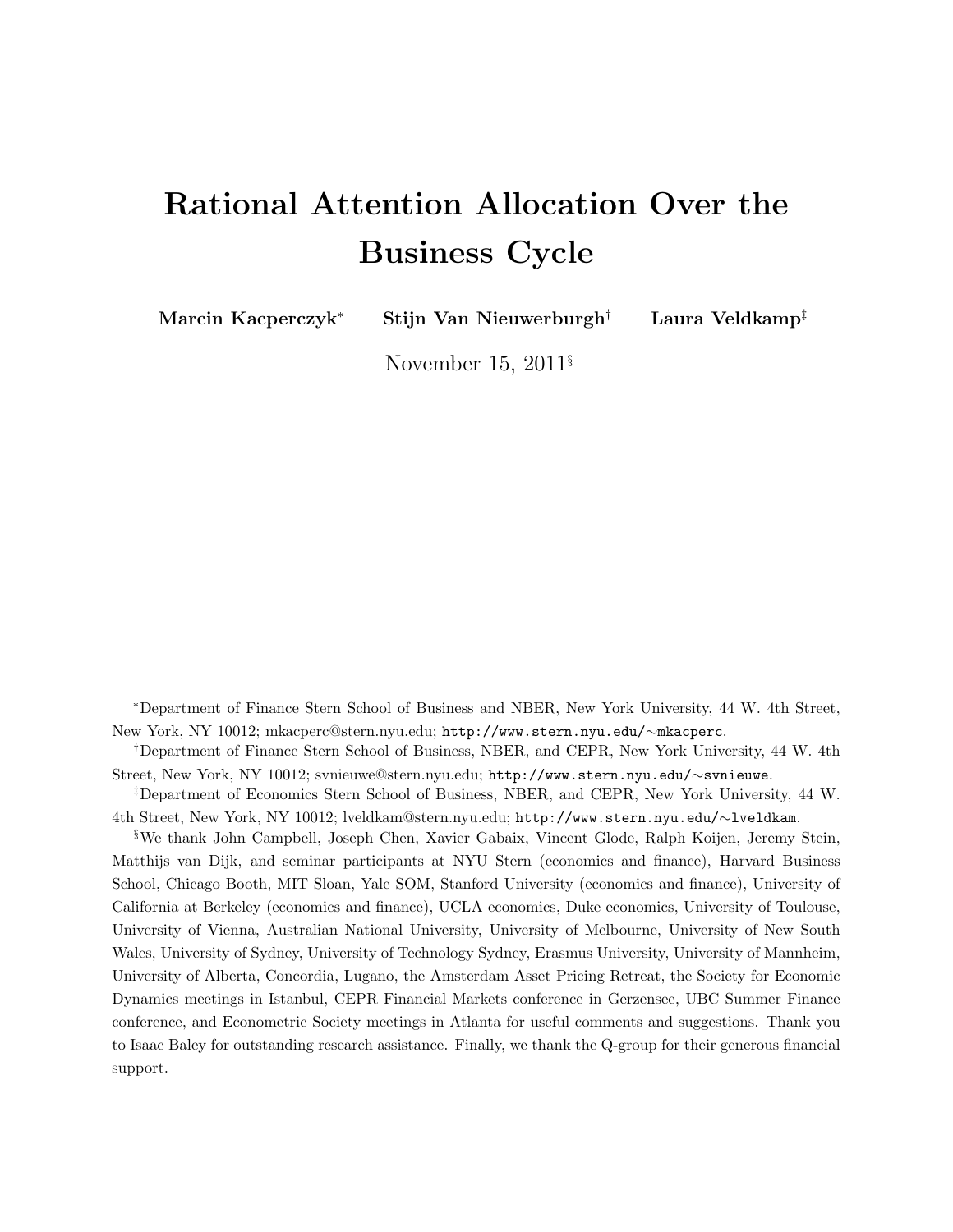# Rational Attention Allocation Over the Business Cycle

**Marcin Kacperczyk*** **Stijn Van Nieuwerburgh†** **Laura Veldkamp‡**

November 15, 2011§

*Department of Finance Stern School of Business and NBER, New York University, 44 W. 4th Street, New York, NY 10012; mkacperc@stern.nyu.edu; http://www.stern.nyu.edu/∼mkacperc.

†Department of Finance Stern School of Business, NBER, and CEPR, New York University, 44 W. 4th Street, New York, NY 10012; svnieuwe@stern.nyu.edu; http://www.stern.nyu.edu/∼svnieuwe.

‡Department of Economics Stern School of Business, NBER, and CEPR, New York University, 44 W. 4th Street, New York, NY 10012; lveldkam@stern.nyu.edu; http://www.stern.nyu.edu/∼lveldkam.

§We thank John Campbell, Joseph Chen, Xavier Gabaix, Vincent Glode, Ralph Koijen, Jeremy Stein, Matthijs van Dijk, and seminar participants at NYU Stern (economics and finance), Harvard Business School, Chicago Booth, MIT Sloan, Yale SOM, Stanford University (economics and finance), University of California at Berkeley (economics and finance), UCLA economics, Duke economics, University of Toulouse, University of Vienna, Australian National University, University of Melbourne, University of New South Wales, University of Sydney, University of Technology Sydney, Erasmus University, University of Mannheim, University of Alberta, Concordia, Lugano, the Amsterdam Asset Pricing Retreat, the Society for Economic Dynamics meetings in Istanbul, CEPR Financial Markets conference in Gerzensee, UBC Summer Finance conference, and Econometric Society meetings in Atlanta for useful comments and suggestions. Thank you to Isaac Baley for outstanding research assistance. Finally, we thank the Q-group for their generous financial support.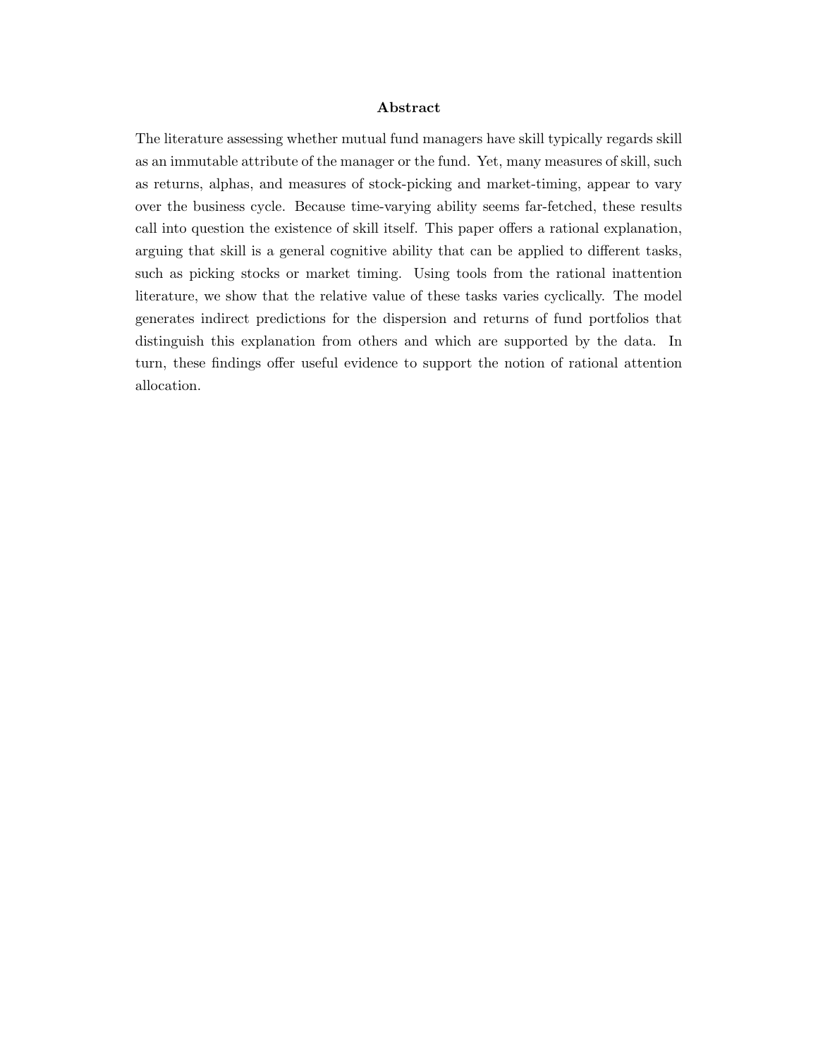## Abstract

The literature assessing whether mutual fund managers have skill typically regards skill as an immutable attribute of the manager or the fund. Yet, many measures of skill, such as returns, alphas, and measures of stock-picking and market-timing, appear to vary over the business cycle. Because time-varying ability seems far-fetched, these results call into question the existence of skill itself. This paper offers a rational explanation, arguing that skill is a general cognitive ability that can be applied to different tasks, such as picking stocks or market timing. Using tools from the rational inattention literature, we show that the relative value of these tasks varies cyclically. The model generates indirect predictions for the dispersion and returns of fund portfolios that distinguish this explanation from others and which are supported by the data. In turn, these findings offer useful evidence to support the notion of rational attention allocation.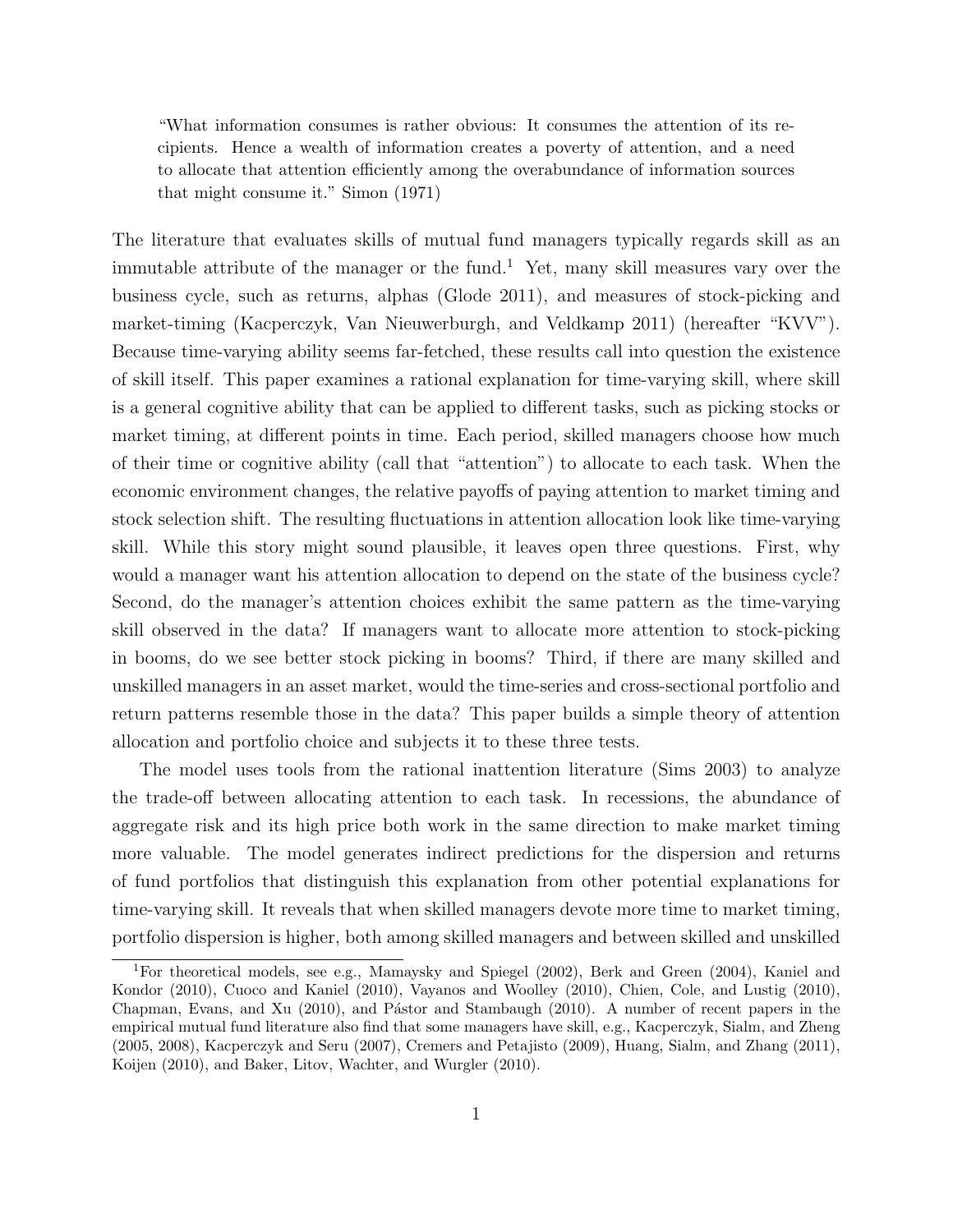> "What information consumes is rather obvious: It consumes the attention of its recipients. Hence a wealth of information creates a poverty of attention, and a need to allocate that attention efficiently among the overabundance of information sources that might consume it." Simon (1971)

The literature that evaluates skills of mutual fund managers typically regards skill as an immutable attribute of the manager or the fund.[1] Yet, many skill measures vary over the business cycle, such as returns, alphas (Glode 2011), and measures of stock-picking and market-timing (Kacperczyk, Van Nieuwerburgh, and Veldkamp 2011) (hereafter "KVV"). Because time-varying ability seems far-fetched, these results call into question the existence of skill itself. This paper examines a rational explanation for time-varying skill, where skill is a general cognitive ability that can be applied to different tasks, such as picking stocks or market timing, at different points in time. Each period, skilled managers choose how much of their time or cognitive ability (call that "attention") to allocate to each task. When the economic environment changes, the relative payoffs of paying attention to market timing and stock selection shift. The resulting fluctuations in attention allocation look like time-varying skill. While this story might sound plausible, it leaves open three questions. First, why would a manager want his attention allocation to depend on the state of the business cycle? Second, do the manager's attention choices exhibit the same pattern as the time-varying skill observed in the data? If managers want to allocate more attention to stock-picking in booms, do we see better stock picking in booms? Third, if there are many skilled and unskilled managers in an asset market, would the time-series and cross-sectional portfolio and return patterns resemble those in the data? This paper builds a simple theory of attention allocation and portfolio choice and subjects it to these three tests.

The model uses tools from the rational inattention literature (Sims 2003) to analyze the trade-off between allocating attention to each task. In recessions, the abundance of aggregate risk and its high price both work in the same direction to make market timing more valuable. The model generates indirect predictions for the dispersion and returns of fund portfolios that distinguish this explanation from other potential explanations for time-varying skill. It reveals that when skilled managers devote more time to market timing, portfolio dispersion is higher, both among skilled managers and between skilled and unskilled

[1] For theoretical models, see e.g., Mamaysky and Spiegel (2002), Berk and Green (2004), Kaniel and Kondor (2010), Cuoco and Kaniel (2010), Vayanos and Woolley (2010), Chien, Cole, and Lustig (2010), Chapman, Evans, and Xu (2010), and Pástor and Stambaugh (2010). A number of recent papers in the empirical mutual fund literature also find that some managers have skill, e.g., Kacperczyk, Sialm, and Zheng (2005, 2008), Kacperczyk and Seru (2007), Cremers and Petajisto (2009), Huang, Sialm, and Zhang (2011), Koijen (2010), and Baker, Litov, Wachter, and Wurgler (2010).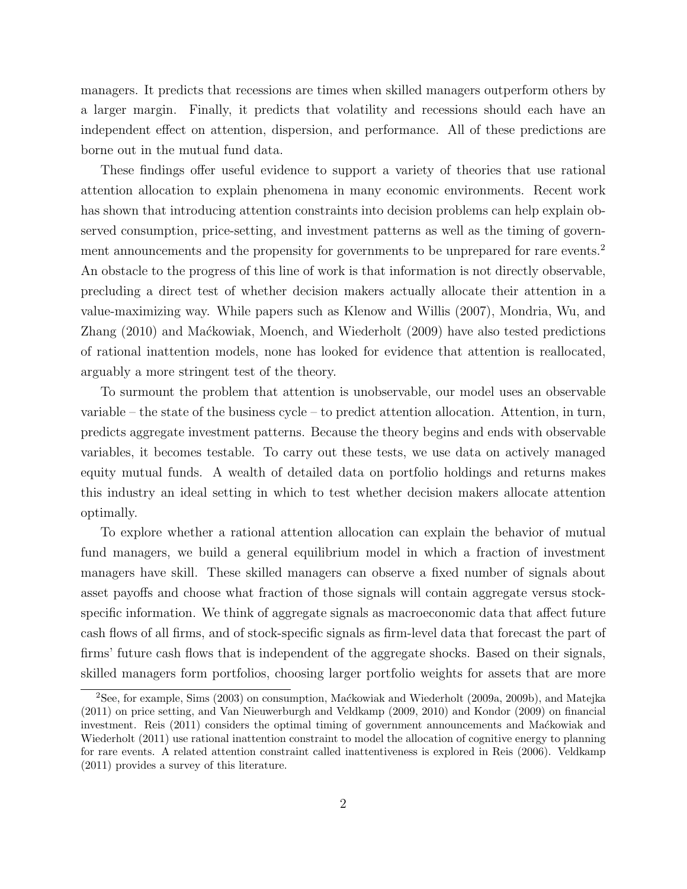managers. It predicts that recessions are times when skilled managers outperform others by a larger margin. Finally, it predicts that volatility and recessions should each have an independent effect on attention, dispersion, and performance. All of these predictions are borne out in the mutual fund data.

These findings offer useful evidence to support a variety of theories that use rational attention allocation to explain phenomena in many economic environments. Recent work has shown that introducing attention constraints into decision problems can help explain observed consumption, price-setting, and investment patterns as well as the timing of government announcements and the propensity for governments to be unprepared for rare events.[2] An obstacle to the progress of this line of work is that information is not directly observable, precluding a direct test of whether decision makers actually allocate their attention in a value-maximizing way. While papers such as Klenow and Willis (2007), Mondria, Wu, and Zhang (2010) and Maćkowiak, Moench, and Wiederholt (2009) have also tested predictions of rational inattention models, none has looked for evidence that attention is reallocated, arguably a more stringent test of the theory.

To surmount the problem that attention is unobservable, our model uses an observable variable – the state of the business cycle – to predict attention allocation. Attention, in turn, predicts aggregate investment patterns. Because the theory begins and ends with observable variables, it becomes testable. To carry out these tests, we use data on actively managed equity mutual funds. A wealth of detailed data on portfolio holdings and returns makes this industry an ideal setting in which to test whether decision makers allocate attention optimally.

To explore whether a rational attention allocation can explain the behavior of mutual fund managers, we build a general equilibrium model in which a fraction of investment managers have skill. These skilled managers can observe a fixed number of signals about asset payoffs and choose what fraction of those signals will contain aggregate versus stock-specific information. We think of aggregate signals as macroeconomic data that affect future cash flows of all firms, and of stock-specific signals as firm-level data that forecast the part of firms' future cash flows that is independent of the aggregate shocks. Based on their signals, skilled managers form portfolios, choosing larger portfolio weights for assets that are more

[2] See, for example, Sims (2003) on consumption, Maćkowiak and Wiederholt (2009a, 2009b), and Matejka (2011) on price setting, and Van Nieuwerburgh and Veldkamp (2009, 2010) and Kondor (2009) on financial investment. Reis (2011) considers the optimal timing of government announcements and Maćkowiak and Wiederholt (2011) use rational inattention constraint to model the allocation of cognitive energy to planning for rare events. A related attention constraint called inattentiveness is explored in Reis (2006). Veldkamp (2011) provides a survey of this literature.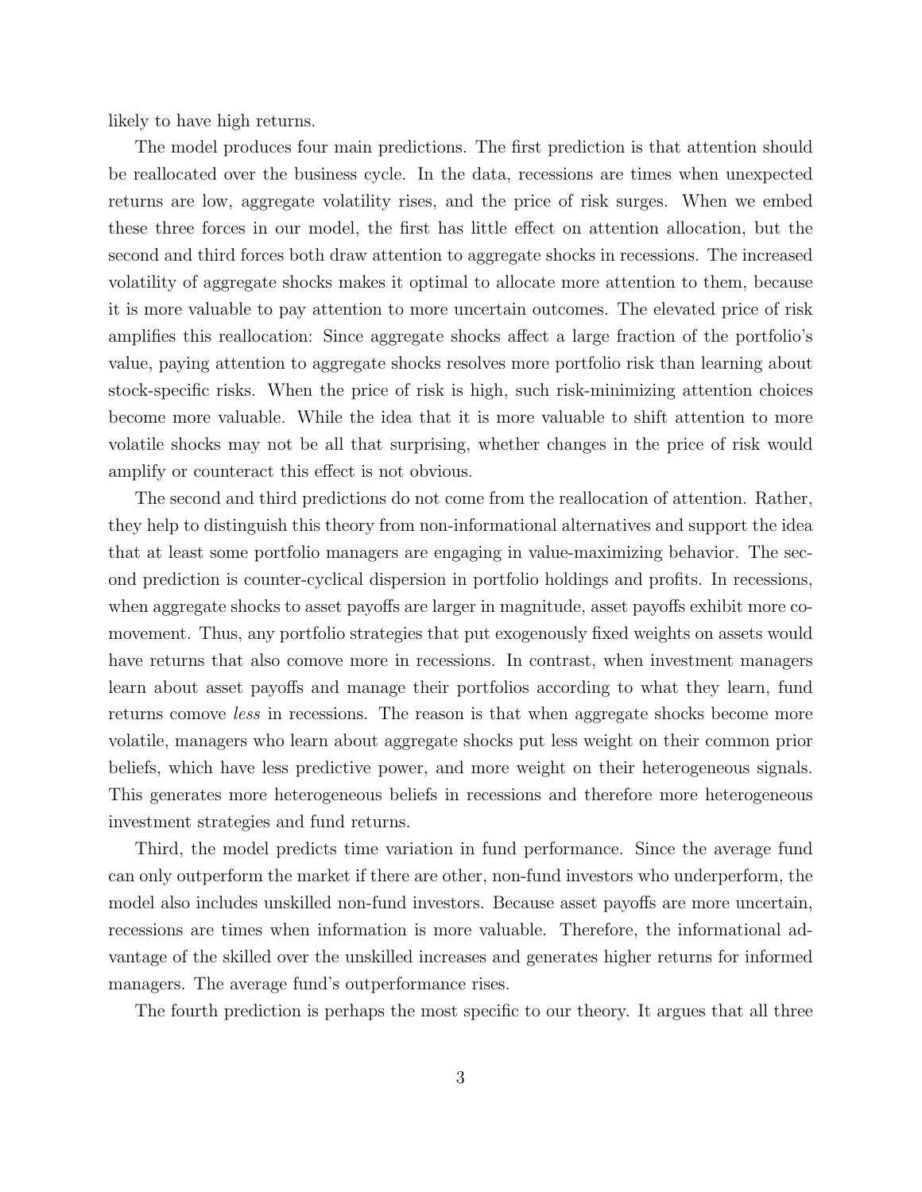likely to have high returns.

The model produces four main predictions. The first prediction is that attention should be reallocated over the business cycle. In the data, recessions are times when unexpected returns are low, aggregate volatility rises, and the price of risk surges. When we embed these three forces in our model, the first has little effect on attention allocation, but the second and third forces both draw attention to aggregate shocks in recessions. The increased volatility of aggregate shocks makes it optimal to allocate more attention to them, because it is more valuable to pay attention to more uncertain outcomes. The elevated price of risk amplifies this reallocation: Since aggregate shocks affect a large fraction of the portfolio's value, paying attention to aggregate shocks resolves more portfolio risk than learning about stock-specific risks. When the price of risk is high, such risk-minimizing attention choices become more valuable. While the idea that it is more valuable to shift attention to more volatile shocks may not be all that surprising, whether changes in the price of risk would amplify or counteract this effect is not obvious.

The second and third predictions do not come from the reallocation of attention. Rather, they help to distinguish this theory from non-informational alternatives and support the idea that at least some portfolio managers are engaging in value-maximizing behavior. The second prediction is counter-cyclical dispersion in portfolio holdings and profits. In recessions, when aggregate shocks to asset payoffs are larger in magnitude, asset payoffs exhibit more comovement. Thus, any portfolio strategies that put exogenously fixed weights on assets would have returns that also comove more in recessions. In contrast, when investment managers learn about asset payoffs and manage their portfolios according to what they learn, fund returns comove *less* in recessions. The reason is that when aggregate shocks become more volatile, managers who learn about aggregate shocks put less weight on their common prior beliefs, which have less predictive power, and more weight on their heterogeneous signals. This generates more heterogeneous beliefs in recessions and therefore more heterogeneous investment strategies and fund returns.

Third, the model predicts time variation in fund performance. Since the average fund can only outperform the market if there are other, non-fund investors who underperform, the model also includes unskilled non-fund investors. Because asset payoffs are more uncertain, recessions are times when information is more valuable. Therefore, the informational advantage of the skilled over the unskilled increases and generates higher returns for informed managers. The average fund's outperformance rises.

The fourth prediction is perhaps the most specific to our theory. It argues that all three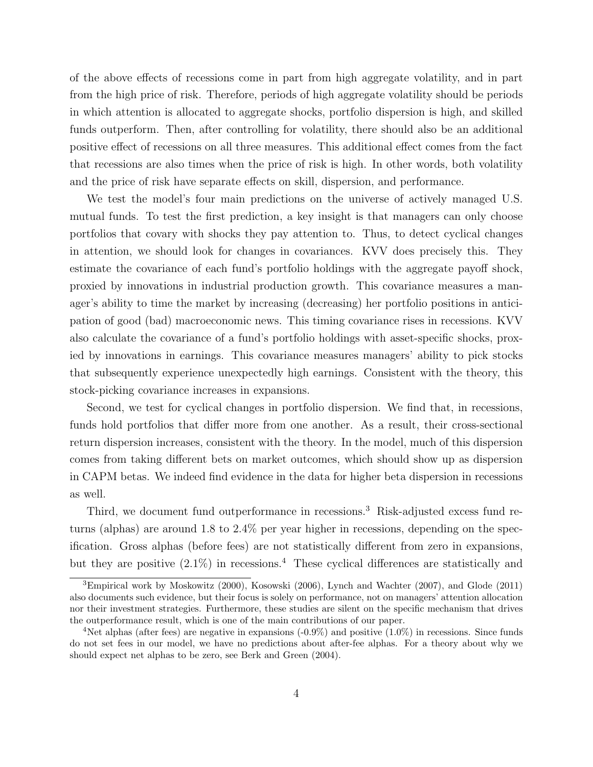of the above effects of recessions come in part from high aggregate volatility, and in part from the high price of risk. Therefore, periods of high aggregate volatility should be periods in which attention is allocated to aggregate shocks, portfolio dispersion is high, and skilled funds outperform. Then, after controlling for volatility, there should also be an additional positive effect of recessions on all three measures. This additional effect comes from the fact that recessions are also times when the price of risk is high. In other words, both volatility and the price of risk have separate effects on skill, dispersion, and performance.

We test the model's four main predictions on the universe of actively managed U.S. mutual funds. To test the first prediction, a key insight is that managers can only choose portfolios that covary with shocks they pay attention to. Thus, to detect cyclical changes in attention, we should look for changes in covariances. KVV does precisely this. They estimate the covariance of each fund's portfolio holdings with the aggregate payoff shock, proxied by innovations in industrial production growth. This covariance measures a manager's ability to time the market by increasing (decreasing) her portfolio positions in anticipation of good (bad) macroeconomic news. This timing covariance rises in recessions. KVV also calculate the covariance of a fund's portfolio holdings with asset-specific shocks, proxied by innovations in earnings. This covariance measures managers' ability to pick stocks that subsequently experience unexpectedly high earnings. Consistent with the theory, this stock-picking covariance increases in expansions.

Second, we test for cyclical changes in portfolio dispersion. We find that, in recessions, funds hold portfolios that differ more from one another. As a result, their cross-sectional return dispersion increases, consistent with the theory. In the model, much of this dispersion comes from taking different bets on market outcomes, which should show up as dispersion in CAPM betas. We indeed find evidence in the data for higher beta dispersion in recessions as well.

Third, we document fund outperformance in recessions.[3] Risk-adjusted excess fund returns (alphas) are around 1.8 to 2.4% per year higher in recessions, depending on the specification. Gross alphas (before fees) are not statistically different from zero in expansions, but they are positive (2.1%) in recessions.[4] These cyclical differences are statistically and

[3] Empirical work by Moskowitz (2000), Kosowski (2006), Lynch and Wachter (2007), and Glode (2011) also documents such evidence, but their focus is solely on performance, not on managers' attention allocation nor their investment strategies. Furthermore, these studies are silent on the specific mechanism that drives the outperformance result, which is one of the main contributions of our paper.

[4] Net alphas (after fees) are negative in expansions (-0.9%) and positive (1.0%) in recessions. Since funds do not set fees in our model, we have no predictions about after-fee alphas. For a theory about why we should expect net alphas to be zero, see Berk and Green (2004).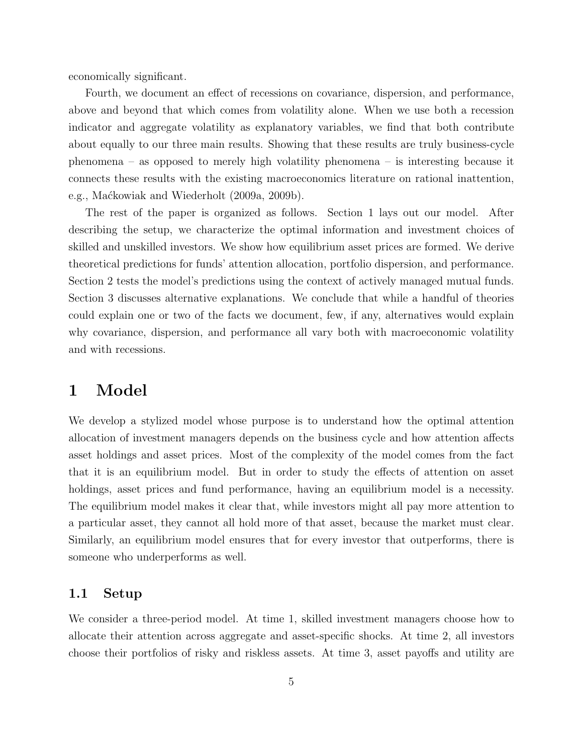economically significant.

Fourth, we document an effect of recessions on covariance, dispersion, and performance, above and beyond that which comes from volatility alone. When we use both a recession indicator and aggregate volatility as explanatory variables, we find that both contribute about equally to our three main results. Showing that these results are truly business-cycle phenomena – as opposed to merely high volatility phenomena – is interesting because it connects these results with the existing macroeconomics literature on rational inattention, e.g., Maćkowiak and Wiederholt (2009a, 2009b).

The rest of the paper is organized as follows. Section 1 lays out our model. After describing the setup, we characterize the optimal information and investment choices of skilled and unskilled investors. We show how equilibrium asset prices are formed. We derive theoretical predictions for funds' attention allocation, portfolio dispersion, and performance. Section 2 tests the model's predictions using the context of actively managed mutual funds. Section 3 discusses alternative explanations. We conclude that while a handful of theories could explain one or two of the facts we document, few, if any, alternatives would explain why covariance, dispersion, and performance all vary both with macroeconomic volatility and with recessions.

# 1 Model

We develop a stylized model whose purpose is to understand how the optimal attention allocation of investment managers depends on the business cycle and how attention affects asset holdings and asset prices. Most of the complexity of the model comes from the fact that it is an equilibrium model. But in order to study the effects of attention on asset holdings, asset prices and fund performance, having an equilibrium model is a necessity. The equilibrium model makes it clear that, while investors might all pay more attention to a particular asset, they cannot all hold more of that asset, because the market must clear. Similarly, an equilibrium model ensures that for every investor that outperforms, there is someone who underperforms as well.

## 1.1 Setup

We consider a three-period model. At time 1, skilled investment managers choose how to allocate their attention across aggregate and asset-specific shocks. At time 2, all investors choose their portfolios of risky and riskless assets. At time 3, asset payoffs and utility are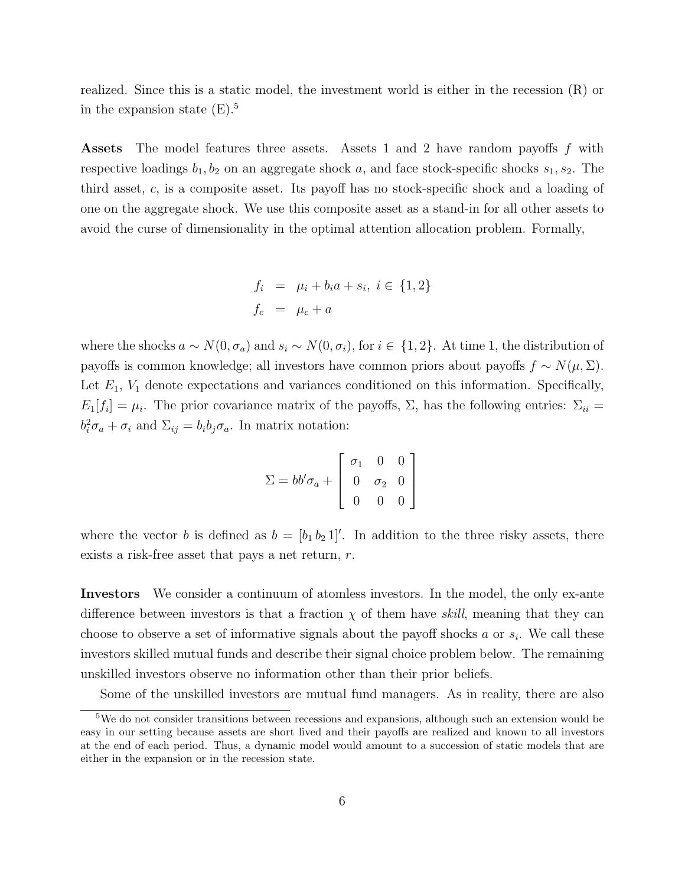realized. Since this is a static model, the investment world is either in the recession (R) or in the expansion state (E).[5]

**Assets** The model features three assets. Assets 1 and 2 have random payoffs $f$ with respective loadings $b_1, b_2$ on an aggregate shock $a$, and face stock-specific shocks $s_1, s_2$. The third asset, $c$, is a composite asset. Its payoff has no stock-specific shock and a loading of one on the aggregate shock. We use this composite asset as a stand-in for all other assets to avoid the curse of dimensionality in the optimal attention allocation problem. Formally,

$$
\begin{aligned}
f_i &= \mu_i + b_i a + s_i, \; i \in \{1, 2\} \\
f_c &= \mu_c + a
\end{aligned}
$$

where the shocks $a \sim N(0, \sigma_a)$ and $s_i \sim N(0, \sigma_i)$, for $i \in \{1, 2\}$. At time 1, the distribution of payoffs is common knowledge; all investors have common priors about payoffs $f \sim N(\mu, \Sigma)$. Let $E_1$, $V_1$ denote expectations and variances conditioned on this information. Specifically, $E_1[f_i] = \mu_i$. The prior covariance matrix of the payoffs, $\Sigma$, has the following entries: $\Sigma_{ii} = b_i^2 \sigma_a + \sigma_i$ and $\Sigma_{ij} = b_i b_j \sigma_a$. In matrix notation:

$$
\Sigma = bb'\sigma_a + \begin{bmatrix} \sigma_1 & 0 & 0 \\ 0 & \sigma_2 & 0 \\ 0 & 0 & 0 \end{bmatrix}
$$

where the vector $b$ is defined as $b = [b_1 \, b_2 \, 1]'$. In addition to the three risky assets, there exists a risk-free asset that pays a net return, $r$.

**Investors** We consider a continuum of atomless investors. In the model, the only ex-ante difference between investors is that a fraction $\chi$ of them have *skill*, meaning that they can choose to observe a set of informative signals about the payoff shocks $a$ or $s_i$. We call these investors skilled mutual funds and describe their signal choice problem below. The remaining unskilled investors observe no information other than their prior beliefs.

Some of the unskilled investors are mutual fund managers. As in reality, there are also

[5] We do not consider transitions between recessions and expansions, although such an extension would be easy in our setting because assets are short lived and their payoffs are realized and known to all investors at the end of each period. Thus, a dynamic model would amount to a succession of static models that are either in the expansion or in the recession state.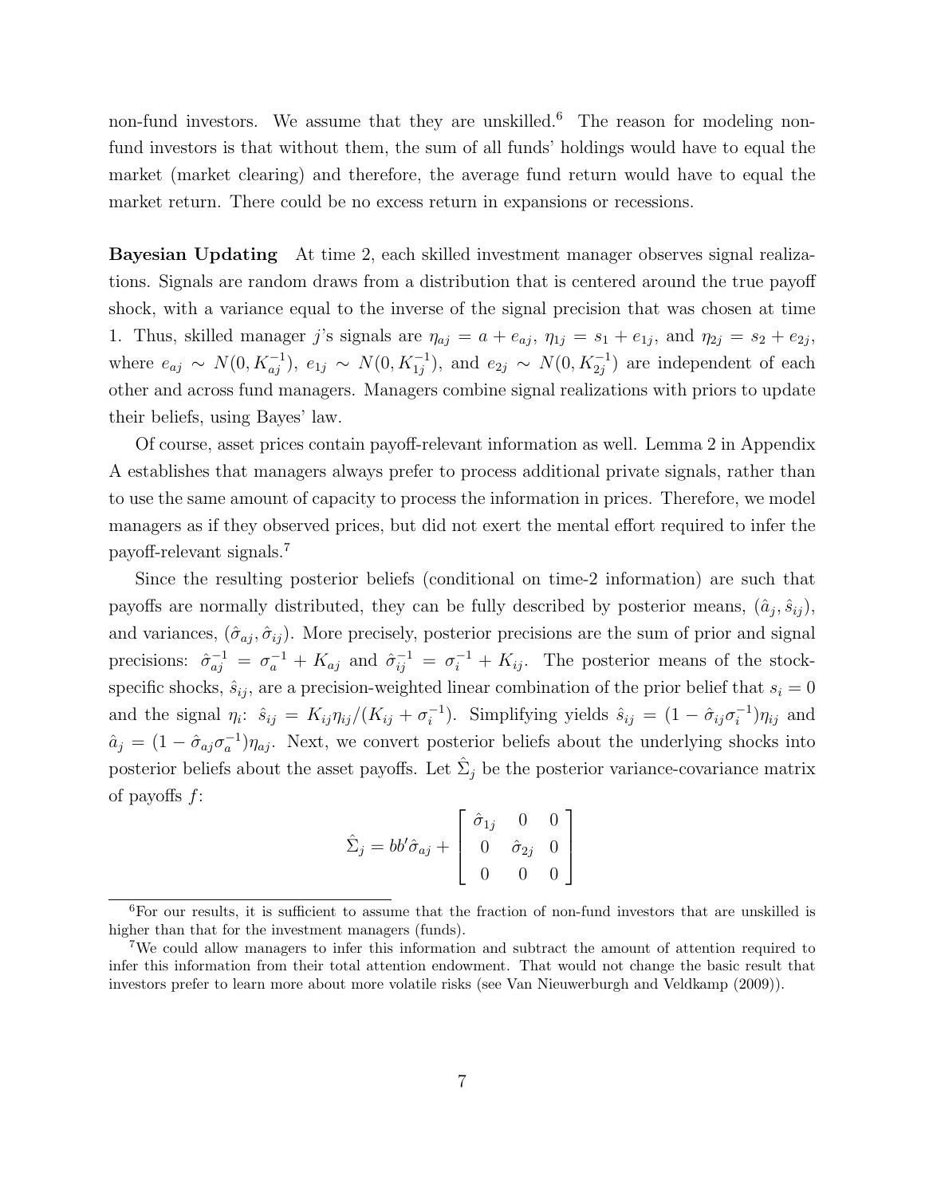non-fund investors. We assume that they are unskilled.[6] The reason for modeling non-fund investors is that without them, the sum of all funds' holdings would have to equal the market (market clearing) and therefore, the average fund return would have to equal the market return. There could be no excess return in expansions or recessions.

**Bayesian Updating** At time 2, each skilled investment manager observes signal realizations. Signals are random draws from a distribution that is centered around the true payoff shock, with a variance equal to the inverse of the signal precision that was chosen at time 1. Thus, skilled manager $j$'s signals are $\eta_{aj} = a + e_{aj}$, $\eta_{1j} = s_1 + e_{1j}$, and $\eta_{2j} = s_2 + e_{2j}$, where $e_{aj} \sim N(0, K_{aj}^{-1})$, $e_{1j} \sim N(0, K_{1j}^{-1})$, and $e_{2j} \sim N(0, K_{2j}^{-1})$ are independent of each other and across fund managers. Managers combine signal realizations with priors to update their beliefs, using Bayes' law.

Of course, asset prices contain payoff-relevant information as well. Lemma 2 in Appendix A establishes that managers always prefer to process additional private signals, rather than to use the same amount of capacity to process the information in prices. Therefore, we model managers as if they observed prices, but did not exert the mental effort required to infer the payoff-relevant signals.[7]

Since the resulting posterior beliefs (conditional on time-2 information) are such that payoffs are normally distributed, they can be fully described by posterior means, $(\hat{a}_j, \hat{s}_{ij})$, and variances, $(\hat{\sigma}_{aj}, \hat{\sigma}_{ij})$. More precisely, posterior precisions are the sum of prior and signal precisions: $\hat{\sigma}_{aj}^{-1} = \sigma_a^{-1} + K_{aj}$ and $\hat{\sigma}_{ij}^{-1} = \sigma_i^{-1} + K_{ij}$. The posterior means of the stock-specific shocks, $\hat{s}_{ij}$, are a precision-weighted linear combination of the prior belief that $s_i = 0$ and the signal $\eta_i$: $\hat{s}_{ij} = K_{ij}\eta_{ij}/(K_{ij} + \sigma_i^{-1})$. Simplifying yields $\hat{s}_{ij} = (1 - \hat{\sigma}_{ij}\sigma_i^{-1})\eta_{ij}$ and $\hat{a}_j = (1 - \hat{\sigma}_{aj}\sigma_a^{-1})\eta_{aj}$. Next, we convert posterior beliefs about the underlying shocks into posterior beliefs about the asset payoffs. Let $\hat{\Sigma}_j$ be the posterior variance-covariance matrix of payoffs $f$:

$$\hat{\Sigma}_j = bb'\hat{\sigma}_{aj} + \begin{bmatrix} \hat{\sigma}_{1j} & 0 & 0 \\ 0 & \hat{\sigma}_{2j} & 0 \\ 0 & 0 & 0 \end{bmatrix}$$

[6] For our results, it is sufficient to assume that the fraction of non-fund investors that are unskilled is higher than that for the investment managers (funds).

[7] We could allow managers to infer this information and subtract the amount of attention required to infer this information from their total attention endowment. That would not change the basic result that investors prefer to learn more about more volatile risks (see Van Nieuwerburgh and Veldkamp (2009)).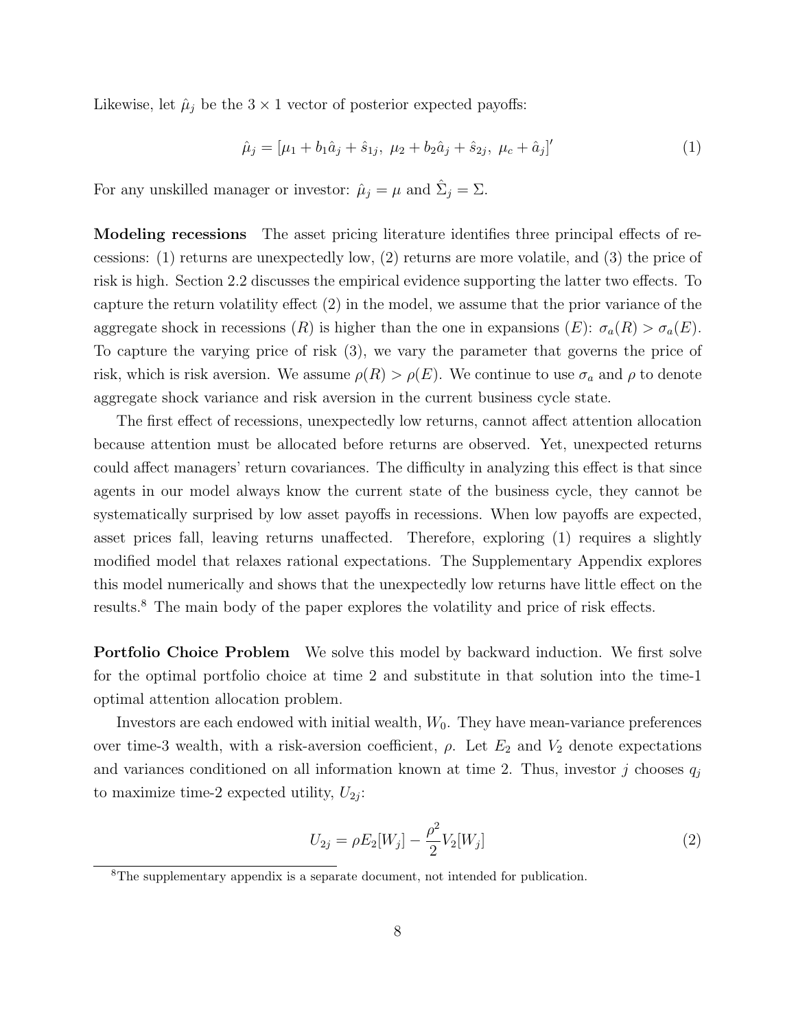Likewise, let $\hat{\mu}_j$ be the $3 \times 1$ vector of posterior expected payoffs:

$$\hat{\mu}_j = [\mu_1 + b_1 \hat{a}_j + \hat{s}_{1j},\ \mu_2 + b_2 \hat{a}_j + \hat{s}_{2j},\ \mu_c + \hat{a}_j]' \tag{1}$$

For any unskilled manager or investor: $\hat{\mu}_j = \mu$ and $\hat{\Sigma}_j = \Sigma$.

**Modeling recessions** The asset pricing literature identifies three principal effects of recessions: (1) returns are unexpectedly low, (2) returns are more volatile, and (3) the price of risk is high. Section 2.2 discusses the empirical evidence supporting the latter two effects. To capture the return volatility effect (2) in the model, we assume that the prior variance of the aggregate shock in recessions ($R$) is higher than the one in expansions ($E$): $\sigma_a(R) > \sigma_a(E)$. To capture the varying price of risk (3), we vary the parameter that governs the price of risk, which is risk aversion. We assume $\rho(R) > \rho(E)$. We continue to use $\sigma_a$ and $\rho$ to denote aggregate shock variance and risk aversion in the current business cycle state.

The first effect of recessions, unexpectedly low returns, cannot affect attention allocation because attention must be allocated before returns are observed. Yet, unexpected returns could affect managers' return covariances. The difficulty in analyzing this effect is that since agents in our model always know the current state of the business cycle, they cannot be systematically surprised by low asset payoffs in recessions. When low payoffs are expected, asset prices fall, leaving returns unaffected. Therefore, exploring (1) requires a slightly modified model that relaxes rational expectations. The Supplementary Appendix explores this model numerically and shows that the unexpectedly low returns have little effect on the results.[8] The main body of the paper explores the volatility and price of risk effects.

**Portfolio Choice Problem** We solve this model by backward induction. We first solve for the optimal portfolio choice at time 2 and substitute in that solution into the time-1 optimal attention allocation problem.

Investors are each endowed with initial wealth, $W_0$. They have mean-variance preferences over time-3 wealth, with a risk-aversion coefficient, $\rho$. Let $E_2$ and $V_2$ denote expectations and variances conditioned on all information known at time 2. Thus, investor $j$ chooses $q_j$ to maximize time-2 expected utility, $U_{2j}$:

$$U_{2j} = \rho E_2[W_j] - \frac{\rho^2}{2} V_2[W_j] \tag{2}$$

[8] The supplementary appendix is a separate document, not intended for publication.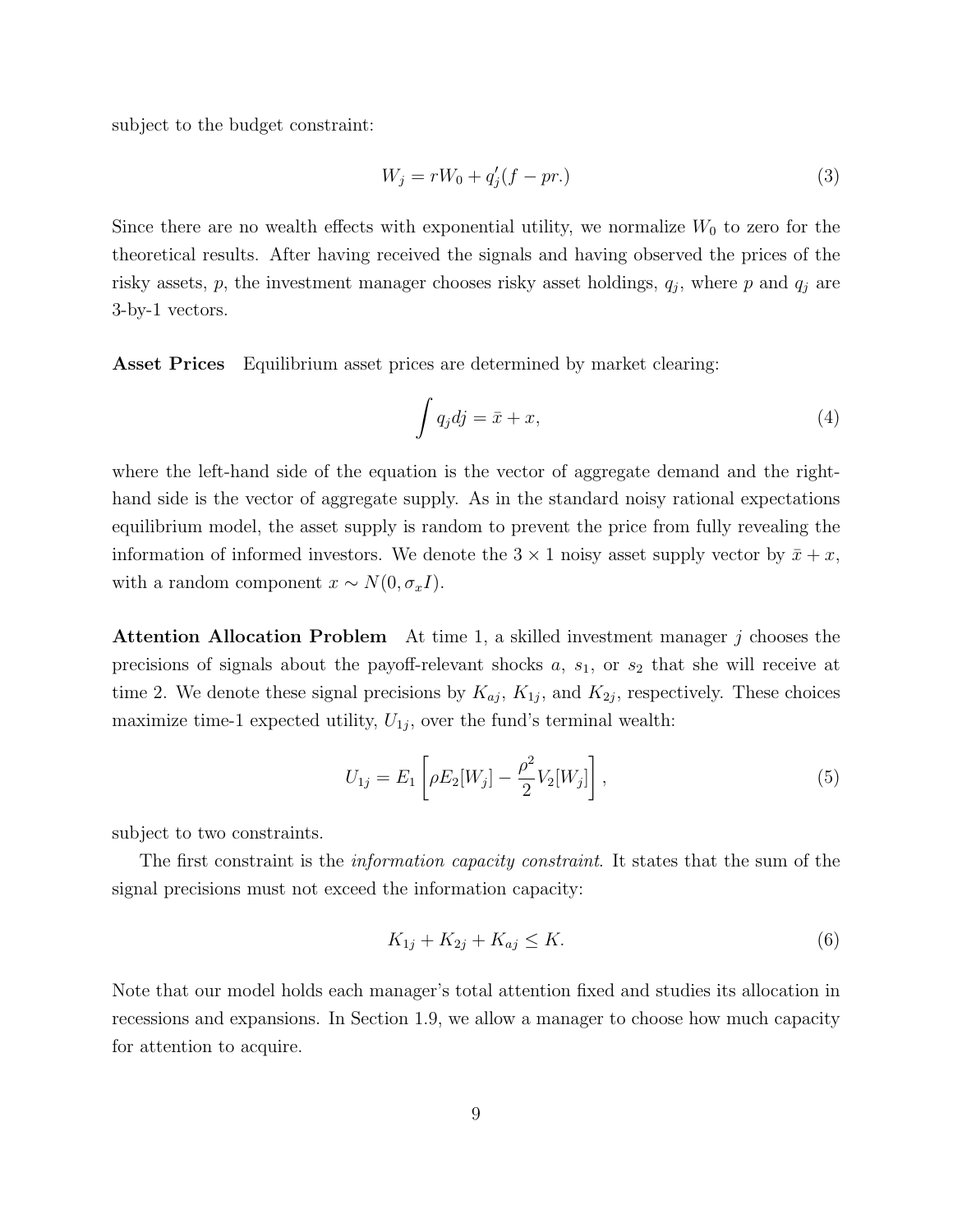subject to the budget constraint:

$$W_j = rW_0 + q_j'(f - pr.) \tag{3}$$

Since there are no wealth effects with exponential utility, we normalize $W_0$ to zero for the theoretical results. After having received the signals and having observed the prices of the risky assets, $p$, the investment manager chooses risky asset holdings, $q_j$, where $p$ and $q_j$ are 3-by-1 vectors.

**Asset Prices** Equilibrium asset prices are determined by market clearing:

$$\int q_j dj = \bar{x} + x, \tag{4}$$

where the left-hand side of the equation is the vector of aggregate demand and the right-hand side is the vector of aggregate supply. As in the standard noisy rational expectations equilibrium model, the asset supply is random to prevent the price from fully revealing the information of informed investors. We denote the $3 \times 1$ noisy asset supply vector by $\bar{x} + x$, with a random component $x \sim N(0, \sigma_x I)$.

**Attention Allocation Problem** At time 1, a skilled investment manager $j$ chooses the precisions of signals about the payoff-relevant shocks $a$, $s_1$, or $s_2$ that she will receive at time 2. We denote these signal precisions by $K_{aj}$, $K_{1j}$, and $K_{2j}$, respectively. These choices maximize time-1 expected utility, $U_{1j}$, over the fund's terminal wealth:

$$U_{1j} = E_1 \left[ \rho E_2[W_j] - \frac{\rho^2}{2} V_2[W_j] \right], \tag{5}$$

subject to two constraints.

The first constraint is the *information capacity constraint*. It states that the sum of the signal precisions must not exceed the information capacity:

$$K_{1j} + K_{2j} + K_{aj} \leq K. \tag{6}$$

Note that our model holds each manager's total attention fixed and studies its allocation in recessions and expansions. In Section 1.9, we allow a manager to choose how much capacity for attention to acquire.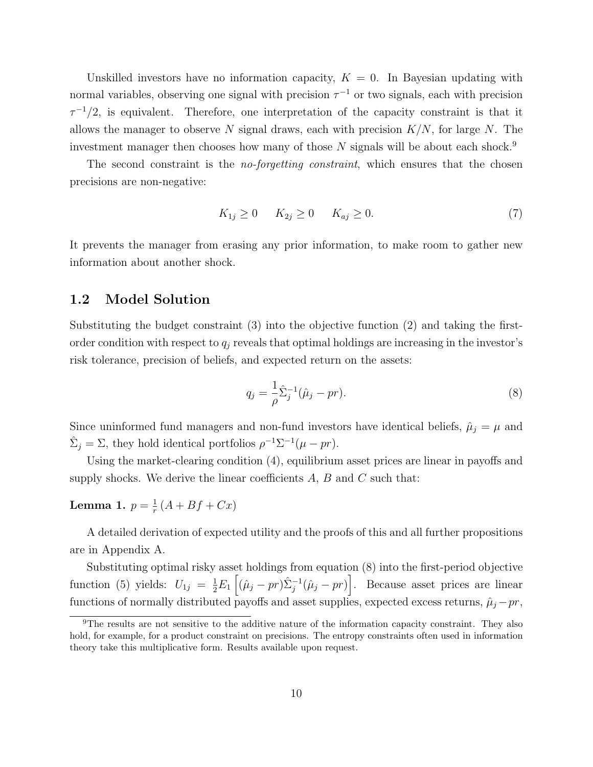Unskilled investors have no information capacity, $K = 0$. In Bayesian updating with normal variables, observing one signal with precision $\tau^{-1}$ or two signals, each with precision $\tau^{-1}/2$, is equivalent. Therefore, one interpretation of the capacity constraint is that it allows the manager to observe $N$ signal draws, each with precision $K/N$, for large $N$. The investment manager then chooses how many of those $N$ signals will be about each shock.[9]

The second constraint is the *no-forgetting constraint*, which ensures that the chosen precisions are non-negative:

$$K_{1j} \geq 0 \qquad K_{2j} \geq 0 \qquad K_{aj} \geq 0. \tag{7}$$

It prevents the manager from erasing any prior information, to make room to gather new information about another shock.

## 1.2 Model Solution

Substituting the budget constraint (3) into the objective function (2) and taking the first-order condition with respect to $q_j$ reveals that optimal holdings are increasing in the investor's risk tolerance, precision of beliefs, and expected return on the assets:

$$q_j = \frac{1}{\rho}\hat{\Sigma}_j^{-1}(\hat{\mu}_j - pr). \tag{8}$$

Since uninformed fund managers and non-fund investors have identical beliefs, $\hat{\mu}_j = \mu$ and $\hat{\Sigma}_j = \Sigma$, they hold identical portfolios $\rho^{-1}\Sigma^{-1}(\mu - pr)$.

Using the market-clearing condition (4), equilibrium asset prices are linear in payoffs and supply shocks. We derive the linear coefficients $A$, $B$ and $C$ such that:

**Lemma 1.** $p = \frac{1}{r}(A + Bf + Cx)$

A detailed derivation of expected utility and the proofs of this and all further propositions are in Appendix A.

Substituting optimal risky asset holdings from equation (8) into the first-period objective function (5) yields: $U_{1j} = \frac{1}{2}E_1\left[(\hat{\mu}_j - pr)\hat{\Sigma}_j^{-1}(\hat{\mu}_j - pr)\right]$. Because asset prices are linear functions of normally distributed payoffs and asset supplies, expected excess returns, $\hat{\mu}_j - pr$,

[9] The results are not sensitive to the additive nature of the information capacity constraint. They also hold, for example, for a product constraint on precisions. The entropy constraints often used in information theory take this multiplicative form. Results available upon request.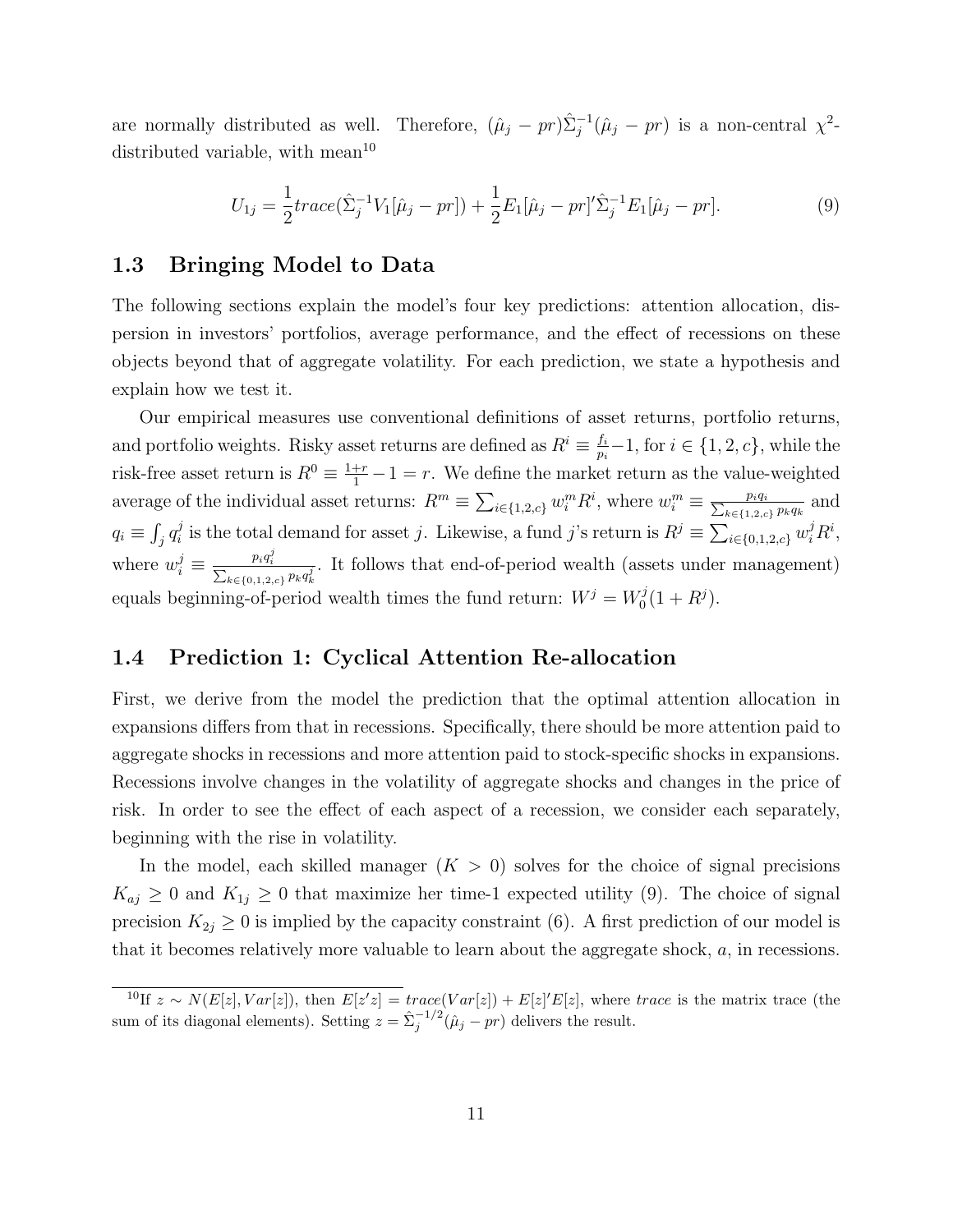are normally distributed as well. Therefore, $(\hat{\mu}_j - pr)\hat{\Sigma}_j^{-1}(\hat{\mu}_j - pr)$ is a non-central $\chi^2$-distributed variable, with mean[10]

$$U_{1j} = \frac{1}{2}trace(\hat{\Sigma}_j^{-1}V_1[\hat{\mu}_j - pr]) + \frac{1}{2}E_1[\hat{\mu}_j - pr]'\hat{\Sigma}_j^{-1}E_1[\hat{\mu}_j - pr]. \tag{9}$$

## 1.3 Bringing Model to Data

The following sections explain the model's four key predictions: attention allocation, dispersion in investors' portfolios, average performance, and the effect of recessions on these objects beyond that of aggregate volatility. For each prediction, we state a hypothesis and explain how we test it.

Our empirical measures use conventional definitions of asset returns, portfolio returns, and portfolio weights. Risky asset returns are defined as $R^i \equiv \frac{f_i}{p_i} - 1$, for $i \in \{1, 2, c\}$, while the risk-free asset return is $R^0 \equiv \frac{1+r}{1} - 1 = r$. We define the market return as the value-weighted average of the individual asset returns: $R^m \equiv \sum_{i\in\{1,2,c\}} w_i^m R^i$, where $w_i^m \equiv \frac{p_i q_i}{\sum_{k\in\{1,2,c\}} p_k q_k}$ and $q_i \equiv \int_j q_i^j$ is the total demand for asset $j$. Likewise, a fund $j$'s return is $R^j \equiv \sum_{i\in\{0,1,2,c\}} w_i^j R^i$, where $w_i^j \equiv \frac{p_i q_i^j}{\sum_{k\in\{0,1,2,c\}} p_k q_k^j}$. It follows that end-of-period wealth (assets under management) equals beginning-of-period wealth times the fund return: $W^j = W_0^j(1 + R^j)$.

## 1.4 Prediction 1: Cyclical Attention Re-allocation

First, we derive from the model the prediction that the optimal attention allocation in expansions differs from that in recessions. Specifically, there should be more attention paid to aggregate shocks in recessions and more attention paid to stock-specific shocks in expansions. Recessions involve changes in the volatility of aggregate shocks and changes in the price of risk. In order to see the effect of each aspect of a recession, we consider each separately, beginning with the rise in volatility.

In the model, each skilled manager ($K > 0$) solves for the choice of signal precisions $K_{aj} \geq 0$ and $K_{1j} \geq 0$ that maximize her time-1 expected utility (9). The choice of signal precision $K_{2j} \geq 0$ is implied by the capacity constraint (6). A first prediction of our model is that it becomes relatively more valuable to learn about the aggregate shock, $a$, in recessions.

---

[10] If $z \sim N(E[z], Var[z])$, then $E[z'z] = trace(Var[z]) + E[z]'E[z]$, where *trace* is the matrix trace (the sum of its diagonal elements). Setting $z = \hat{\Sigma}_j^{-1/2}(\hat{\mu}_j - pr)$ delivers the result.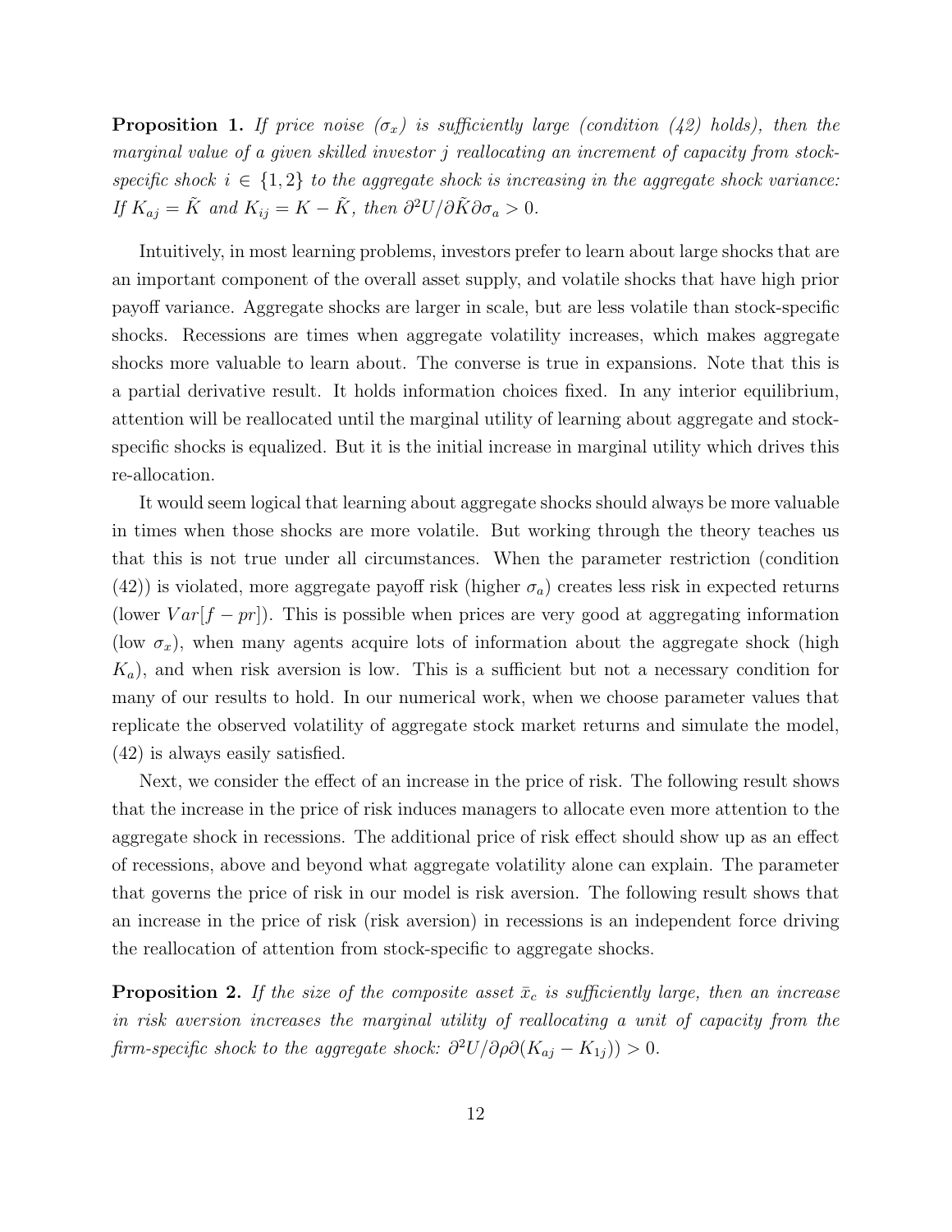**Proposition 1.** *If price noise ($\sigma_x$) is sufficiently large (condition (42) holds), then the marginal value of a given skilled investor $j$ reallocating an increment of capacity from stock-specific shock $i \in \{1, 2\}$ to the aggregate shock is increasing in the aggregate shock variance: If $K_{aj} = \tilde{K}$ and $K_{ij} = K - \tilde{K}$, then $\partial^2 U / \partial \tilde{K} \partial \sigma_a > 0$.*

Intuitively, in most learning problems, investors prefer to learn about large shocks that are an important component of the overall asset supply, and volatile shocks that have high prior payoff variance. Aggregate shocks are larger in scale, but are less volatile than stock-specific shocks. Recessions are times when aggregate volatility increases, which makes aggregate shocks more valuable to learn about. The converse is true in expansions. Note that this is a partial derivative result. It holds information choices fixed. In any interior equilibrium, attention will be reallocated until the marginal utility of learning about aggregate and stock-specific shocks is equalized. But it is the initial increase in marginal utility which drives this re-allocation.

It would seem logical that learning about aggregate shocks should always be more valuable in times when those shocks are more volatile. But working through the theory teaches us that this is not true under all circumstances. When the parameter restriction (condition (42)) is violated, more aggregate payoff risk (higher $\sigma_a$) creates less risk in expected returns (lower $Var[f - pr]$). This is possible when prices are very good at aggregating information (low $\sigma_x$), when many agents acquire lots of information about the aggregate shock (high $K_a$), and when risk aversion is low. This is a sufficient but not a necessary condition for many of our results to hold. In our numerical work, when we choose parameter values that replicate the observed volatility of aggregate stock market returns and simulate the model, (42) is always easily satisfied.

Next, we consider the effect of an increase in the price of risk. The following result shows that the increase in the price of risk induces managers to allocate even more attention to the aggregate shock in recessions. The additional price of risk effect should show up as an effect of recessions, above and beyond what aggregate volatility alone can explain. The parameter that governs the price of risk in our model is risk aversion. The following result shows that an increase in the price of risk (risk aversion) in recessions is an independent force driving the reallocation of attention from stock-specific to aggregate shocks.

**Proposition 2.** *If the size of the composite asset $\bar{x}_c$ is sufficiently large, then an increase in risk aversion increases the marginal utility of reallocating a unit of capacity from the firm-specific shock to the aggregate shock: $\partial^2 U / \partial \rho \partial (K_{aj} - K_{1j})) > 0$.*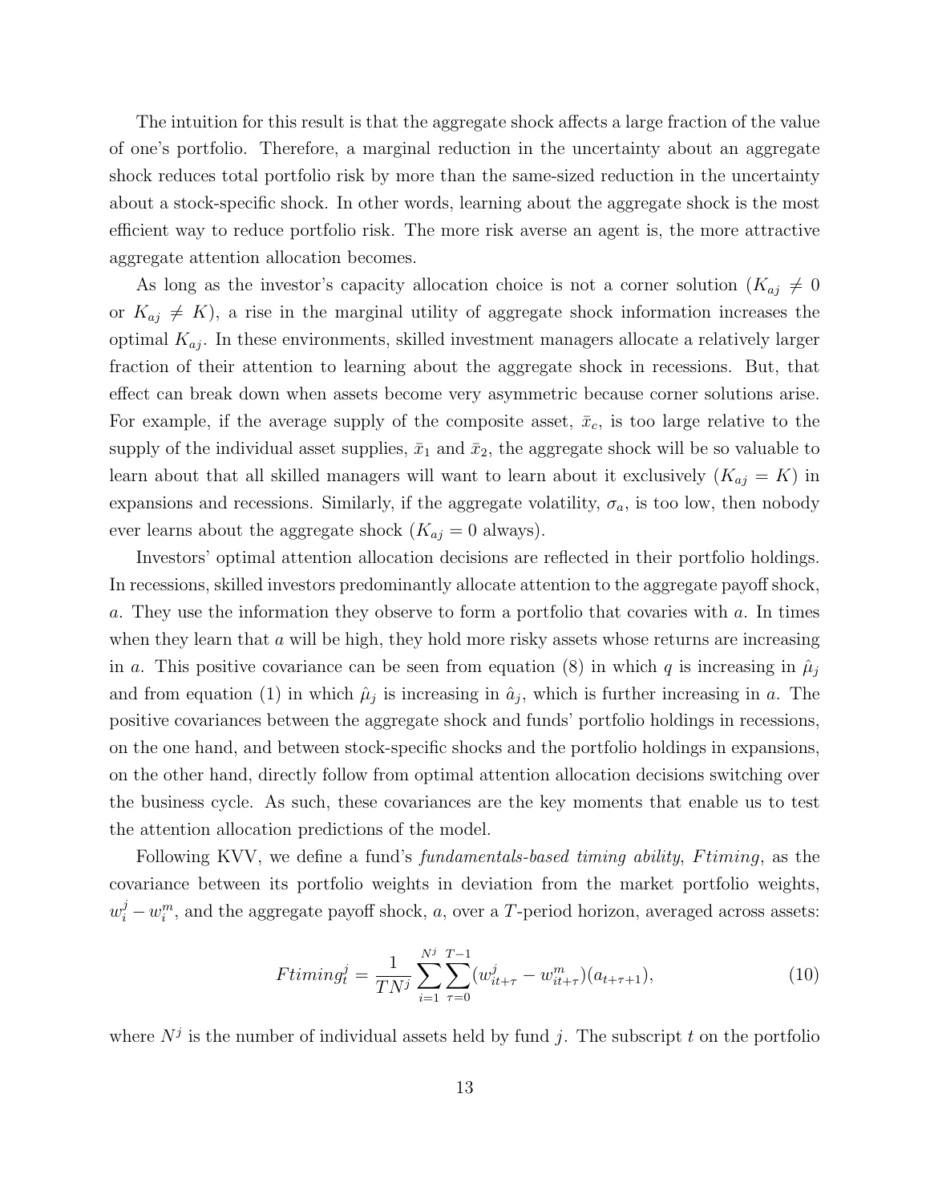The intuition for this result is that the aggregate shock affects a large fraction of the value of one's portfolio. Therefore, a marginal reduction in the uncertainty about an aggregate shock reduces total portfolio risk by more than the same-sized reduction in the uncertainty about a stock-specific shock. In other words, learning about the aggregate shock is the most efficient way to reduce portfolio risk. The more risk averse an agent is, the more attractive aggregate attention allocation becomes.

As long as the investor's capacity allocation choice is not a corner solution ($K_{aj} \neq 0$ or $K_{aj} \neq K$), a rise in the marginal utility of aggregate shock information increases the optimal $K_{aj}$. In these environments, skilled investment managers allocate a relatively larger fraction of their attention to learning about the aggregate shock in recessions. But, that effect can break down when assets become very asymmetric because corner solutions arise. For example, if the average supply of the composite asset, $\bar{x}_c$, is too large relative to the supply of the individual asset supplies, $\bar{x}_1$ and $\bar{x}_2$, the aggregate shock will be so valuable to learn about that all skilled managers will want to learn about it exclusively ($K_{aj} = K$) in expansions and recessions. Similarly, if the aggregate volatility, $\sigma_a$, is too low, then nobody ever learns about the aggregate shock ($K_{aj} = 0$ always).

Investors' optimal attention allocation decisions are reflected in their portfolio holdings. In recessions, skilled investors predominantly allocate attention to the aggregate payoff shock, $a$. They use the information they observe to form a portfolio that covaries with $a$. In times when they learn that $a$ will be high, they hold more risky assets whose returns are increasing in $a$. This positive covariance can be seen from equation (8) in which $q$ is increasing in $\hat{\mu}_j$ and from equation (1) in which $\hat{\mu}_j$ is increasing in $\hat{a}_j$, which is further increasing in $a$. The positive covariances between the aggregate shock and funds' portfolio holdings in recessions, on the one hand, and between stock-specific shocks and the portfolio holdings in expansions, on the other hand, directly follow from optimal attention allocation decisions switching over the business cycle. As such, these covariances are the key moments that enable us to test the attention allocation predictions of the model.

Following KVV, we define a fund's *fundamentals-based timing ability*, $Ftiming$, as the covariance between its portfolio weights in deviation from the market portfolio weights, $w_i^j - w_i^m$, and the aggregate payoff shock, $a$, over a $T$-period horizon, averaged across assets:

$$Ftiming_t^j = \frac{1}{TN^j} \sum_{i=1}^{N^j} \sum_{\tau=0}^{T-1} (w_{it+\tau}^j - w_{it+\tau}^m)(a_{t+\tau+1}), \tag{10}$$

where $N^j$ is the number of individual assets held by fund $j$. The subscript $t$ on the portfolio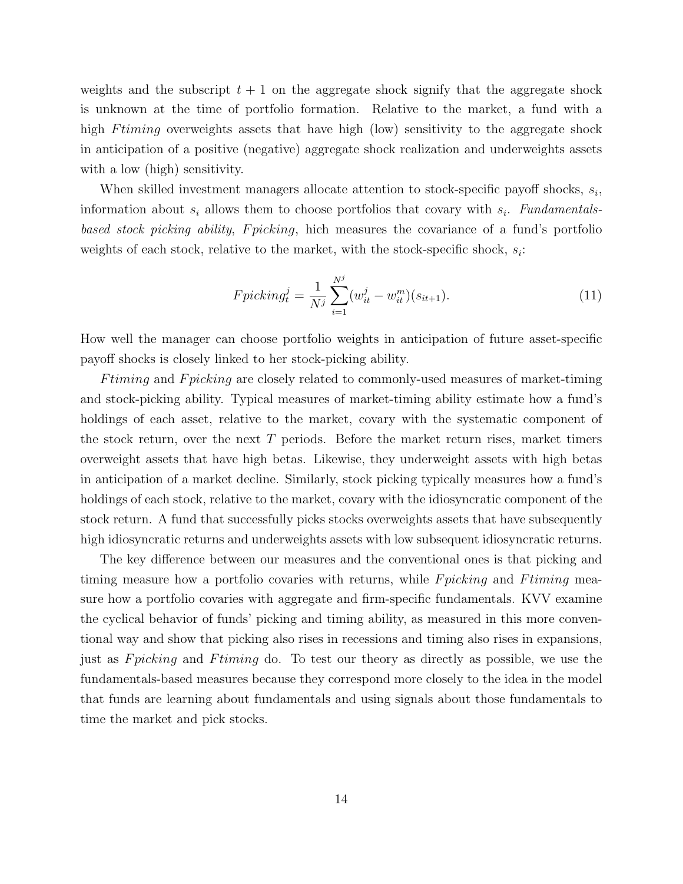weights and the subscript $t+1$ on the aggregate shock signify that the aggregate shock is unknown at the time of portfolio formation. Relative to the market, a fund with a high *Ftiming* overweights assets that have high (low) sensitivity to the aggregate shock in anticipation of a positive (negative) aggregate shock realization and underweights assets with a low (high) sensitivity.

When skilled investment managers allocate attention to stock-specific payoff shocks, $s_i$, information about $s_i$ allows them to choose portfolios that covary with $s_i$. *Fundamentals-based stock picking ability*, *Fpicking*, hich measures the covariance of a fund's portfolio weights of each stock, relative to the market, with the stock-specific shock, $s_i$:

$$Fpicking_t^j = \frac{1}{N^j} \sum_{i=1}^{N^j} (w_{it}^j - w_{it}^m)(s_{it+1}). \tag{11}$$

How well the manager can choose portfolio weights in anticipation of future asset-specific payoff shocks is closely linked to her stock-picking ability.

*Ftiming* and *Fpicking* are closely related to commonly-used measures of market-timing and stock-picking ability. Typical measures of market-timing ability estimate how a fund's holdings of each asset, relative to the market, covary with the systematic component of the stock return, over the next $T$ periods. Before the market return rises, market timers overweight assets that have high betas. Likewise, they underweight assets with high betas in anticipation of a market decline. Similarly, stock picking typically measures how a fund's holdings of each stock, relative to the market, covary with the idiosyncratic component of the stock return. A fund that successfully picks stocks overweights assets that have subsequently high idiosyncratic returns and underweights assets with low subsequent idiosyncratic returns.

The key difference between our measures and the conventional ones is that picking and timing measure how a portfolio covaries with returns, while *Fpicking* and *Ftiming* measure how a portfolio covaries with aggregate and firm-specific fundamentals. KVV examine the cyclical behavior of funds' picking and timing ability, as measured in this more conventional way and show that picking also rises in recessions and timing also rises in expansions, just as *Fpicking* and *Ftiming* do. To test our theory as directly as possible, we use the fundamentals-based measures because they correspond more closely to the idea in the model that funds are learning about fundamentals and using signals about those fundamentals to time the market and pick stocks.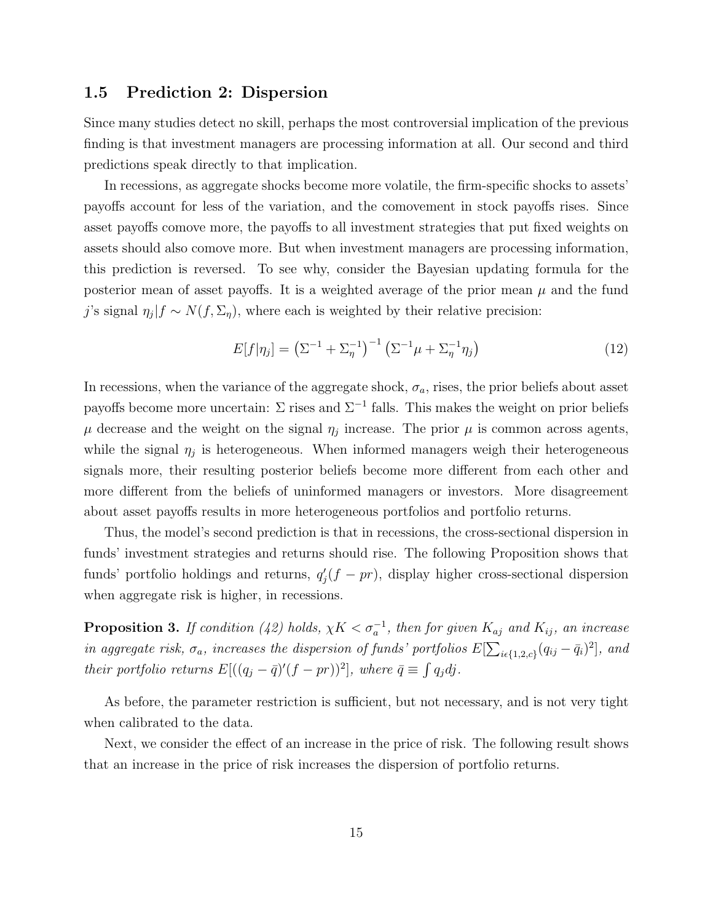### 1.5 Prediction 2: Dispersion

Since many studies detect no skill, perhaps the most controversial implication of the previous finding is that investment managers are processing information at all. Our second and third predictions speak directly to that implication.

In recessions, as aggregate shocks become more volatile, the firm-specific shocks to assets' payoffs account for less of the variation, and the comovement in stock payoffs rises. Since asset payoffs comove more, the payoffs to all investment strategies that put fixed weights on assets should also comove more. But when investment managers are processing information, this prediction is reversed. To see why, consider the Bayesian updating formula for the posterior mean of asset payoffs. It is a weighted average of the prior mean $\mu$ and the fund $j$'s signal $\eta_j|f \sim N(f, \Sigma_\eta)$, where each is weighted by their relative precision:

$$E[f|\eta_j] = \left(\Sigma^{-1} + \Sigma_\eta^{-1}\right)^{-1}\left(\Sigma^{-1}\mu + \Sigma_\eta^{-1}\eta_j\right) \tag{12}$$

In recessions, when the variance of the aggregate shock, $\sigma_a$, rises, the prior beliefs about asset payoffs become more uncertain: $\Sigma$ rises and $\Sigma^{-1}$ falls. This makes the weight on prior beliefs $\mu$ decrease and the weight on the signal $\eta_j$ increase. The prior $\mu$ is common across agents, while the signal $\eta_j$ is heterogeneous. When informed managers weigh their heterogeneous signals more, their resulting posterior beliefs become more different from each other and more different from the beliefs of uninformed managers or investors. More disagreement about asset payoffs results in more heterogeneous portfolios and portfolio returns.

Thus, the model's second prediction is that in recessions, the cross-sectional dispersion in funds' investment strategies and returns should rise. The following Proposition shows that funds' portfolio holdings and returns, $q_j'(f - pr)$, display higher cross-sectional dispersion when aggregate risk is higher, in recessions.

**Proposition 3.** *If condition (42) holds, $\chi K < \sigma_a^{-1}$, then for given $K_{aj}$ and $K_{ij}$, an increase in aggregate risk, $\sigma_a$, increases the dispersion of funds' portfolios $E[\sum_{i\epsilon\{1,2,c\}}(q_{ij} - \bar{q}_i)^2]$, and their portfolio returns $E[((q_j - \bar{q})'(f - pr))^2]$, where $\bar{q} \equiv \int q_j dj$.*

As before, the parameter restriction is sufficient, but not necessary, and is not very tight when calibrated to the data.

Next, we consider the effect of an increase in the price of risk. The following result shows that an increase in the price of risk increases the dispersion of portfolio returns.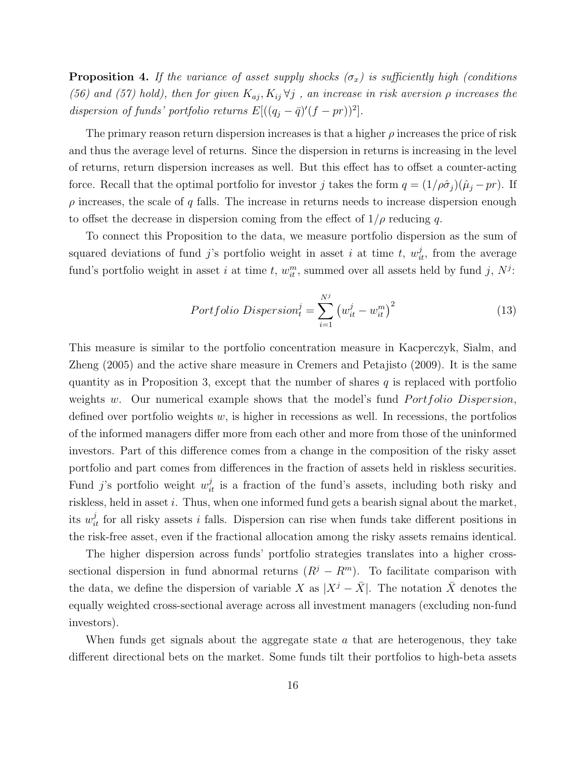**Proposition 4.** *If the variance of asset supply shocks ($\sigma_x$) is sufficiently high (conditions (56) and (57) hold), then for given $K_{aj}, K_{ij}\ \forall j$, an increase in risk aversion $\rho$ increases the dispersion of funds' portfolio returns $E[((q_j - \bar{q})'(f - pr))^2]$.*

The primary reason return dispersion increases is that a higher $\rho$ increases the price of risk and thus the average level of returns. Since the dispersion in returns is increasing in the level of returns, return dispersion increases as well. But this effect has to offset a counter-acting force. Recall that the optimal portfolio for investor $j$ takes the form $q = (1/\rho\hat{\sigma}_j)(\hat{\mu}_j - pr)$. If $\rho$ increases, the scale of $q$ falls. The increase in returns needs to increase dispersion enough to offset the decrease in dispersion coming from the effect of $1/\rho$ reducing $q$.

To connect this Proposition to the data, we measure portfolio dispersion as the sum of squared deviations of fund $j$'s portfolio weight in asset $i$ at time $t$, $w^j_{it}$, from the average fund's portfolio weight in asset $i$ at time $t$, $w^m_{it}$, summed over all assets held by fund $j$, $N^j$:

$$Portfolio\ Dispersion^j_t = \sum_{i=1}^{N^j} \left(w^j_{it} - w^m_{it}\right)^2 \tag{13}$$

This measure is similar to the portfolio concentration measure in Kacperczyk, Sialm, and Zheng (2005) and the active share measure in Cremers and Petajisto (2009). It is the same quantity as in Proposition 3, except that the number of shares $q$ is replaced with portfolio weights $w$. Our numerical example shows that the model's fund *Portfolio Dispersion*, defined over portfolio weights $w$, is higher in recessions as well. In recessions, the portfolios of the informed managers differ more from each other and more from those of the uninformed investors. Part of this difference comes from a change in the composition of the risky asset portfolio and part comes from differences in the fraction of assets held in riskless securities. Fund $j$'s portfolio weight $w^j_{it}$ is a fraction of the fund's assets, including both risky and riskless, held in asset $i$. Thus, when one informed fund gets a bearish signal about the market, its $w^j_{it}$ for all risky assets $i$ falls. Dispersion can rise when funds take different positions in the risk-free asset, even if the fractional allocation among the risky assets remains identical.

The higher dispersion across funds' portfolio strategies translates into a higher cross-sectional dispersion in fund abnormal returns ($R^j - R^m$). To facilitate comparison with the data, we define the dispersion of variable $X$ as $|X^j - \bar{X}|$. The notation $\bar{X}$ denotes the equally weighted cross-sectional average across all investment managers (excluding non-fund investors).

When funds get signals about the aggregate state $a$ that are heterogenous, they take different directional bets on the market. Some funds tilt their portfolios to high-beta assets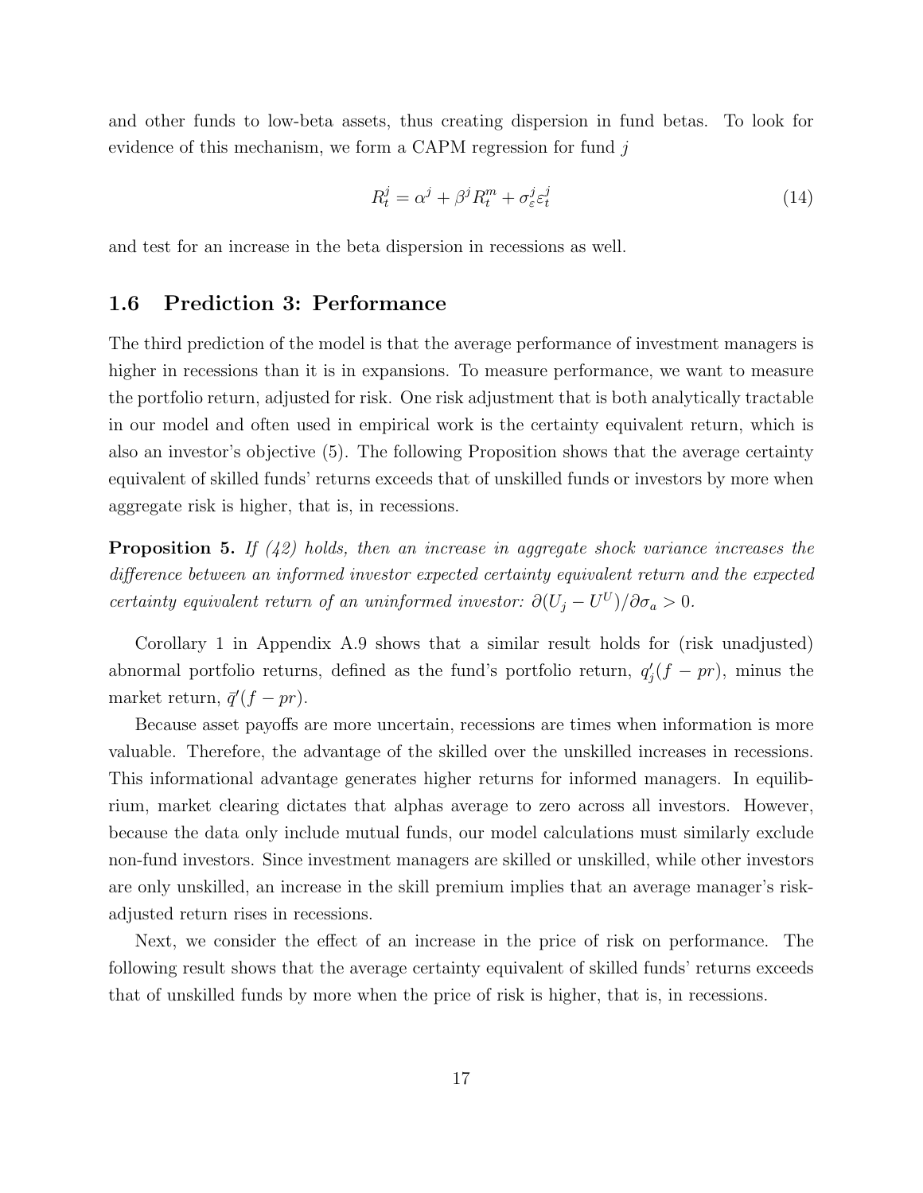and other funds to low-beta assets, thus creating dispersion in fund betas. To look for evidence of this mechanism, we form a CAPM regression for fund $j$

$$R_t^j = \alpha^j + \beta^j R_t^m + \sigma_\varepsilon^j \varepsilon_t^j \tag{14}$$

and test for an increase in the beta dispersion in recessions as well.

## 1.6 Prediction 3: Performance

The third prediction of the model is that the average performance of investment managers is higher in recessions than it is in expansions. To measure performance, we want to measure the portfolio return, adjusted for risk. One risk adjustment that is both analytically tractable in our model and often used in empirical work is the certainty equivalent return, which is also an investor's objective (5). The following Proposition shows that the average certainty equivalent of skilled funds' returns exceeds that of unskilled funds or investors by more when aggregate risk is higher, that is, in recessions.

**Proposition 5.** *If (42) holds, then an increase in aggregate shock variance increases the difference between an informed investor expected certainty equivalent return and the expected certainty equivalent return of an uninformed investor:* $\partial(U_j - U^U)/\partial\sigma_a > 0$.

Corollary 1 in Appendix A.9 shows that a similar result holds for (risk unadjusted) abnormal portfolio returns, defined as the fund's portfolio return, $q_j'(f - pr)$, minus the market return, $\bar{q}'(f - pr)$.

Because asset payoffs are more uncertain, recessions are times when information is more valuable. Therefore, the advantage of the skilled over the unskilled increases in recessions. This informational advantage generates higher returns for informed managers. In equilibrium, market clearing dictates that alphas average to zero across all investors. However, because the data only include mutual funds, our model calculations must similarly exclude non-fund investors. Since investment managers are skilled or unskilled, while other investors are only unskilled, an increase in the skill premium implies that an average manager's risk-adjusted return rises in recessions.

Next, we consider the effect of an increase in the price of risk on performance. The following result shows that the average certainty equivalent of skilled funds' returns exceeds that of unskilled funds by more when the price of risk is higher, that is, in recessions.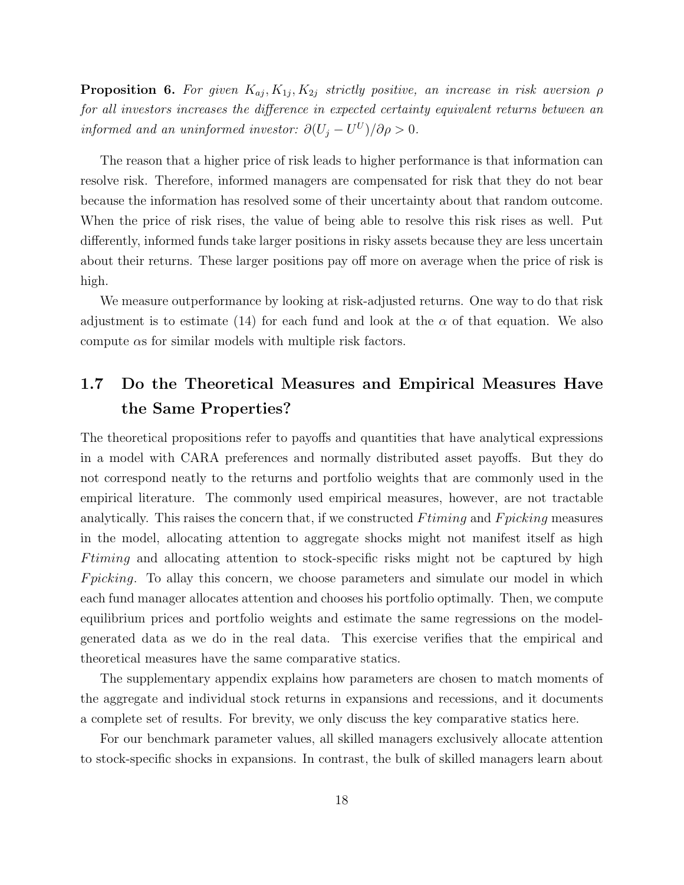**Proposition 6.** *For given $K_{aj}, K_{1j}, K_{2j}$ strictly positive, an increase in risk aversion $\rho$ for all investors increases the difference in expected certainty equivalent returns between an informed and an uninformed investor: $\partial(U_j - U^U)/\partial\rho > 0$.*

The reason that a higher price of risk leads to higher performance is that information can resolve risk. Therefore, informed managers are compensated for risk that they do not bear because the information has resolved some of their uncertainty about that random outcome. When the price of risk rises, the value of being able to resolve this risk rises as well. Put differently, informed funds take larger positions in risky assets because they are less uncertain about their returns. These larger positions pay off more on average when the price of risk is high.

We measure outperformance by looking at risk-adjusted returns. One way to do that risk adjustment is to estimate (14) for each fund and look at the $\alpha$ of that equation. We also compute $\alpha$s for similar models with multiple risk factors.

## 1.7 Do the Theoretical Measures and Empirical Measures Have the Same Properties?

The theoretical propositions refer to payoffs and quantities that have analytical expressions in a model with CARA preferences and normally distributed asset payoffs. But they do not correspond neatly to the returns and portfolio weights that are commonly used in the empirical literature. The commonly used empirical measures, however, are not tractable analytically. This raises the concern that, if we constructed *Ftiming* and *Fpicking* measures in the model, allocating attention to aggregate shocks might not manifest itself as high *Ftiming* and allocating attention to stock-specific risks might not be captured by high *Fpicking*. To allay this concern, we choose parameters and simulate our model in which each fund manager allocates attention and chooses his portfolio optimally. Then, we compute equilibrium prices and portfolio weights and estimate the same regressions on the model-generated data as we do in the real data. This exercise verifies that the empirical and theoretical measures have the same comparative statics.

The supplementary appendix explains how parameters are chosen to match moments of the aggregate and individual stock returns in expansions and recessions, and it documents a complete set of results. For brevity, we only discuss the key comparative statics here.

For our benchmark parameter values, all skilled managers exclusively allocate attention to stock-specific shocks in expansions. In contrast, the bulk of skilled managers learn about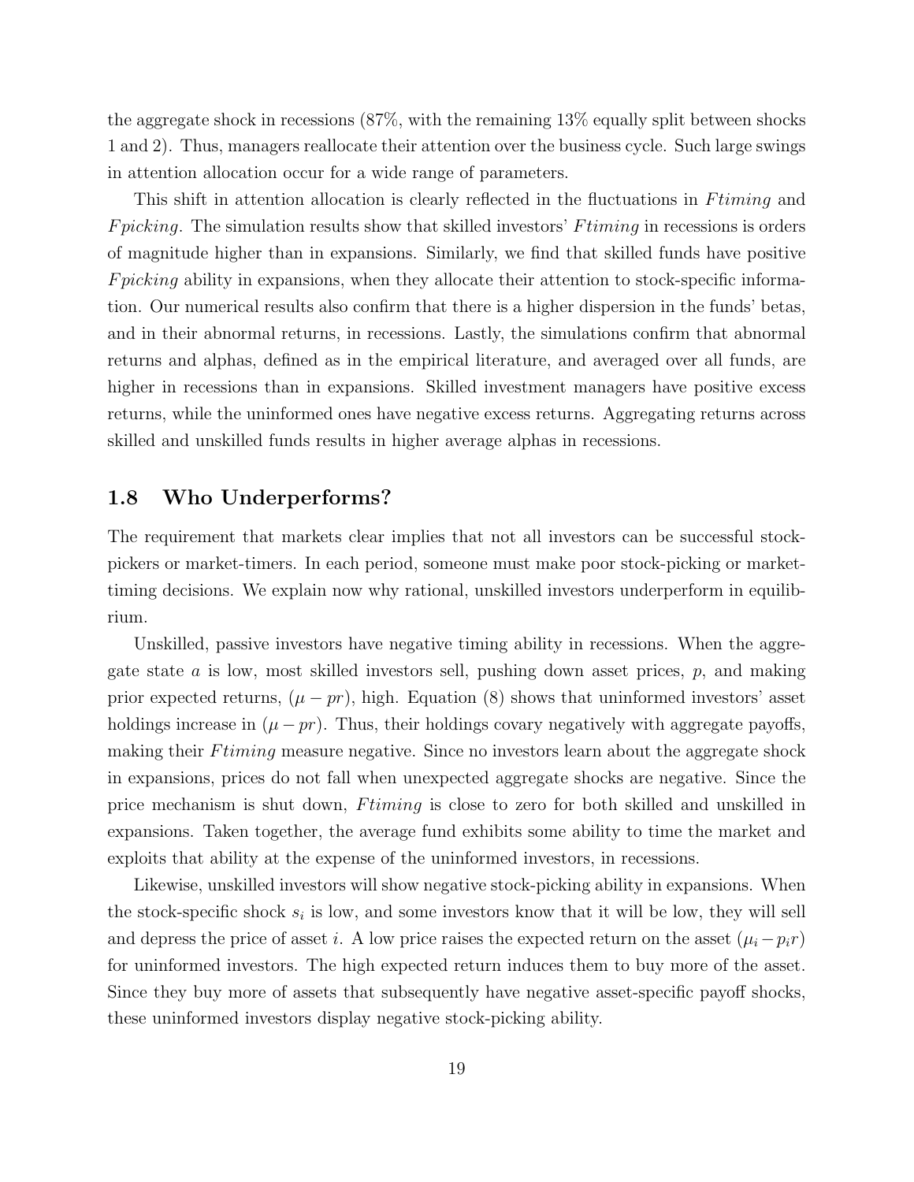the aggregate shock in recessions (87%, with the remaining 13% equally split between shocks 1 and 2). Thus, managers reallocate their attention over the business cycle. Such large swings in attention allocation occur for a wide range of parameters.

This shift in attention allocation is clearly reflected in the fluctuations in *Ftiming* and *Fpicking*. The simulation results show that skilled investors' *Ftiming* in recessions is orders of magnitude higher than in expansions. Similarly, we find that skilled funds have positive *Fpicking* ability in expansions, when they allocate their attention to stock-specific information. Our numerical results also confirm that there is a higher dispersion in the funds' betas, and in their abnormal returns, in recessions. Lastly, the simulations confirm that abnormal returns and alphas, defined as in the empirical literature, and averaged over all funds, are higher in recessions than in expansions. Skilled investment managers have positive excess returns, while the uninformed ones have negative excess returns. Aggregating returns across skilled and unskilled funds results in higher average alphas in recessions.

## 1.8 Who Underperforms?

The requirement that markets clear implies that not all investors can be successful stock-pickers or market-timers. In each period, someone must make poor stock-picking or market-timing decisions. We explain now why rational, unskilled investors underperform in equilibrium.

Unskilled, passive investors have negative timing ability in recessions. When the aggregate state $a$ is low, most skilled investors sell, pushing down asset prices, $p$, and making prior expected returns, $(\mu - pr)$, high. Equation (8) shows that uninformed investors' asset holdings increase in $(\mu - pr)$. Thus, their holdings covary negatively with aggregate payoffs, making their *Ftiming* measure negative. Since no investors learn about the aggregate shock in expansions, prices do not fall when unexpected aggregate shocks are negative. Since the price mechanism is shut down, *Ftiming* is close to zero for both skilled and unskilled in expansions. Taken together, the average fund exhibits some ability to time the market and exploits that ability at the expense of the uninformed investors, in recessions.

Likewise, unskilled investors will show negative stock-picking ability in expansions. When the stock-specific shock $s_i$ is low, and some investors know that it will be low, they will sell and depress the price of asset $i$. A low price raises the expected return on the asset $(\mu_i - p_i r)$ for uninformed investors. The high expected return induces them to buy more of the asset. Since they buy more of assets that subsequently have negative asset-specific payoff shocks, these uninformed investors display negative stock-picking ability.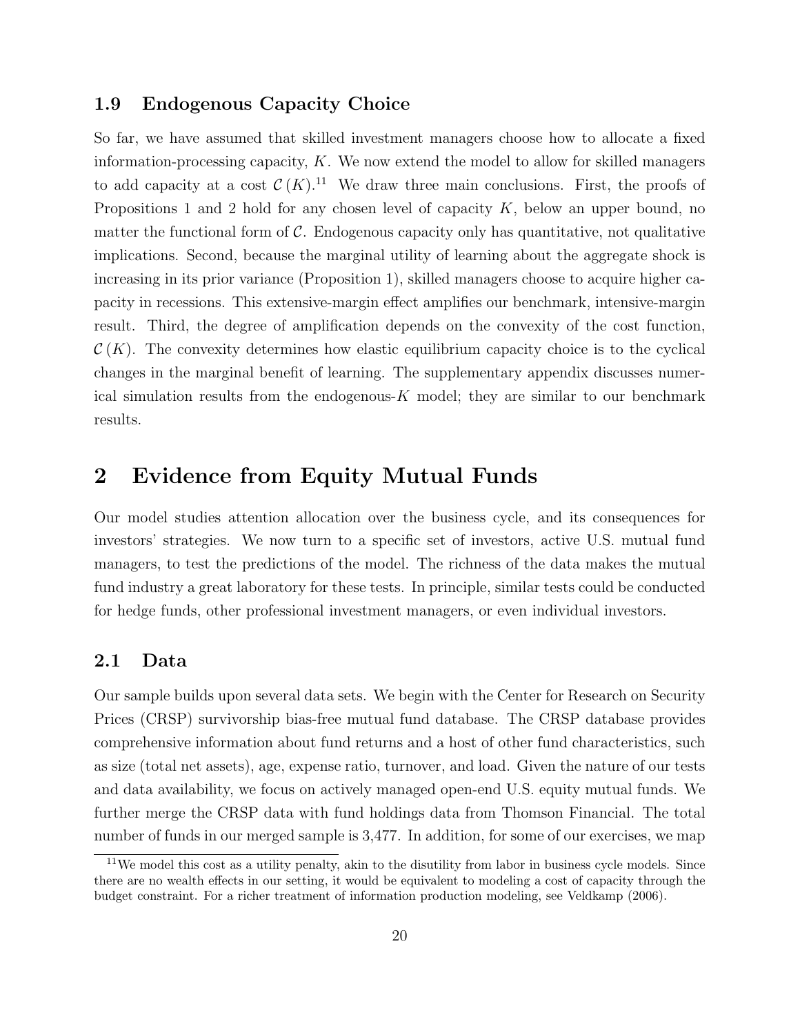### 1.9 Endogenous Capacity Choice

So far, we have assumed that skilled investment managers choose how to allocate a fixed information-processing capacity, $K$. We now extend the model to allow for skilled managers to add capacity at a cost $\mathcal{C}(K)$.[11] We draw three main conclusions. First, the proofs of Propositions 1 and 2 hold for any chosen level of capacity $K$, below an upper bound, no matter the functional form of $\mathcal{C}$. Endogenous capacity only has quantitative, not qualitative implications. Second, because the marginal utility of learning about the aggregate shock is increasing in its prior variance (Proposition 1), skilled managers choose to acquire higher capacity in recessions. This extensive-margin effect amplifies our benchmark, intensive-margin result. Third, the degree of amplification depends on the convexity of the cost function, $\mathcal{C}(K)$. The convexity determines how elastic equilibrium capacity choice is to the cyclical changes in the marginal benefit of learning. The supplementary appendix discusses numerical simulation results from the endogenous-$K$ model; they are similar to our benchmark results.

## 2 Evidence from Equity Mutual Funds

Our model studies attention allocation over the business cycle, and its consequences for investors' strategies. We now turn to a specific set of investors, active U.S. mutual fund managers, to test the predictions of the model. The richness of the data makes the mutual fund industry a great laboratory for these tests. In principle, similar tests could be conducted for hedge funds, other professional investment managers, or even individual investors.

### 2.1 Data

Our sample builds upon several data sets. We begin with the Center for Research on Security Prices (CRSP) survivorship bias-free mutual fund database. The CRSP database provides comprehensive information about fund returns and a host of other fund characteristics, such as size (total net assets), age, expense ratio, turnover, and load. Given the nature of our tests and data availability, we focus on actively managed open-end U.S. equity mutual funds. We further merge the CRSP data with fund holdings data from Thomson Financial. The total number of funds in our merged sample is 3,477. In addition, for some of our exercises, we map

[11] We model this cost as a utility penalty, akin to the disutility from labor in business cycle models. Since there are no wealth effects in our setting, it would be equivalent to modeling a cost of capacity through the budget constraint. For a richer treatment of information production modeling, see Veldkamp (2006).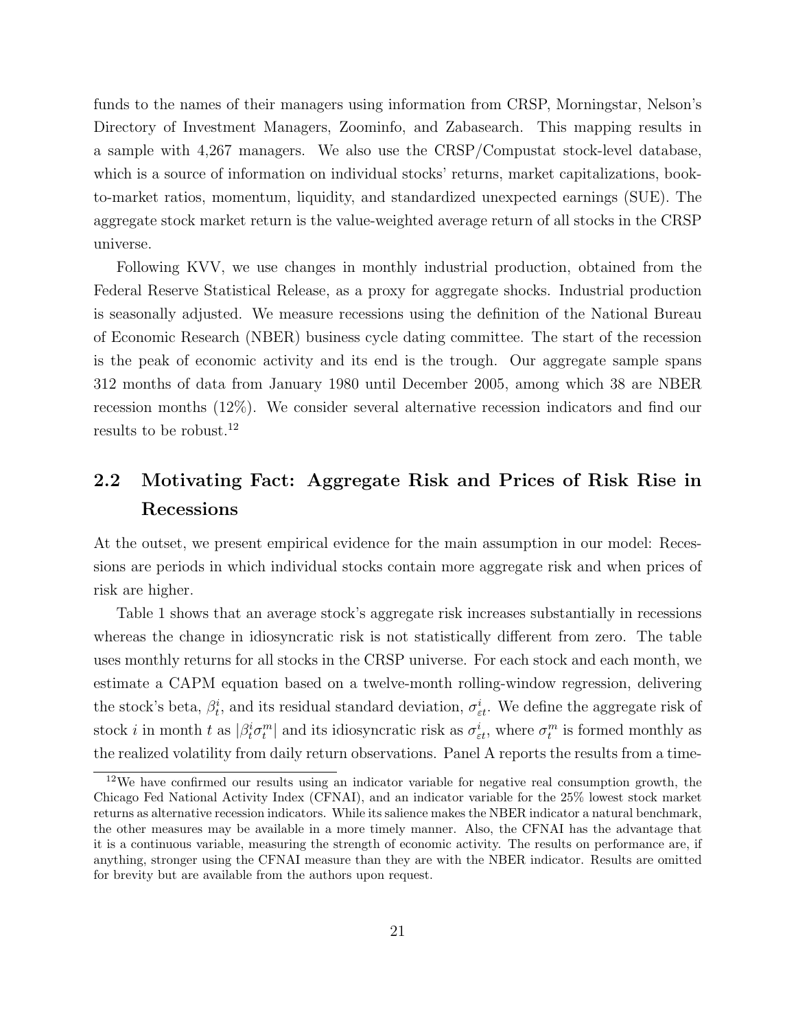funds to the names of their managers using information from CRSP, Morningstar, Nelson's Directory of Investment Managers, Zoominfo, and Zabasearch. This mapping results in a sample with 4,267 managers. We also use the CRSP/Compustat stock-level database, which is a source of information on individual stocks' returns, market capitalizations, book-to-market ratios, momentum, liquidity, and standardized unexpected earnings (SUE). The aggregate stock market return is the value-weighted average return of all stocks in the CRSP universe.

Following KVV, we use changes in monthly industrial production, obtained from the Federal Reserve Statistical Release, as a proxy for aggregate shocks. Industrial production is seasonally adjusted. We measure recessions using the definition of the National Bureau of Economic Research (NBER) business cycle dating committee. The start of the recession is the peak of economic activity and its end is the trough. Our aggregate sample spans 312 months of data from January 1980 until December 2005, among which 38 are NBER recession months (12%). We consider several alternative recession indicators and find our results to be robust.[12]

## 2.2 Motivating Fact: Aggregate Risk and Prices of Risk Rise in Recessions

At the outset, we present empirical evidence for the main assumption in our model: Recessions are periods in which individual stocks contain more aggregate risk and when prices of risk are higher.

Table 1 shows that an average stock's aggregate risk increases substantially in recessions whereas the change in idiosyncratic risk is not statistically different from zero. The table uses monthly returns for all stocks in the CRSP universe. For each stock and each month, we estimate a CAPM equation based on a twelve-month rolling-window regression, delivering the stock's beta, $\beta_t^i$, and its residual standard deviation, $\sigma_{\varepsilon t}^i$. We define the aggregate risk of stock $i$ in month $t$ as $|\beta_t^i \sigma_t^m|$ and its idiosyncratic risk as $\sigma_{\varepsilon t}^i$, where $\sigma_t^m$ is formed monthly as the realized volatility from daily return observations. Panel A reports the results from a time-

[12] We have confirmed our results using an indicator variable for negative real consumption growth, the Chicago Fed National Activity Index (CFNAI), and an indicator variable for the 25% lowest stock market returns as alternative recession indicators. While its salience makes the NBER indicator a natural benchmark, the other measures may be available in a more timely manner. Also, the CFNAI has the advantage that it is a continuous variable, measuring the strength of economic activity. The results on performance are, if anything, stronger using the CFNAI measure than they are with the NBER indicator. Results are omitted for brevity but are available from the authors upon request.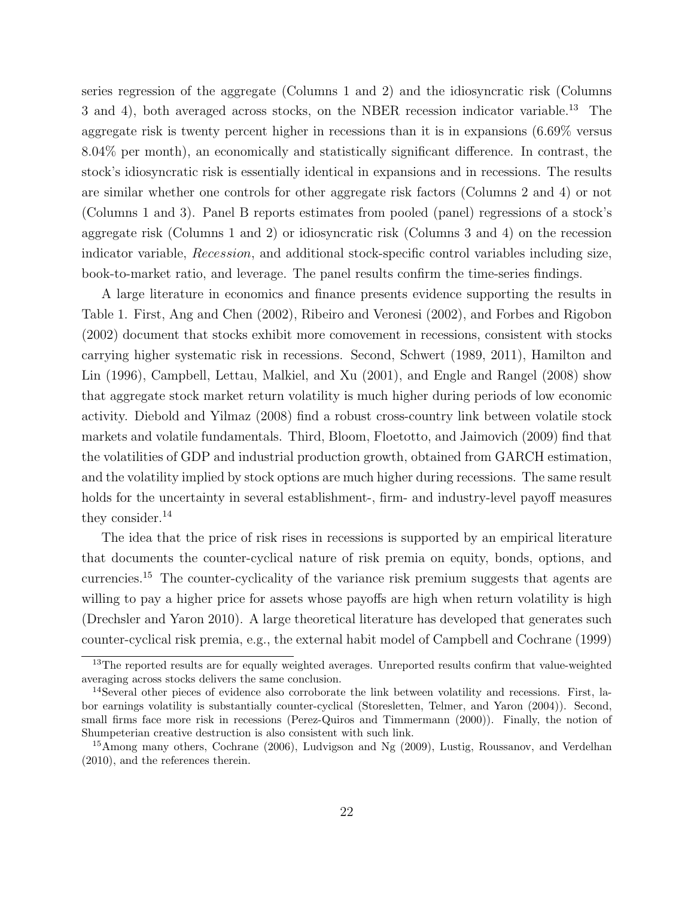series regression of the aggregate (Columns 1 and 2) and the idiosyncratic risk (Columns 3 and 4), both averaged across stocks, on the NBER recession indicator variable.[13] The aggregate risk is twenty percent higher in recessions than it is in expansions (6.69% versus 8.04% per month), an economically and statistically significant difference. In contrast, the stock's idiosyncratic risk is essentially identical in expansions and in recessions. The results are similar whether one controls for other aggregate risk factors (Columns 2 and 4) or not (Columns 1 and 3). Panel B reports estimates from pooled (panel) regressions of a stock's aggregate risk (Columns 1 and 2) or idiosyncratic risk (Columns 3 and 4) on the recession indicator variable, *Recession*, and additional stock-specific control variables including size, book-to-market ratio, and leverage. The panel results confirm the time-series findings.

A large literature in economics and finance presents evidence supporting the results in Table 1. First, Ang and Chen (2002), Ribeiro and Veronesi (2002), and Forbes and Rigobon (2002) document that stocks exhibit more comovement in recessions, consistent with stocks carrying higher systematic risk in recessions. Second, Schwert (1989, 2011), Hamilton and Lin (1996), Campbell, Lettau, Malkiel, and Xu (2001), and Engle and Rangel (2008) show that aggregate stock market return volatility is much higher during periods of low economic activity. Diebold and Yilmaz (2008) find a robust cross-country link between volatile stock markets and volatile fundamentals. Third, Bloom, Floetotto, and Jaimovich (2009) find that the volatilities of GDP and industrial production growth, obtained from GARCH estimation, and the volatility implied by stock options are much higher during recessions. The same result holds for the uncertainty in several establishment-, firm- and industry-level payoff measures they consider.[14]

The idea that the price of risk rises in recessions is supported by an empirical literature that documents the counter-cyclical nature of risk premia on equity, bonds, options, and currencies.[15] The counter-cyclicality of the variance risk premium suggests that agents are willing to pay a higher price for assets whose payoffs are high when return volatility is high (Drechsler and Yaron 2010). A large theoretical literature has developed that generates such counter-cyclical risk premia, e.g., the external habit model of Campbell and Cochrane (1999)

[13] The reported results are for equally weighted averages. Unreported results confirm that value-weighted averaging across stocks delivers the same conclusion.

[14] Several other pieces of evidence also corroborate the link between volatility and recessions. First, labor earnings volatility is substantially counter-cyclical (Storesletten, Telmer, and Yaron (2004)). Second, small firms face more risk in recessions (Perez-Quiros and Timmermann (2000)). Finally, the notion of Shumpeterian creative destruction is also consistent with such link.

[15] Among many others, Cochrane (2006), Ludvigson and Ng (2009), Lustig, Roussanov, and Verdelhan (2010), and the references therein.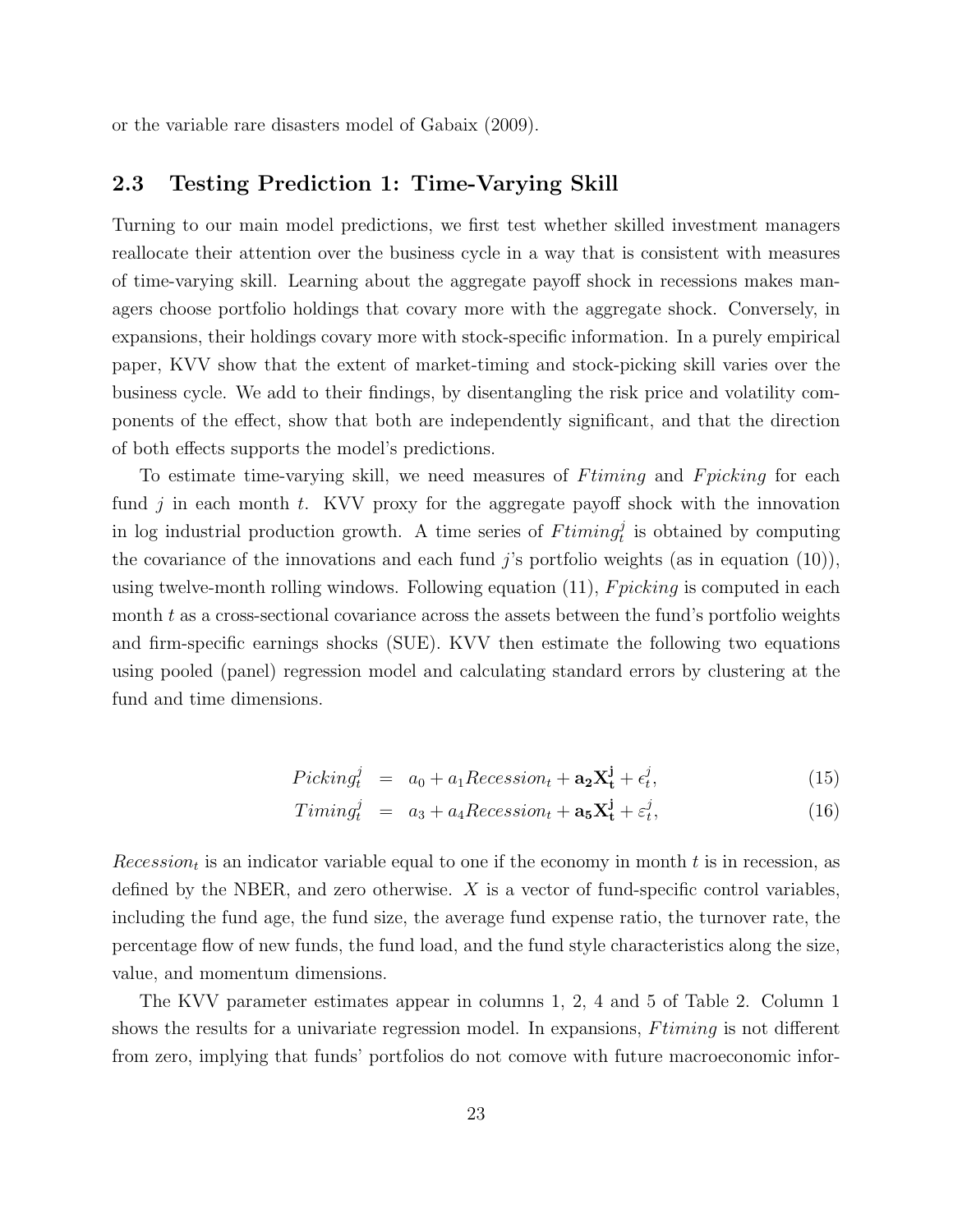or the variable rare disasters model of Gabaix (2009).

## 2.3 Testing Prediction 1: Time-Varying Skill

Turning to our main model predictions, we first test whether skilled investment managers reallocate their attention over the business cycle in a way that is consistent with measures of time-varying skill. Learning about the aggregate payoff shock in recessions makes managers choose portfolio holdings that covary more with the aggregate shock. Conversely, in expansions, their holdings covary more with stock-specific information. In a purely empirical paper, KVV show that the extent of market-timing and stock-picking skill varies over the business cycle. We add to their findings, by disentangling the risk price and volatility components of the effect, show that both are independently significant, and that the direction of both effects supports the model's predictions.

To estimate time-varying skill, we need measures of $Ftiming$ and $Fpicking$ for each fund $j$ in each month $t$. KVV proxy for the aggregate payoff shock with the innovation in log industrial production growth. A time series of $Ftiming_t^j$ is obtained by computing the covariance of the innovations and each fund $j$'s portfolio weights (as in equation (10)), using twelve-month rolling windows. Following equation (11), $Fpicking$ is computed in each month $t$ as a cross-sectional covariance across the assets between the fund's portfolio weights and firm-specific earnings shocks (SUE). KVV then estimate the following two equations using pooled (panel) regression model and calculating standard errors by clustering at the fund and time dimensions.

$$Picking_t^j = a_0 + a_1 Recession_t + \mathbf{a_2 X_t^j} + \epsilon_t^j, \tag{15}$$

$$Timing_t^j = a_3 + a_4 Recession_t + \mathbf{a_5 X_t^j} + \varepsilon_t^j, \tag{16}$$

$Recession_t$ is an indicator variable equal to one if the economy in month $t$ is in recession, as defined by the NBER, and zero otherwise. $X$ is a vector of fund-specific control variables, including the fund age, the fund size, the average fund expense ratio, the turnover rate, the percentage flow of new funds, the fund load, and the fund style characteristics along the size, value, and momentum dimensions.

The KVV parameter estimates appear in columns 1, 2, 4 and 5 of Table 2. Column 1 shows the results for a univariate regression model. In expansions, $Ftiming$ is not different from zero, implying that funds' portfolios do not comove with future macroeconomic infor-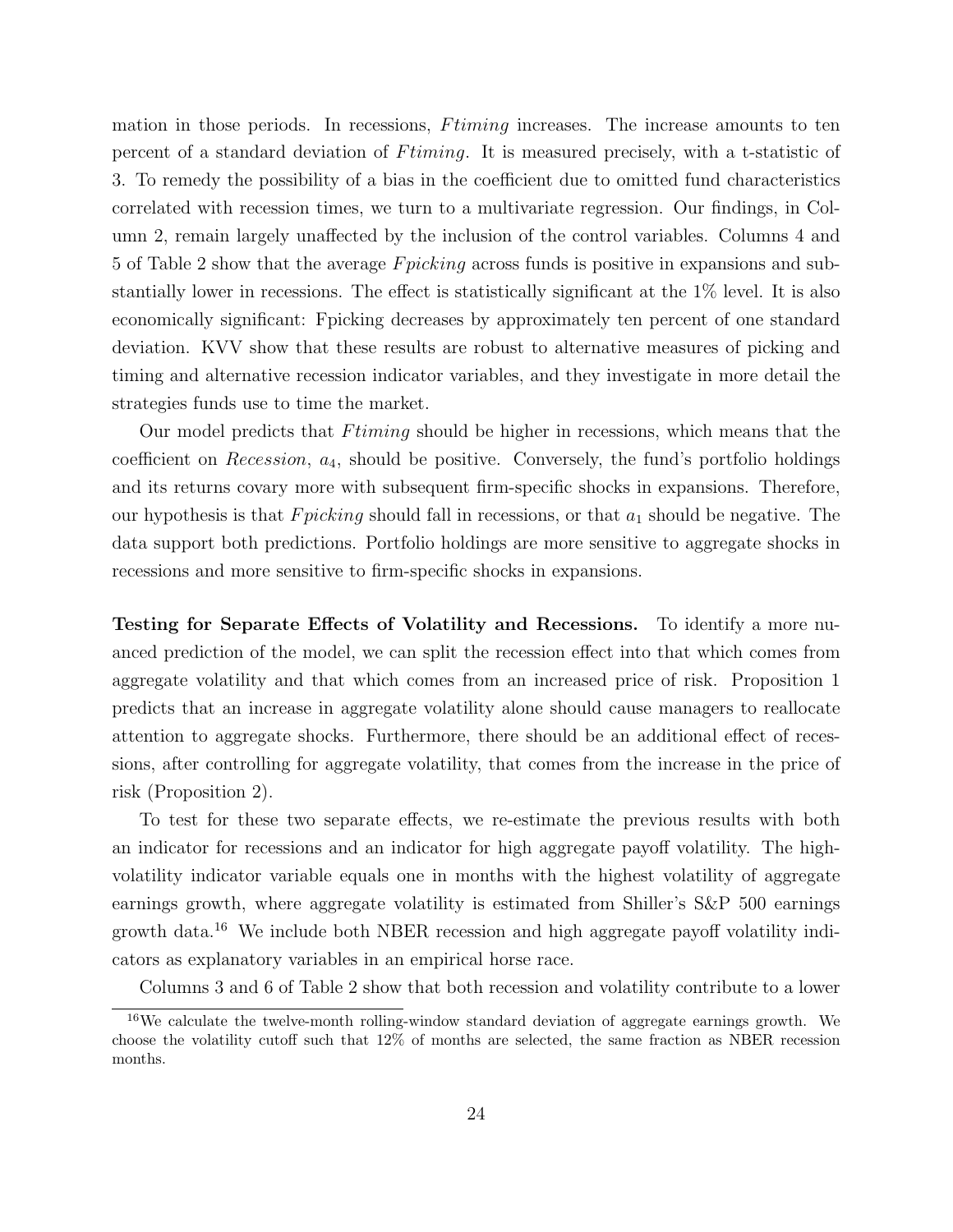mation in those periods. In recessions, *Ftiming* increases. The increase amounts to ten percent of a standard deviation of *Ftiming*. It is measured precisely, with a t-statistic of 3. To remedy the possibility of a bias in the coefficient due to omitted fund characteristics correlated with recession times, we turn to a multivariate regression. Our findings, in Column 2, remain largely unaffected by the inclusion of the control variables. Columns 4 and 5 of Table 2 show that the average *Fpicking* across funds is positive in expansions and substantially lower in recessions. The effect is statistically significant at the 1% level. It is also economically significant: Fpicking decreases by approximately ten percent of one standard deviation. KVV show that these results are robust to alternative measures of picking and timing and alternative recession indicator variables, and they investigate in more detail the strategies funds use to time the market.

Our model predicts that *Ftiming* should be higher in recessions, which means that the coefficient on *Recession*, $a_4$, should be positive. Conversely, the fund's portfolio holdings and its returns covary more with subsequent firm-specific shocks in expansions. Therefore, our hypothesis is that *Fpicking* should fall in recessions, or that $a_1$ should be negative. The data support both predictions. Portfolio holdings are more sensitive to aggregate shocks in recessions and more sensitive to firm-specific shocks in expansions.

**Testing for Separate Effects of Volatility and Recessions.** To identify a more nuanced prediction of the model, we can split the recession effect into that which comes from aggregate volatility and that which comes from an increased price of risk. Proposition 1 predicts that an increase in aggregate volatility alone should cause managers to reallocate attention to aggregate shocks. Furthermore, there should be an additional effect of recessions, after controlling for aggregate volatility, that comes from the increase in the price of risk (Proposition 2).

To test for these two separate effects, we re-estimate the previous results with both an indicator for recessions and an indicator for high aggregate payoff volatility. The high-volatility indicator variable equals one in months with the highest volatility of aggregate earnings growth, where aggregate volatility is estimated from Shiller's S&P 500 earnings growth data.[16] We include both NBER recession and high aggregate payoff volatility indicators as explanatory variables in an empirical horse race.

Columns 3 and 6 of Table 2 show that both recession and volatility contribute to a lower

[16] We calculate the twelve-month rolling-window standard deviation of aggregate earnings growth. We choose the volatility cutoff such that 12% of months are selected, the same fraction as NBER recession months.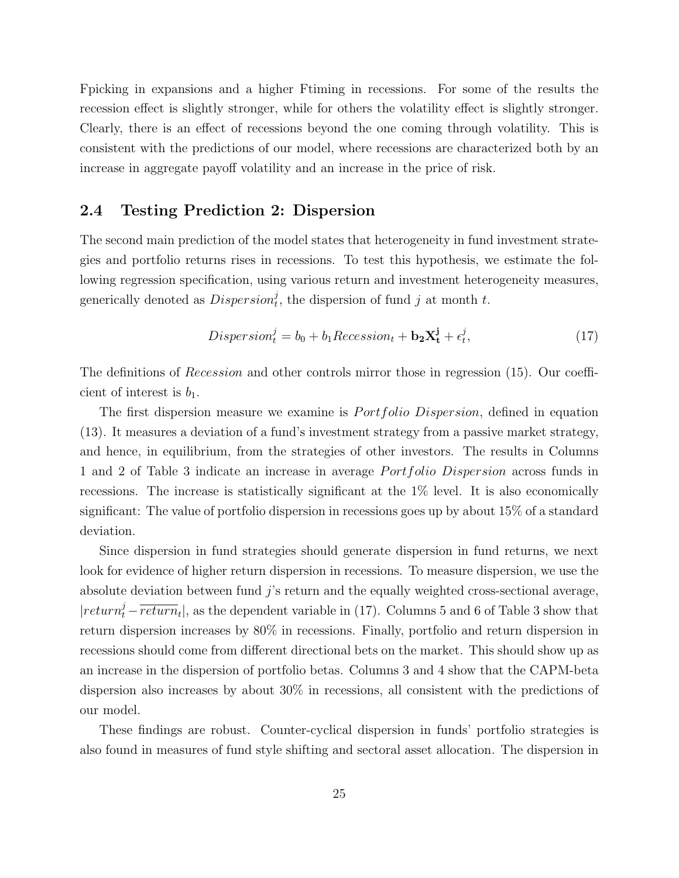Fpicking in expansions and a higher Ftiming in recessions. For some of the results the recession effect is slightly stronger, while for others the volatility effect is slightly stronger. Clearly, there is an effect of recessions beyond the one coming through volatility. This is consistent with the predictions of our model, where recessions are characterized both by an increase in aggregate payoff volatility and an increase in the price of risk.

## 2.4 Testing Prediction 2: Dispersion

The second main prediction of the model states that heterogeneity in fund investment strategies and portfolio returns rises in recessions. To test this hypothesis, we estimate the following regression specification, using various return and investment heterogeneity measures, generically denoted as $Dispersion_t^j$, the dispersion of fund $j$ at month $t$.

$$Dispersion_t^j = b_0 + b_1 Recession_t + \mathbf{b_2 X_t^j} + \epsilon_t^j, \tag{17}$$

The definitions of *Recession* and other controls mirror those in regression (15). Our coefficient of interest is $b_1$.

The first dispersion measure we examine is *Portfolio Dispersion*, defined in equation (13). It measures a deviation of a fund's investment strategy from a passive market strategy, and hence, in equilibrium, from the strategies of other investors. The results in Columns 1 and 2 of Table 3 indicate an increase in average *Portfolio Dispersion* across funds in recessions. The increase is statistically significant at the 1% level. It is also economically significant: The value of portfolio dispersion in recessions goes up by about 15% of a standard deviation.

Since dispersion in fund strategies should generate dispersion in fund returns, we next look for evidence of higher return dispersion in recessions. To measure dispersion, we use the absolute deviation between fund $j$'s return and the equally weighted cross-sectional average, $|return_t^j - \overline{return}_t|$, as the dependent variable in (17). Columns 5 and 6 of Table 3 show that return dispersion increases by 80% in recessions. Finally, portfolio and return dispersion in recessions should come from different directional bets on the market. This should show up as an increase in the dispersion of portfolio betas. Columns 3 and 4 show that the CAPM-beta dispersion also increases by about 30% in recessions, all consistent with the predictions of our model.

These findings are robust. Counter-cyclical dispersion in funds' portfolio strategies is also found in measures of fund style shifting and sectoral asset allocation. The dispersion in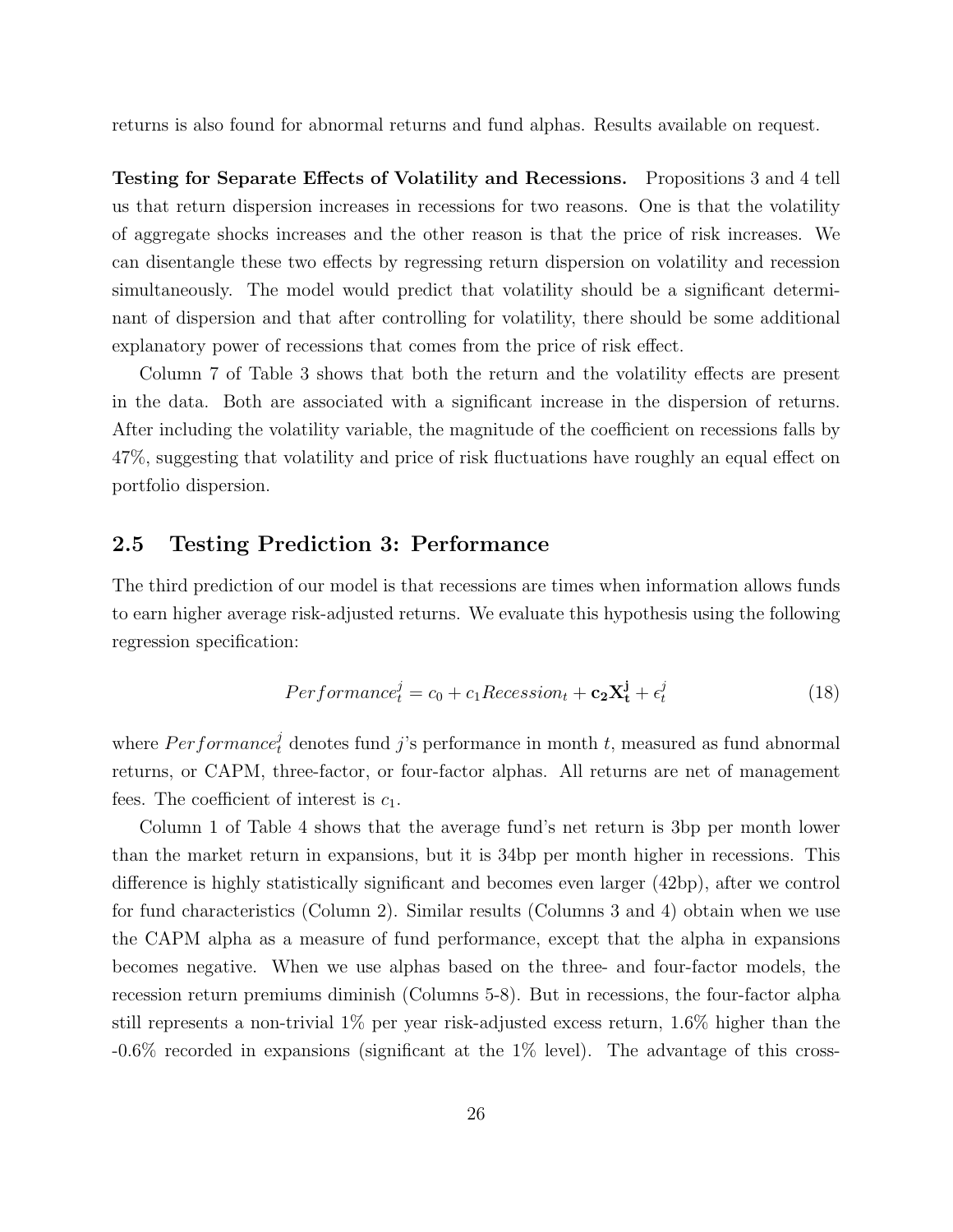returns is also found for abnormal returns and fund alphas. Results available on request.

**Testing for Separate Effects of Volatility and Recessions.** Propositions 3 and 4 tell us that return dispersion increases in recessions for two reasons. One is that the volatility of aggregate shocks increases and the other reason is that the price of risk increases. We can disentangle these two effects by regressing return dispersion on volatility and recession simultaneously. The model would predict that volatility should be a significant determinant of dispersion and that after controlling for volatility, there should be some additional explanatory power of recessions that comes from the price of risk effect.

Column 7 of Table 3 shows that both the return and the volatility effects are present in the data. Both are associated with a significant increase in the dispersion of returns. After including the volatility variable, the magnitude of the coefficient on recessions falls by 47%, suggesting that volatility and price of risk fluctuations have roughly an equal effect on portfolio dispersion.

## 2.5 Testing Prediction 3: Performance

The third prediction of our model is that recessions are times when information allows funds to earn higher average risk-adjusted returns. We evaluate this hypothesis using the following regression specification:

$$Performance_t^j = c_0 + c_1 Recession_t + \mathbf{c_2 X_t^j} + \epsilon_t^j \tag{18}$$

where $Performance_t^j$ denotes fund $j$'s performance in month $t$, measured as fund abnormal returns, or CAPM, three-factor, or four-factor alphas. All returns are net of management fees. The coefficient of interest is $c_1$.

Column 1 of Table 4 shows that the average fund's net return is 3bp per month lower than the market return in expansions, but it is 34bp per month higher in recessions. This difference is highly statistically significant and becomes even larger (42bp), after we control for fund characteristics (Column 2). Similar results (Columns 3 and 4) obtain when we use the CAPM alpha as a measure of fund performance, except that the alpha in expansions becomes negative. When we use alphas based on the three- and four-factor models, the recession return premiums diminish (Columns 5-8). But in recessions, the four-factor alpha still represents a non-trivial 1% per year risk-adjusted excess return, 1.6% higher than the -0.6% recorded in expansions (significant at the 1% level). The advantage of this cross-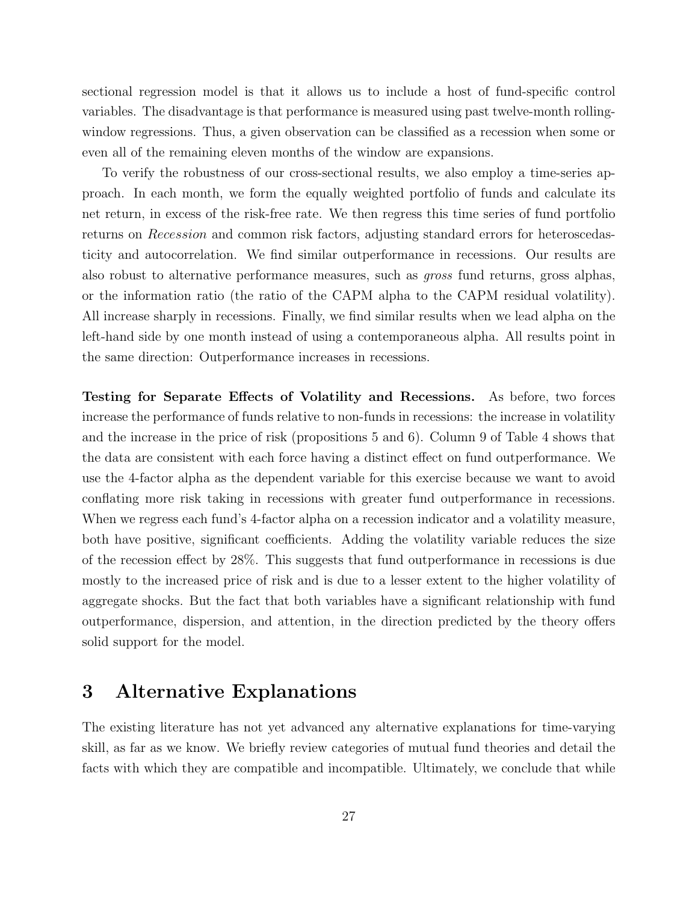sectional regression model is that it allows us to include a host of fund-specific control variables. The disadvantage is that performance is measured using past twelve-month rolling-window regressions. Thus, a given observation can be classified as a recession when some or even all of the remaining eleven months of the window are expansions.

To verify the robustness of our cross-sectional results, we also employ a time-series approach. In each month, we form the equally weighted portfolio of funds and calculate its net return, in excess of the risk-free rate. We then regress this time series of fund portfolio returns on *Recession* and common risk factors, adjusting standard errors for heteroscedasticity and autocorrelation. We find similar outperformance in recessions. Our results are also robust to alternative performance measures, such as *gross* fund returns, gross alphas, or the information ratio (the ratio of the CAPM alpha to the CAPM residual volatility). All increase sharply in recessions. Finally, we find similar results when we lead alpha on the left-hand side by one month instead of using a contemporaneous alpha. All results point in the same direction: Outperformance increases in recessions.

**Testing for Separate Effects of Volatility and Recessions.** As before, two forces increase the performance of funds relative to non-funds in recessions: the increase in volatility and the increase in the price of risk (propositions 5 and 6). Column 9 of Table 4 shows that the data are consistent with each force having a distinct effect on fund outperformance. We use the 4-factor alpha as the dependent variable for this exercise because we want to avoid conflating more risk taking in recessions with greater fund outperformance in recessions. When we regress each fund's 4-factor alpha on a recession indicator and a volatility measure, both have positive, significant coefficients. Adding the volatility variable reduces the size of the recession effect by 28%. This suggests that fund outperformance in recessions is due mostly to the increased price of risk and is due to a lesser extent to the higher volatility of aggregate shocks. But the fact that both variables have a significant relationship with fund outperformance, dispersion, and attention, in the direction predicted by the theory offers solid support for the model.

# 3 Alternative Explanations

The existing literature has not yet advanced any alternative explanations for time-varying skill, as far as we know. We briefly review categories of mutual fund theories and detail the facts with which they are compatible and incompatible. Ultimately, we conclude that while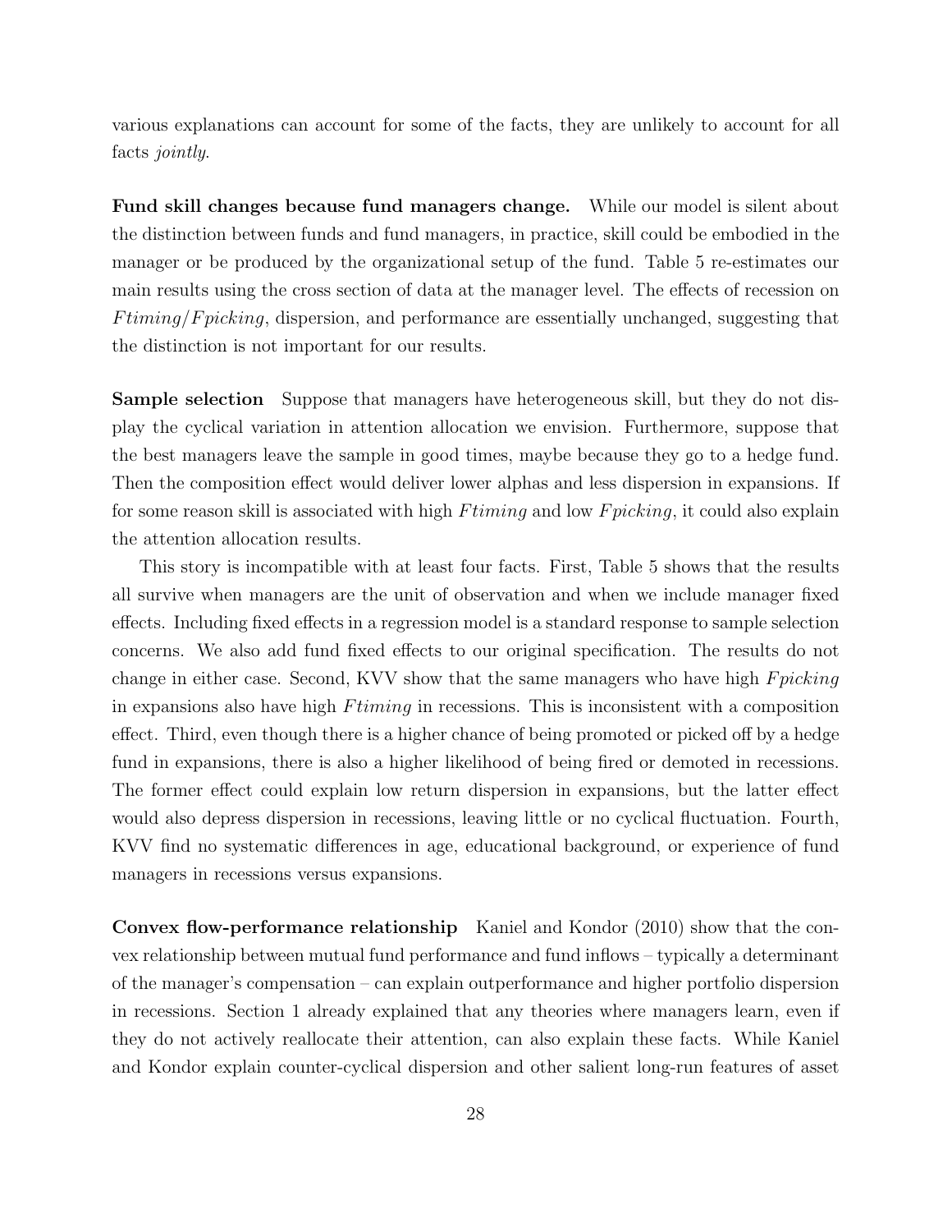various explanations can account for some of the facts, they are unlikely to account for all facts *jointly*.

**Fund skill changes because fund managers change.** While our model is silent about the distinction between funds and fund managers, in practice, skill could be embodied in the manager or be produced by the organizational setup of the fund. Table 5 re-estimates our main results using the cross section of data at the manager level. The effects of recession on $Ftiming/Fpicking$, dispersion, and performance are essentially unchanged, suggesting that the distinction is not important for our results.

**Sample selection** Suppose that managers have heterogeneous skill, but they do not display the cyclical variation in attention allocation we envision. Furthermore, suppose that the best managers leave the sample in good times, maybe because they go to a hedge fund. Then the composition effect would deliver lower alphas and less dispersion in expansions. If for some reason skill is associated with high $Ftiming$ and low $Fpicking$, it could also explain the attention allocation results.

This story is incompatible with at least four facts. First, Table 5 shows that the results all survive when managers are the unit of observation and when we include manager fixed effects. Including fixed effects in a regression model is a standard response to sample selection concerns. We also add fund fixed effects to our original specification. The results do not change in either case. Second, KVV show that the same managers who have high $Fpicking$ in expansions also have high $Ftiming$ in recessions. This is inconsistent with a composition effect. Third, even though there is a higher chance of being promoted or picked off by a hedge fund in expansions, there is also a higher likelihood of being fired or demoted in recessions. The former effect could explain low return dispersion in expansions, but the latter effect would also depress dispersion in recessions, leaving little or no cyclical fluctuation. Fourth, KVV find no systematic differences in age, educational background, or experience of fund managers in recessions versus expansions.

**Convex flow-performance relationship** Kaniel and Kondor (2010) show that the convex relationship between mutual fund performance and fund inflows – typically a determinant of the manager's compensation – can explain outperformance and higher portfolio dispersion in recessions. Section 1 already explained that any theories where managers learn, even if they do not actively reallocate their attention, can also explain these facts. While Kaniel and Kondor explain counter-cyclical dispersion and other salient long-run features of asset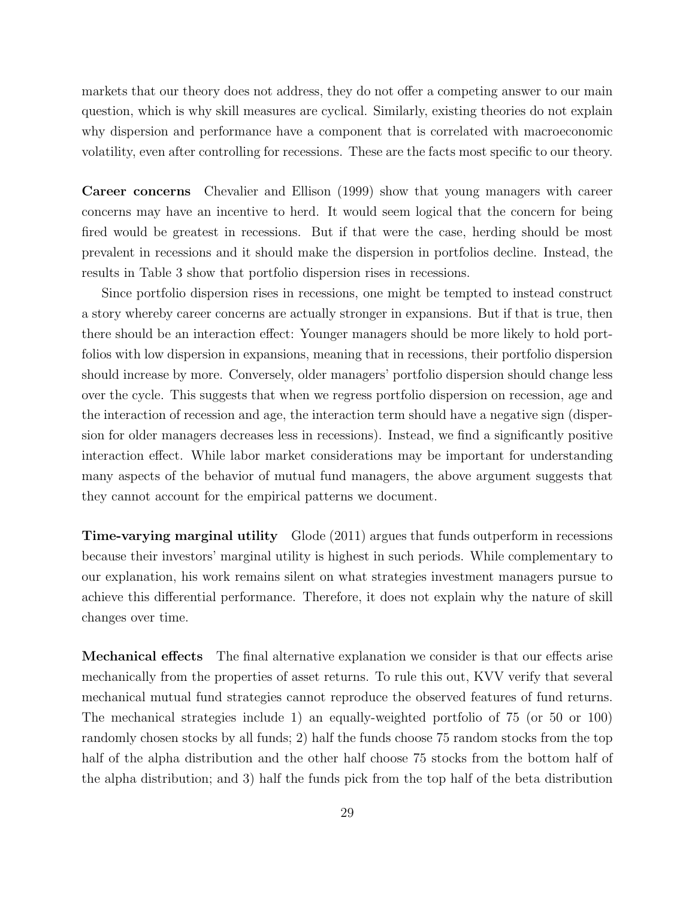markets that our theory does not address, they do not offer a competing answer to our main question, which is why skill measures are cyclical. Similarly, existing theories do not explain why dispersion and performance have a component that is correlated with macroeconomic volatility, even after controlling for recessions. These are the facts most specific to our theory.

**Career concerns** Chevalier and Ellison (1999) show that young managers with career concerns may have an incentive to herd. It would seem logical that the concern for being fired would be greatest in recessions. But if that were the case, herding should be most prevalent in recessions and it should make the dispersion in portfolios decline. Instead, the results in Table 3 show that portfolio dispersion rises in recessions.

Since portfolio dispersion rises in recessions, one might be tempted to instead construct a story whereby career concerns are actually stronger in expansions. But if that is true, then there should be an interaction effect: Younger managers should be more likely to hold portfolios with low dispersion in expansions, meaning that in recessions, their portfolio dispersion should increase by more. Conversely, older managers' portfolio dispersion should change less over the cycle. This suggests that when we regress portfolio dispersion on recession, age and the interaction of recession and age, the interaction term should have a negative sign (dispersion for older managers decreases less in recessions). Instead, we find a significantly positive interaction effect. While labor market considerations may be important for understanding many aspects of the behavior of mutual fund managers, the above argument suggests that they cannot account for the empirical patterns we document.

**Time-varying marginal utility** Glode (2011) argues that funds outperform in recessions because their investors' marginal utility is highest in such periods. While complementary to our explanation, his work remains silent on what strategies investment managers pursue to achieve this differential performance. Therefore, it does not explain why the nature of skill changes over time.

**Mechanical effects** The final alternative explanation we consider is that our effects arise mechanically from the properties of asset returns. To rule this out, KVV verify that several mechanical mutual fund strategies cannot reproduce the observed features of fund returns. The mechanical strategies include 1) an equally-weighted portfolio of 75 (or 50 or 100) randomly chosen stocks by all funds; 2) half the funds choose 75 random stocks from the top half of the alpha distribution and the other half choose 75 stocks from the bottom half of the alpha distribution; and 3) half the funds pick from the top half of the beta distribution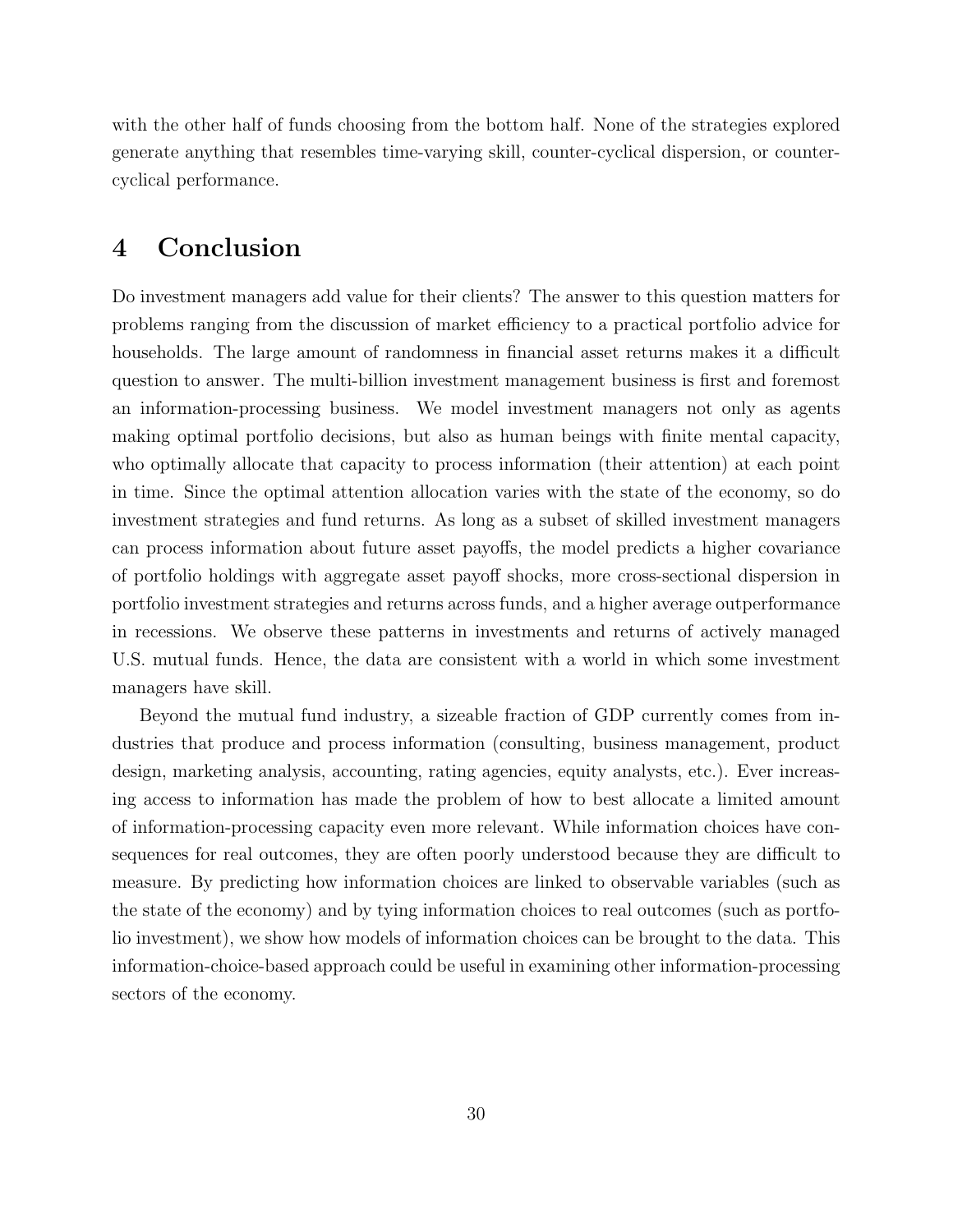with the other half of funds choosing from the bottom half. None of the strategies explored generate anything that resembles time-varying skill, counter-cyclical dispersion, or counter-cyclical performance.

# 4 Conclusion

Do investment managers add value for their clients? The answer to this question matters for problems ranging from the discussion of market efficiency to a practical portfolio advice for households. The large amount of randomness in financial asset returns makes it a difficult question to answer. The multi-billion investment management business is first and foremost an information-processing business. We model investment managers not only as agents making optimal portfolio decisions, but also as human beings with finite mental capacity, who optimally allocate that capacity to process information (their attention) at each point in time. Since the optimal attention allocation varies with the state of the economy, so do investment strategies and fund returns. As long as a subset of skilled investment managers can process information about future asset payoffs, the model predicts a higher covariance of portfolio holdings with aggregate asset payoff shocks, more cross-sectional dispersion in portfolio investment strategies and returns across funds, and a higher average outperformance in recessions. We observe these patterns in investments and returns of actively managed U.S. mutual funds. Hence, the data are consistent with a world in which some investment managers have skill.

Beyond the mutual fund industry, a sizeable fraction of GDP currently comes from industries that produce and process information (consulting, business management, product design, marketing analysis, accounting, rating agencies, equity analysts, etc.). Ever increasing access to information has made the problem of how to best allocate a limited amount of information-processing capacity even more relevant. While information choices have consequences for real outcomes, they are often poorly understood because they are difficult to measure. By predicting how information choices are linked to observable variables (such as the state of the economy) and by tying information choices to real outcomes (such as portfolio investment), we show how models of information choices can be brought to the data. This information-choice-based approach could be useful in examining other information-processing sectors of the economy.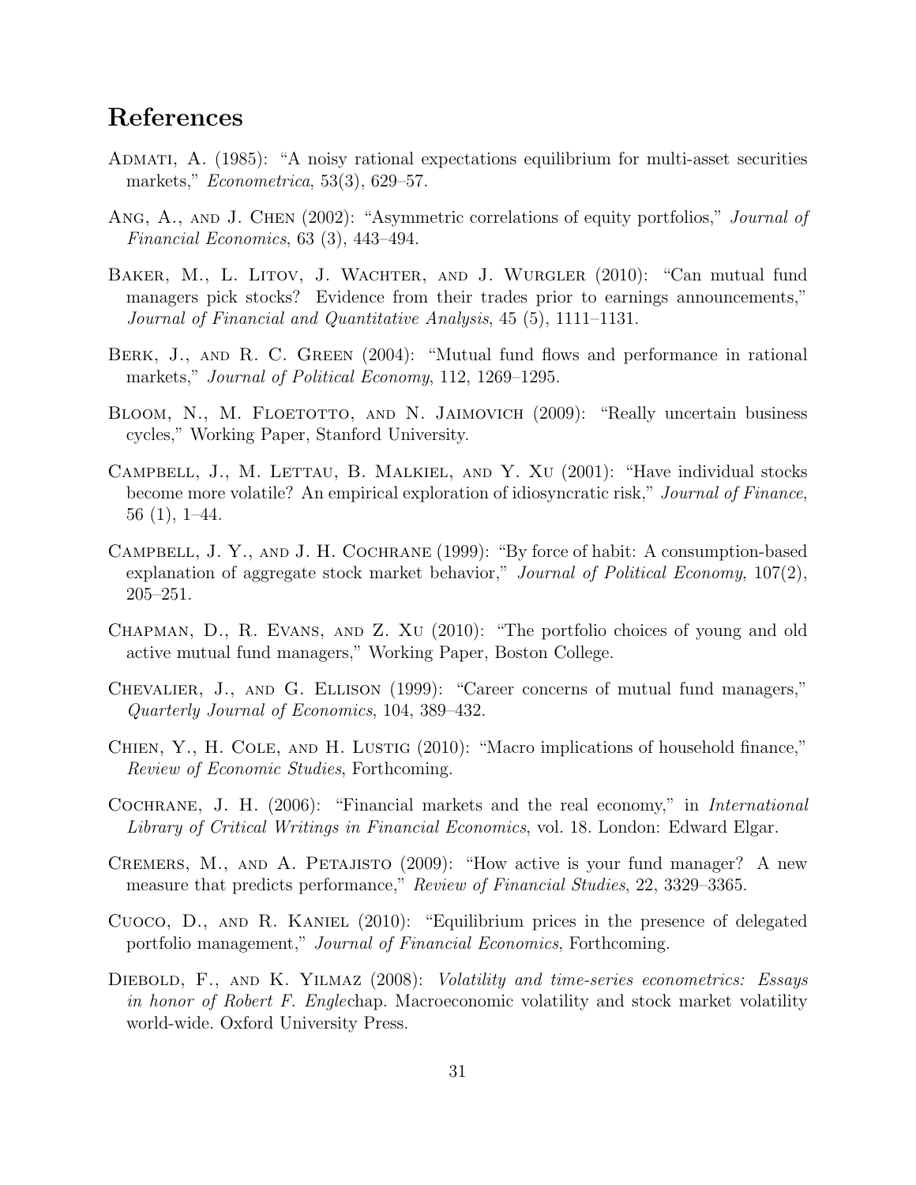## References

Admati, A. (1985): "A noisy rational expectations equilibrium for multi-asset securities markets," *Econometrica*, 53(3), 629–57.

Ang, A., and J. Chen (2002): "Asymmetric correlations of equity portfolios," *Journal of Financial Economics*, 63 (3), 443–494.

Baker, M., L. Litov, J. Wachter, and J. Wurgler (2010): "Can mutual fund managers pick stocks? Evidence from their trades prior to earnings announcements," *Journal of Financial and Quantitative Analysis*, 45 (5), 1111–1131.

Berk, J., and R. C. Green (2004): "Mutual fund flows and performance in rational markets," *Journal of Political Economy*, 112, 1269–1295.

Bloom, N., M. Floetotto, and N. Jaimovich (2009): "Really uncertain business cycles," Working Paper, Stanford University.

Campbell, J., M. Lettau, B. Malkiel, and Y. Xu (2001): "Have individual stocks become more volatile? An empirical exploration of idiosyncratic risk," *Journal of Finance*, 56 (1), 1–44.

Campbell, J. Y., and J. H. Cochrane (1999): "By force of habit: A consumption-based explanation of aggregate stock market behavior," *Journal of Political Economy*, 107(2), 205–251.

Chapman, D., R. Evans, and Z. Xu (2010): "The portfolio choices of young and old active mutual fund managers," Working Paper, Boston College.

Chevalier, J., and G. Ellison (1999): "Career concerns of mutual fund managers," *Quarterly Journal of Economics*, 104, 389–432.

Chien, Y., H. Cole, and H. Lustig (2010): "Macro implications of household finance," *Review of Economic Studies*, Forthcoming.

Cochrane, J. H. (2006): "Financial markets and the real economy," in *International Library of Critical Writings in Financial Economics*, vol. 18. London: Edward Elgar.

Cremers, M., and A. Petajisto (2009): "How active is your fund manager? A new measure that predicts performance," *Review of Financial Studies*, 22, 3329–3365.

Cuoco, D., and R. Kaniel (2010): "Equilibrium prices in the presence of delegated portfolio management," *Journal of Financial Economics*, Forthcoming.

Diebold, F., and K. Yilmaz (2008): *Volatility and time-series econometrics: Essays in honor of Robert F. Engle*chap. Macroeconomic volatility and stock market volatility world-wide. Oxford University Press.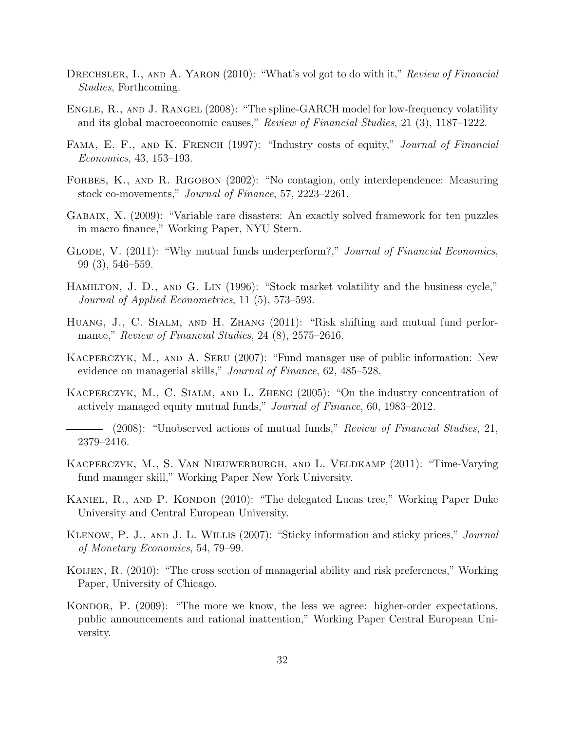Drechsler, I., and A. Yaron (2010): "What's vol got to do with it," *Review of Financial Studies*, Forthcoming.

Engle, R., and J. Rangel (2008): "The spline-GARCH model for low-frequency volatility and its global macroeconomic causes," *Review of Financial Studies*, 21 (3), 1187–1222.

Fama, E. F., and K. French (1997): "Industry costs of equity," *Journal of Financial Economics*, 43, 153–193.

Forbes, K., and R. Rigobon (2002): "No contagion, only interdependence: Measuring stock co-movements," *Journal of Finance*, 57, 2223–2261.

Gabaix, X. (2009): "Variable rare disasters: An exactly solved framework for ten puzzles in macro finance," Working Paper, NYU Stern.

Glode, V. (2011): "Why mutual funds underperform?," *Journal of Financial Economics*, 99 (3), 546–559.

Hamilton, J. D., and G. Lin (1996): "Stock market volatility and the business cycle," *Journal of Applied Econometrics*, 11 (5), 573–593.

Huang, J., C. Sialm, and H. Zhang (2011): "Risk shifting and mutual fund performance," *Review of Financial Studies*, 24 (8), 2575–2616.

Kacperczyk, M., and A. Seru (2007): "Fund manager use of public information: New evidence on managerial skills," *Journal of Finance*, 62, 485–528.

Kacperczyk, M., C. Sialm, and L. Zheng (2005): "On the industry concentration of actively managed equity mutual funds," *Journal of Finance*, 60, 1983–2012.

——— (2008): "Unobserved actions of mutual funds," *Review of Financial Studies*, 21, 2379–2416.

Kacperczyk, M., S. Van Nieuwerburgh, and L. Veldkamp (2011): "Time-Varying fund manager skill," Working Paper New York University.

Kaniel, R., and P. Kondor (2010): "The delegated Lucas tree," Working Paper Duke University and Central European University.

Klenow, P. J., and J. L. Willis (2007): "Sticky information and sticky prices," *Journal of Monetary Economics*, 54, 79–99.

Koijen, R. (2010): "The cross section of managerial ability and risk preferences," Working Paper, University of Chicago.

Kondor, P. (2009): "The more we know, the less we agree: higher-order expectations, public announcements and rational inattention," Working Paper Central European University.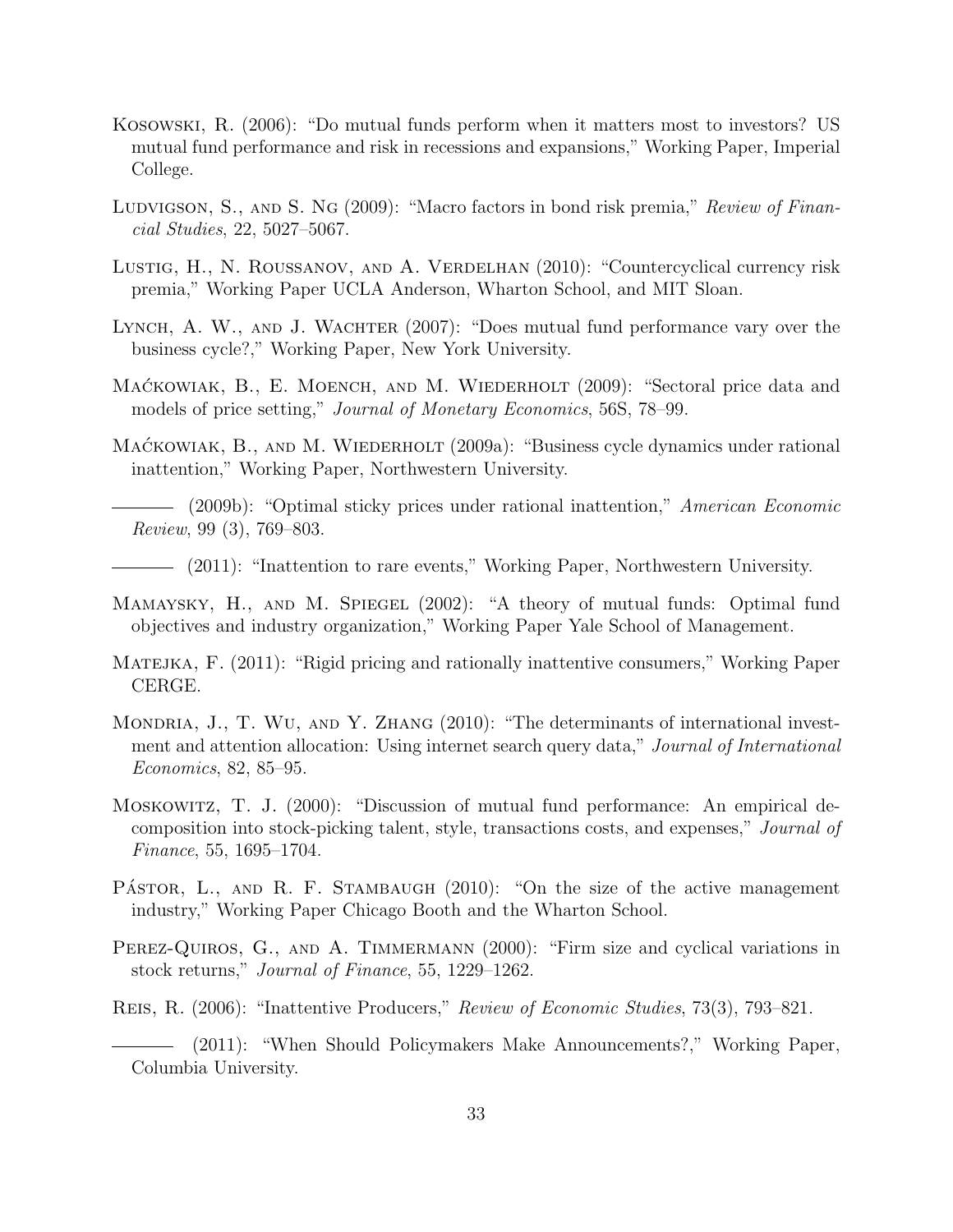Kosowski, R. (2006): "Do mutual funds perform when it matters most to investors? US mutual fund performance and risk in recessions and expansions," Working Paper, Imperial College.

Ludvigson, S., and S. Ng (2009): "Macro factors in bond risk premia," *Review of Financial Studies*, 22, 5027–5067.

Lustig, H., N. Roussanov, and A. Verdelhan (2010): "Countercyclical currency risk premia," Working Paper UCLA Anderson, Wharton School, and MIT Sloan.

Lynch, A. W., and J. Wachter (2007): "Does mutual fund performance vary over the business cycle?," Working Paper, New York University.

Maćkowiak, B., E. Moench, and M. Wiederholt (2009): "Sectoral price data and models of price setting," *Journal of Monetary Economics*, 56S, 78–99.

Maćkowiak, B., and M. Wiederholt (2009a): "Business cycle dynamics under rational inattention," Working Paper, Northwestern University.

——— (2009b): "Optimal sticky prices under rational inattention," *American Economic Review*, 99 (3), 769–803.

——— (2011): "Inattention to rare events," Working Paper, Northwestern University.

Mamaysky, H., and M. Spiegel (2002): "A theory of mutual funds: Optimal fund objectives and industry organization," Working Paper Yale School of Management.

Matejka, F. (2011): "Rigid pricing and rationally inattentive consumers," Working Paper CERGE.

Mondria, J., T. Wu, and Y. Zhang (2010): "The determinants of international investment and attention allocation: Using internet search query data," *Journal of International Economics*, 82, 85–95.

Moskowitz, T. J. (2000): "Discussion of mutual fund performance: An empirical decomposition into stock-picking talent, style, transactions costs, and expenses," *Journal of Finance*, 55, 1695–1704.

Pástor, L., and R. F. Stambaugh (2010): "On the size of the active management industry," Working Paper Chicago Booth and the Wharton School.

Perez-Quiros, G., and A. Timmermann (2000): "Firm size and cyclical variations in stock returns," *Journal of Finance*, 55, 1229–1262.

Reis, R. (2006): "Inattentive Producers," *Review of Economic Studies*, 73(3), 793–821.

——— (2011): "When Should Policymakers Make Announcements?," Working Paper, Columbia University.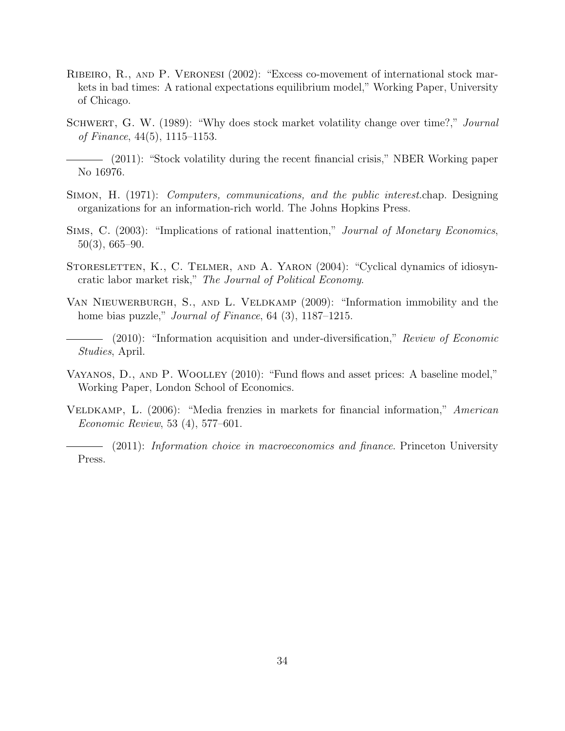Ribeiro, R., and P. Veronesi (2002): "Excess co-movement of international stock markets in bad times: A rational expectations equilibrium model," Working Paper, University of Chicago.

Schwert, G. W. (1989): "Why does stock market volatility change over time?," *Journal of Finance*, 44(5), 1115–1153.

——— (2011): "Stock volatility during the recent financial crisis," NBER Working paper No 16976.

Simon, H. (1971): *Computers, communications, and the public interest.*chap. Designing organizations for an information-rich world. The Johns Hopkins Press.

Sims, C. (2003): "Implications of rational inattention," *Journal of Monetary Economics*, 50(3), 665–90.

Storesletten, K., C. Telmer, and A. Yaron (2004): "Cyclical dynamics of idiosyncratic labor market risk," *The Journal of Political Economy*.

Van Nieuwerburgh, S., and L. Veldkamp (2009): "Information immobility and the home bias puzzle," *Journal of Finance*, 64 (3), 1187–1215.

——— (2010): "Information acquisition and under-diversification," *Review of Economic Studies*, April.

Vayanos, D., and P. Woolley (2010): "Fund flows and asset prices: A baseline model," Working Paper, London School of Economics.

Veldkamp, L. (2006): "Media frenzies in markets for financial information," *American Economic Review*, 53 (4), 577–601.

——— (2011): *Information choice in macroeconomics and finance*. Princeton University Press.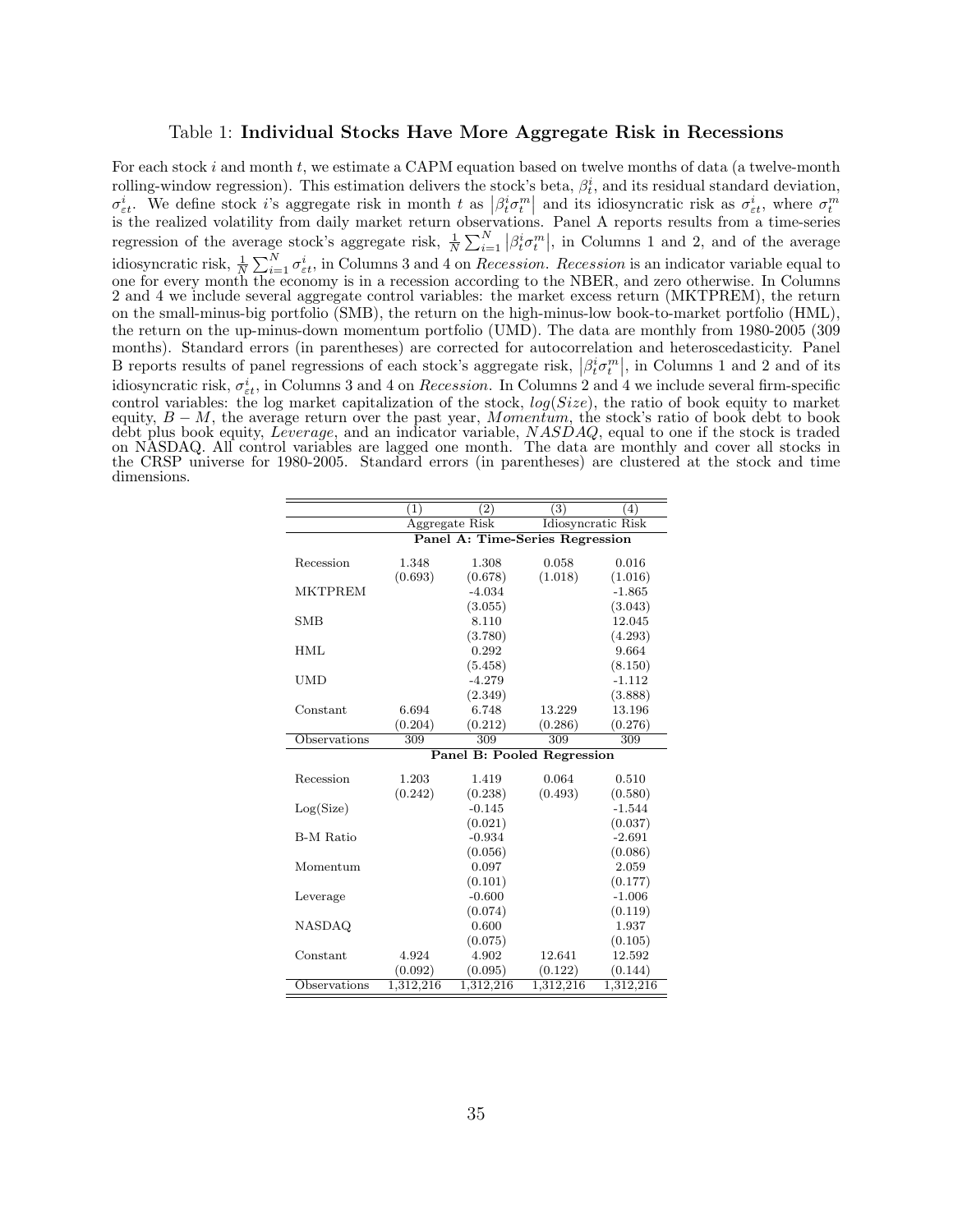Table 1: **Individual Stocks Have More Aggregate Risk in Recessions**

For each stock $i$ and month $t$, we estimate a CAPM equation based on twelve months of data (a twelve-month rolling-window regression). This estimation delivers the stock's beta, $\beta_t^i$, and its residual standard deviation, $\sigma_{\varepsilon t}^i$. We define stock $i$'s aggregate risk in month $t$ as $\left|\beta_t^i \sigma_t^m\right|$ and its idiosyncratic risk as $\sigma_{\varepsilon t}^i$, where $\sigma_t^m$ is the realized volatility from daily market return observations. Panel A reports results from a time-series regression of the average stock's aggregate risk, $\frac{1}{N}\sum_{i=1}^N \left|\beta_t^i \sigma_t^m\right|$, in Columns 1 and 2, and of the average idiosyncratic risk, $\frac{1}{N}\sum_{i=1}^N \sigma_{\varepsilon t}^i$, in Columns 3 and 4 on *Recession*. *Recession* is an indicator variable equal to one for every month the economy is in a recession according to the NBER, and zero otherwise. In Columns 2 and 4 we include several aggregate control variables: the market excess return (MKTPREM), the return on the small-minus-big portfolio (SMB), the return on the high-minus-low book-to-market portfolio (HML), the return on the up-minus-down momentum portfolio (UMD). The data are monthly from 1980-2005 (309 months). Standard errors (in parentheses) are corrected for autocorrelation and heteroscedasticity. Panel B reports results of panel regressions of each stock's aggregate risk, $\left|\beta_t^i \sigma_t^m\right|$, in Columns 1 and 2 and of its idiosyncratic risk, $\sigma_{\varepsilon t}^i$, in Columns 3 and 4 on *Recession*. In Columns 2 and 4 we include several firm-specific control variables: the log market capitalization of the stock, $log(Size)$, the ratio of book equity to market equity, $B-M$, the average return over the past year, *Momentum*, the stock's ratio of book debt to book debt plus book equity, *Leverage*, and an indicator variable, *NASDAQ*, equal to one if the stock is traded on NASDAQ. All control variables are lagged one month. The data are monthly and cover all stocks in the CRSP universe for 1980-2005. Standard errors (in parentheses) are clustered at the stock and time dimensions.

| | (1) | (2) | (3) | (4) |
|---|---|---|---|---|
| | Aggregate Risk | | Idiosyncratic Risk | |
| | **Panel A: Time-Series Regression** | | | |
| Recession | 1.348 | 1.308 | 0.058 | 0.016 |
| | (0.693) | (0.678) | (1.018) | (1.016) |
| MKTPREM | | -4.034 | | -1.865 |
| | | (3.055) | | (3.043) |
| SMB | | 8.110 | | 12.045 |
| | | (3.780) | | (4.293) |
| HML | | 0.292 | | 9.664 |
| | | (5.458) | | (8.150) |
| UMD | | -4.279 | | -1.112 |
| | | (2.349) | | (3.888) |
| Constant | 6.694 | 6.748 | 13.229 | 13.196 |
| | (0.204) | (0.212) | (0.286) | (0.276) |
| Observations | 309 | 309 | 309 | 309 |
| | **Panel B: Pooled Regression** | | | |
| Recession | 1.203 | 1.419 | 0.064 | 0.510 |
| | (0.242) | (0.238) | (0.493) | (0.580) |
| Log(Size) | | -0.145 | | -1.544 |
| | | (0.021) | | (0.037) |
| B-M Ratio | | -0.934 | | -2.691 |
| | | (0.056) | | (0.086) |
| Momentum | | 0.097 | | 2.059 |
| | | (0.101) | | (0.177) |
| Leverage | | -0.600 | | -1.006 |
| | | (0.074) | | (0.119) |
| NASDAQ | | 0.600 | | 1.937 |
| | | (0.075) | | (0.105) |
| Constant | 4.924 | 4.902 | 12.641 | 12.592 |
| | (0.092) | (0.095) | (0.122) | (0.144) |
| Observations | 1,312,216 | 1,312,216 | 1,312,216 | 1,312,216 |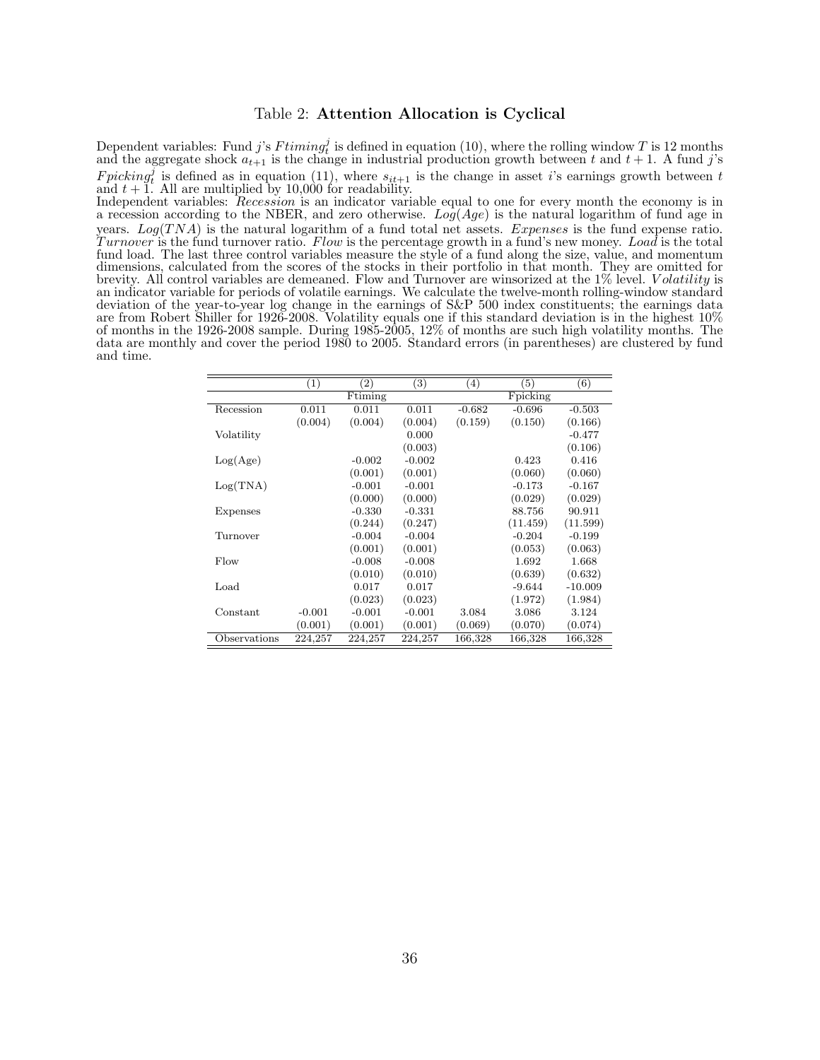Table 2: **Attention Allocation is Cyclical**

Dependent variables: Fund $j$'s $Ftiming_t^j$ is defined in equation (10), where the rolling window $T$ is 12 months and the aggregate shock $a_{t+1}$ is the change in industrial production growth between $t$ and $t+1$. A fund $j$'s $Fpicking_t^j$ is defined as in equation (11), where $s_{it+1}$ is the change in asset $i$'s earnings growth between $t$ and $t+1$. All are multiplied by 10,000 for readability.
Independent variables: *Recession* is an indicator variable equal to one for every month the economy is in a recession according to the NBER, and zero otherwise. $Log(Age)$ is the natural logarithm of fund age in years. $Log(TNA)$ is the natural logarithm of a fund total net assets. *Expenses* is the fund expense ratio. *Turnover* is the fund turnover ratio. *Flow* is the percentage growth in a fund's new money. *Load* is the total fund load. The last three control variables measure the style of a fund along the size, value, and momentum dimensions, calculated from the scores of the stocks in their portfolio in that month. They are omitted for brevity. All control variables are demeaned. Flow and Turnover are winsorized at the 1% level. *Volatility* is an indicator variable for periods of volatile earnings. We calculate the twelve-month rolling-window standard deviation of the year-to-year log change in the earnings of S&P 500 index constituents; the earnings data are from Robert Shiller for 1926-2008. Volatility equals one if this standard deviation is in the highest 10% of months in the 1926-2008 sample. During 1985-2005, 12% of months are such high volatility months. The data are monthly and cover the period 1980 to 2005. Standard errors (in parentheses) are clustered by fund and time.

| | (1) | (2) | (3) | (4) | (5) | (6) |
|---|---|---|---|---|---|---|
| | | Ftiming | | | Fpicking | |
| Recession | 0.011 | 0.011 | 0.011 | -0.682 | -0.696 | -0.503 |
| | (0.004) | (0.004) | (0.004) | (0.159) | (0.150) | (0.166) |
| Volatility | | | 0.000 | | | -0.477 |
| | | | (0.003) | | | (0.106) |
| Log(Age) | | -0.002 | -0.002 | | 0.423 | 0.416 |
| | | (0.001) | (0.001) | | (0.060) | (0.060) |
| Log(TNA) | | -0.001 | -0.001 | | -0.173 | -0.167 |
| | | (0.000) | (0.000) | | (0.029) | (0.029) |
| Expenses | | -0.330 | -0.331 | | 88.756 | 90.911 |
| | | (0.244) | (0.247) | | (11.459) | (11.599) |
| Turnover | | -0.004 | -0.004 | | -0.204 | -0.199 |
| | | (0.001) | (0.001) | | (0.053) | (0.063) |
| Flow | | -0.008 | -0.008 | | 1.692 | 1.668 |
| | | (0.010) | (0.010) | | (0.639) | (0.632) |
| Load | | 0.017 | 0.017 | | -9.644 | -10.009 |
| | | (0.023) | (0.023) | | (1.972) | (1.984) |
| Constant | -0.001 | -0.001 | -0.001 | 3.084 | 3.086 | 3.124 |
| | (0.001) | (0.001) | (0.001) | (0.069) | (0.070) | (0.074) |
| Observations | 224,257 | 224,257 | 224,257 | 166,328 | 166,328 | 166,328 |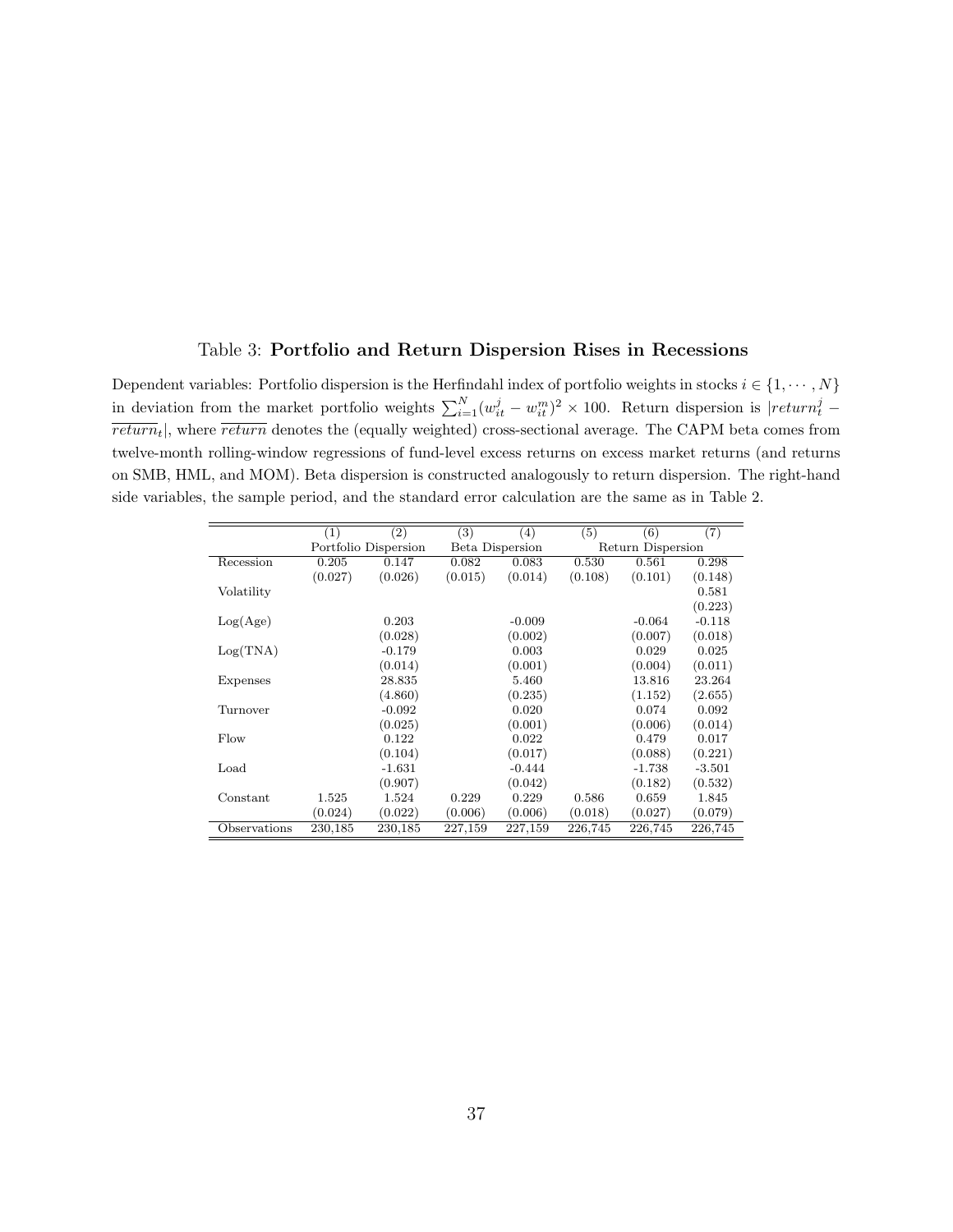Table 3: **Portfolio and Return Dispersion Rises in Recessions**

Dependent variables: Portfolio dispersion is the Herfindahl index of portfolio weights in stocks $i \in \{1, \cdots, N\}$ in deviation from the market portfolio weights $\sum_{i=1}^{N}(w_{it}^{j} - w_{it}^{m})^2 \times 100$. Return dispersion is $|return_t^j - \overline{return}_t|$, where $\overline{return}$ denotes the (equally weighted) cross-sectional average. The CAPM beta comes from twelve-month rolling-window regressions of fund-level excess returns on excess market returns (and returns on SMB, HML, and MOM). Beta dispersion is constructed analogously to return dispersion. The right-hand side variables, the sample period, and the standard error calculation are the same as in Table 2.

| | (1) | (2) | (3) | (4) | (5) | (6) | (7) |
|---|---|---|---|---|---|---|---|
| | Portfolio Dispersion | | Beta Dispersion | | Return Dispersion | | |
| Recession | 0.205 | 0.147 | 0.082 | 0.083 | 0.530 | 0.561 | 0.298 |
| | (0.027) | (0.026) | (0.015) | (0.014) | (0.108) | (0.101) | (0.148) |
| Volatility | | | | | | | 0.581 |
| | | | | | | | (0.223) |
| Log(Age) | | 0.203 | | -0.009 | | -0.064 | -0.118 |
| | | (0.028) | | (0.002) | | (0.007) | (0.018) |
| Log(TNA) | | -0.179 | | 0.003 | | 0.029 | 0.025 |
| | | (0.014) | | (0.001) | | (0.004) | (0.011) |
| Expenses | | 28.835 | | 5.460 | | 13.816 | 23.264 |
| | | (4.860) | | (0.235) | | (1.152) | (2.655) |
| Turnover | | -0.092 | | 0.020 | | 0.074 | 0.092 |
| | | (0.025) | | (0.001) | | (0.006) | (0.014) |
| Flow | | 0.122 | | 0.022 | | 0.479 | 0.017 |
| | | (0.104) | | (0.017) | | (0.088) | (0.221) |
| Load | | -1.631 | | -0.444 | | -1.738 | -3.501 |
| | | (0.907) | | (0.042) | | (0.182) | (0.532) |
| Constant | 1.525 | 1.524 | 0.229 | 0.229 | 0.586 | 0.659 | 1.845 |
| | (0.024) | (0.022) | (0.006) | (0.006) | (0.018) | (0.027) | (0.079) |
| Observations | 230,185 | 230,185 | 227,159 | 227,159 | 226,745 | 226,745 | 226,745 |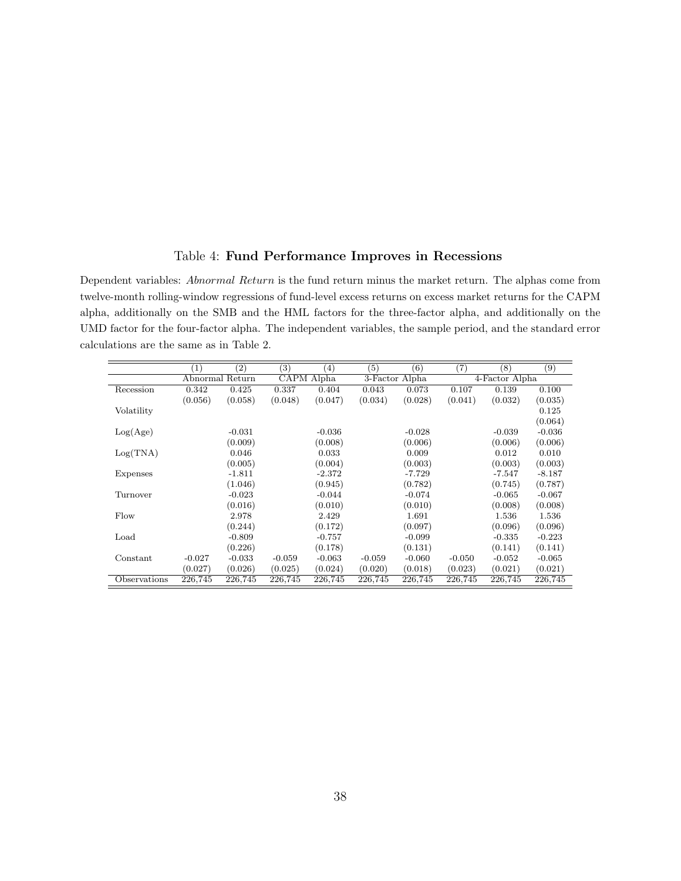Table 4: **Fund Performance Improves in Recessions**

Dependent variables: *Abnormal Return* is the fund return minus the market return. The alphas come from twelve-month rolling-window regressions of fund-level excess returns on excess market returns for the CAPM alpha, additionally on the SMB and the HML factors for the three-factor alpha, and additionally on the UMD factor for the four-factor alpha. The independent variables, the sample period, and the standard error calculations are the same as in Table 2.

| | (1) | (2) | (3) | (4) | (5) | (6) | (7) | (8) | (9) |
|---|---|---|---|---|---|---|---|---|---|
| | Abnormal Return | | CAPM Alpha | | 3-Factor Alpha | | 4-Factor Alpha | | |
| Recession | 0.342 | 0.425 | 0.337 | 0.404 | 0.043 | 0.073 | 0.107 | 0.139 | 0.100 |
| | (0.056) | (0.058) | (0.048) | (0.047) | (0.034) | (0.028) | (0.041) | (0.032) | (0.035) |
| Volatility | | | | | | | | | 0.125 |
| | | | | | | | | | (0.064) |
| Log(Age) | | -0.031 | | -0.036 | | -0.028 | | -0.039 | -0.036 |
| | | (0.009) | | (0.008) | | (0.006) | | (0.006) | (0.006) |
| Log(TNA) | | 0.046 | | 0.033 | | 0.009 | | 0.012 | 0.010 |
| | | (0.005) | | (0.004) | | (0.003) | | (0.003) | (0.003) |
| Expenses | | -1.811 | | -2.372 | | -7.729 | | -7.547 | -8.187 |
| | | (1.046) | | (0.945) | | (0.782) | | (0.745) | (0.787) |
| Turnover | | -0.023 | | -0.044 | | -0.074 | | -0.065 | -0.067 |
| | | (0.016) | | (0.010) | | (0.010) | | (0.008) | (0.008) |
| Flow | | 2.978 | | 2.429 | | 1.691 | | 1.536 | 1.536 |
| | | (0.244) | | (0.172) | | (0.097) | | (0.096) | (0.096) |
| Load | | -0.809 | | -0.757 | | -0.099 | | -0.335 | -0.223 |
| | | (0.226) | | (0.178) | | (0.131) | | (0.141) | (0.141) |
| Constant | -0.027 | -0.033 | -0.059 | -0.063 | -0.059 | -0.060 | -0.050 | -0.052 | -0.065 |
| | (0.027) | (0.026) | (0.025) | (0.024) | (0.020) | (0.018) | (0.023) | (0.021) | (0.021) |
| Observations | 226,745 | 226,745 | 226,745 | 226,745 | 226,745 | 226,745 | 226,745 | 226,745 | 226,745 |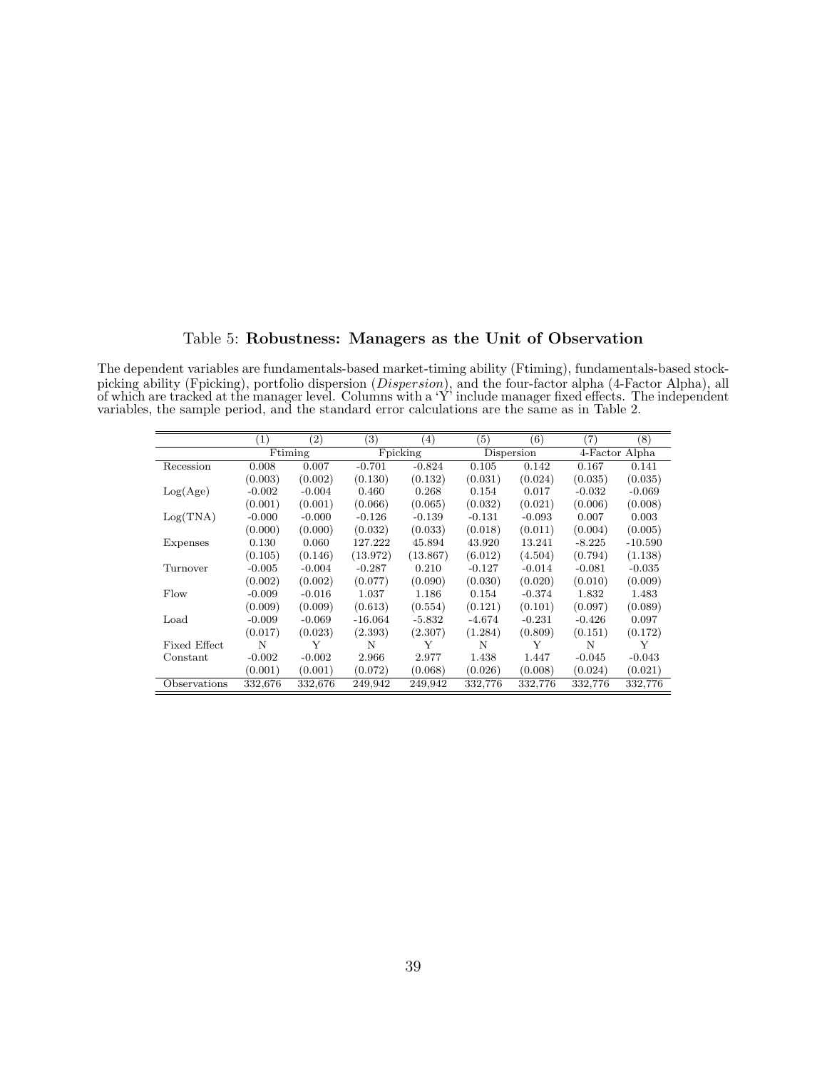Table 5: **Robustness: Managers as the Unit of Observation**

The dependent variables are fundamentals-based market-timing ability (Ftiming), fundamentals-based stock-picking ability (Fpicking), portfolio dispersion (*Dispersion*), and the four-factor alpha (4-Factor Alpha), all of which are tracked at the manager level. Columns with a 'Y' include manager fixed effects. The independent variables, the sample period, and the standard error calculations are the same as in Table 2.

| | (1) | (2) | (3) | (4) | (5) | (6) | (7) | (8) |
|---|---|---|---|---|---|---|---|---|
| | Ftiming | | Fpicking | | Dispersion | | 4-Factor Alpha | |
| Recession | 0.008 | 0.007 | -0.701 | -0.824 | 0.105 | 0.142 | 0.167 | 0.141 |
| | (0.003) | (0.002) | (0.130) | (0.132) | (0.031) | (0.024) | (0.035) | (0.035) |
| Log(Age) | -0.002 | -0.004 | 0.460 | 0.268 | 0.154 | 0.017 | -0.032 | -0.069 |
| | (0.001) | (0.001) | (0.066) | (0.065) | (0.032) | (0.021) | (0.006) | (0.008) |
| Log(TNA) | -0.000 | -0.000 | -0.126 | -0.139 | -0.131 | -0.093 | 0.007 | 0.003 |
| | (0.000) | (0.000) | (0.032) | (0.033) | (0.018) | (0.011) | (0.004) | (0.005) |
| Expenses | 0.130 | 0.060 | 127.222 | 45.894 | 43.920 | 13.241 | -8.225 | -10.590 |
| | (0.105) | (0.146) | (13.972) | (13.867) | (6.012) | (4.504) | (0.794) | (1.138) |
| Turnover | -0.005 | -0.004 | -0.287 | 0.210 | -0.127 | -0.014 | -0.081 | -0.035 |
| | (0.002) | (0.002) | (0.077) | (0.090) | (0.030) | (0.020) | (0.010) | (0.009) |
| Flow | -0.009 | -0.016 | 1.037 | 1.186 | 0.154 | -0.374 | 1.832 | 1.483 |
| | (0.009) | (0.009) | (0.613) | (0.554) | (0.121) | (0.101) | (0.097) | (0.089) |
| Load | -0.009 | -0.069 | -16.064 | -5.832 | -4.674 | -0.231 | -0.426 | 0.097 |
| | (0.017) | (0.023) | (2.393) | (2.307) | (1.284) | (0.809) | (0.151) | (0.172) |
| Fixed Effect | N | Y | N | Y | N | Y | N | Y |
| Constant | -0.002 | -0.002 | 2.966 | 2.977 | 1.438 | 1.447 | -0.045 | -0.043 |
| | (0.001) | (0.001) | (0.072) | (0.068) | (0.026) | (0.008) | (0.024) | (0.021) |
| Observations | 332,676 | 332,676 | 249,942 | 249,942 | 332,776 | 332,776 | 332,776 | 332,776 |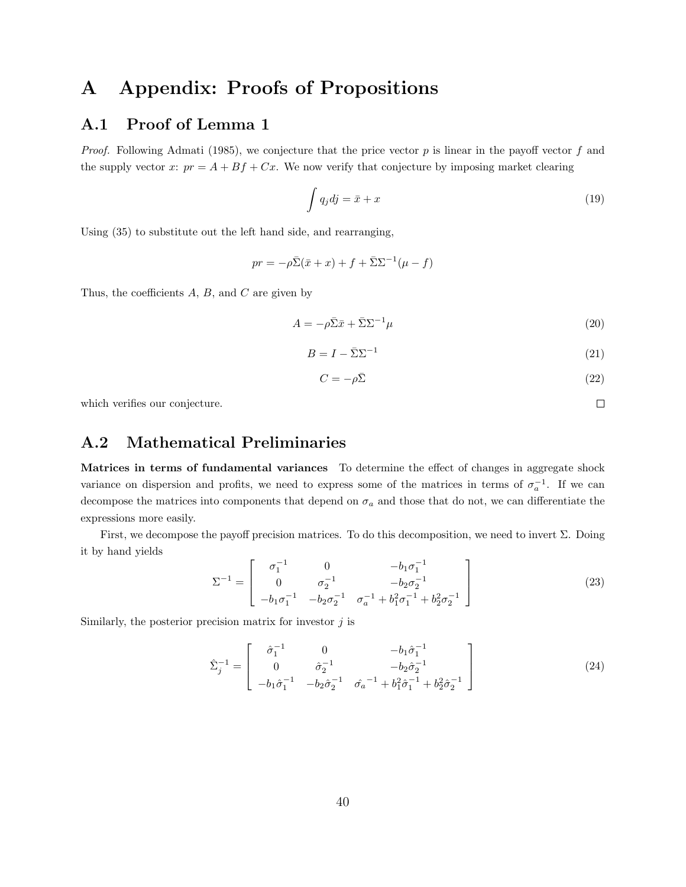# A Appendix: Proofs of Propositions

## A.1 Proof of Lemma 1

*Proof.* Following Admati (1985), we conjecture that the price vector $p$ is linear in the payoff vector $f$ and the supply vector $x$: $pr = A + Bf + Cx$. We now verify that conjecture by imposing market clearing

$$\int q_j dj = \bar{x} + x \tag{19}$$

Using (35) to substitute out the left hand side, and rearranging,

$$pr = -\rho\bar{\Sigma}(\bar{x} + x) + f + \bar{\Sigma}\Sigma^{-1}(\mu - f)$$

Thus, the coefficients $A$, $B$, and $C$ are given by

$$A = -\rho\bar{\Sigma}\bar{x} + \bar{\Sigma}\Sigma^{-1}\mu \tag{20}$$

$$B = I - \bar{\Sigma}\Sigma^{-1} \tag{21}$$

$$C = -\rho\bar{\Sigma} \tag{22}$$

which verifies our conjecture. □

## A.2 Mathematical Preliminaries

**Matrices in terms of fundamental variances** To determine the effect of changes in aggregate shock variance on dispersion and profits, we need to express some of the matrices in terms of $\sigma_a^{-1}$. If we can decompose the matrices into components that depend on $\sigma_a$ and those that do not, we can differentiate the expressions more easily.

First, we decompose the payoff precision matrices. To do this decomposition, we need to invert $\Sigma$. Doing it by hand yields

$$\Sigma^{-1} = \begin{bmatrix} \sigma_1^{-1} & 0 & -b_1\sigma_1^{-1} \\ 0 & \sigma_2^{-1} & -b_2\sigma_2^{-1} \\ -b_1\sigma_1^{-1} & -b_2\sigma_2^{-1} & \sigma_a^{-1} + b_1^2\sigma_1^{-1} + b_2^2\sigma_2^{-1} \end{bmatrix} \tag{23}$$

Similarly, the posterior precision matrix for investor $j$ is

$$\hat{\Sigma}_j^{-1} = \begin{bmatrix} \hat{\sigma}_1^{-1} & 0 & -b_1\hat{\sigma}_1^{-1} \\ 0 & \hat{\sigma}_2^{-1} & -b_2\hat{\sigma}_2^{-1} \\ -b_1\hat{\sigma}_1^{-1} & -b_2\hat{\sigma}_2^{-1} & \hat{\sigma_a}^{-1} + b_1^2\hat{\sigma}_1^{-1} + b_2^2\hat{\sigma}_2^{-1} \end{bmatrix} \tag{24}$$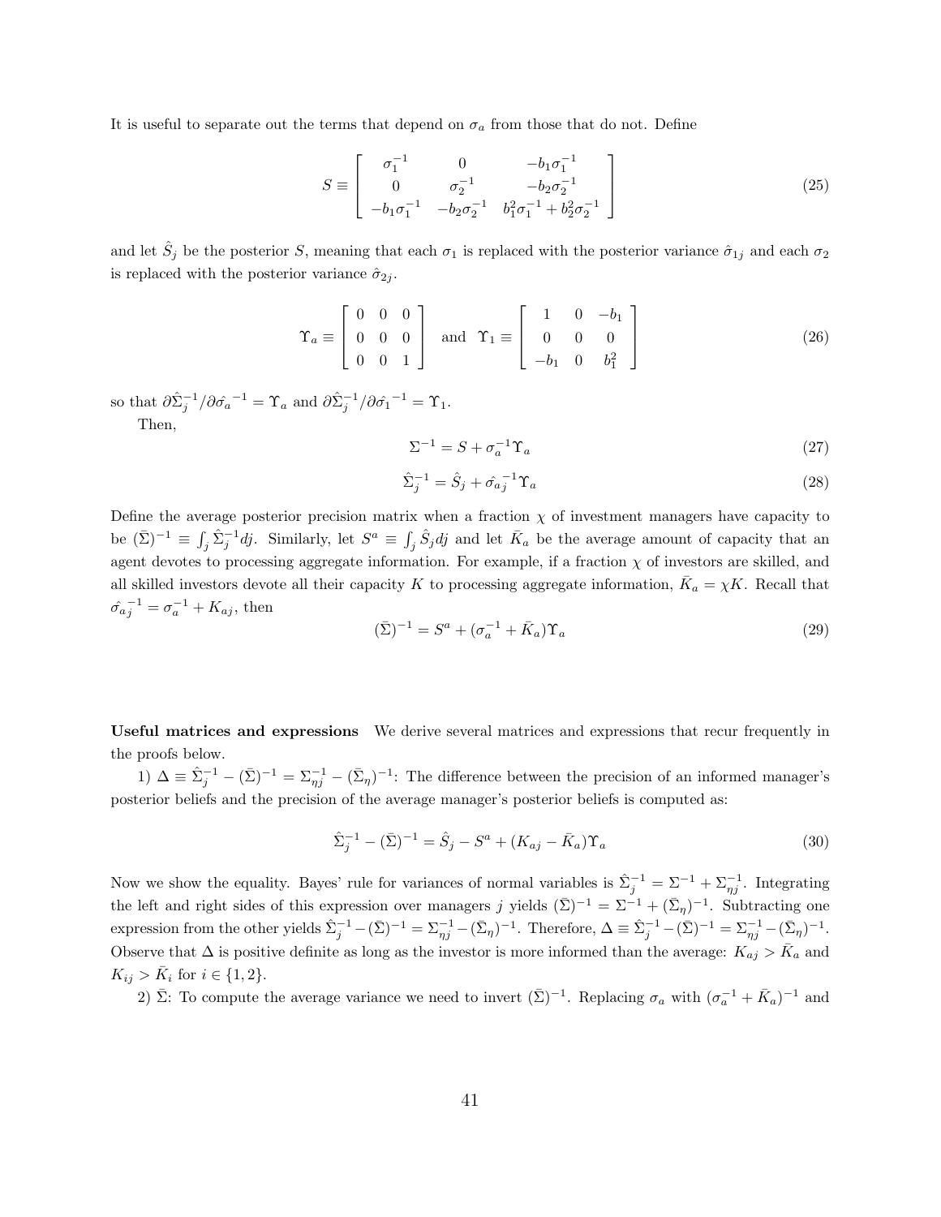It is useful to separate out the terms that depend on $\sigma_a$ from those that do not. Define

$$S \equiv \begin{bmatrix} \sigma_1^{-1} & 0 & -b_1\sigma_1^{-1} \\ 0 & \sigma_2^{-1} & -b_2\sigma_2^{-1} \\ -b_1\sigma_1^{-1} & -b_2\sigma_2^{-1} & b_1^2\sigma_1^{-1} + b_2^2\sigma_2^{-1} \end{bmatrix} \tag{25}$$

and let $\hat{S}_j$ be the posterior $S$, meaning that each $\sigma_1$ is replaced with the posterior variance $\hat{\sigma}_{1j}$ and each $\sigma_2$ is replaced with the posterior variance $\hat{\sigma}_{2j}$.

$$\Upsilon_a \equiv \begin{bmatrix} 0 & 0 & 0 \\ 0 & 0 & 0 \\ 0 & 0 & 1 \end{bmatrix} \quad \text{and} \quad \Upsilon_1 \equiv \begin{bmatrix} 1 & 0 & -b_1 \\ 0 & 0 & 0 \\ -b_1 & 0 & b_1^2 \end{bmatrix} \tag{26}$$

so that $\partial\hat{\Sigma}_j^{-1}/\partial\hat{\sigma_a}^{-1} = \Upsilon_a$ and $\partial\hat{\Sigma}_j^{-1}/\partial\hat{\sigma_1}^{-1} = \Upsilon_1$.

Then,

$$\Sigma^{-1} = S + \sigma_a^{-1}\Upsilon_a \tag{27}$$

$$\hat{\Sigma}_j^{-1} = \hat{S}_j + \hat{\sigma_a}_j^{-1}\Upsilon_a \tag{28}$$

Define the average posterior precision matrix when a fraction $\chi$ of investment managers have capacity to be $(\bar{\Sigma})^{-1} \equiv \int_j \hat{\Sigma}_j^{-1} dj$. Similarly, let $S^a \equiv \int_j \hat{S}_j dj$ and let $\bar{K}_a$ be the average amount of capacity that an agent devotes to processing aggregate information. For example, if a fraction $\chi$ of investors are skilled, and all skilled investors devote all their capacity $K$ to processing aggregate information, $\bar{K}_a = \chi K$. Recall that $\hat{\sigma_a}_j^{-1} = \sigma_a^{-1} + K_{aj}$, then

$$(\bar{\Sigma})^{-1} = S^a + (\sigma_a^{-1} + \bar{K}_a)\Upsilon_a \tag{29}$$

**Useful matrices and expressions** We derive several matrices and expressions that recur frequently in the proofs below.

1) $\Delta \equiv \hat{\Sigma}_j^{-1} - (\bar{\Sigma})^{-1} = \Sigma_{\eta j}^{-1} - (\bar{\Sigma}_\eta)^{-1}$: The difference between the precision of an informed manager's posterior beliefs and the precision of the average manager's posterior beliefs is computed as:

$$\hat{\Sigma}_j^{-1} - (\bar{\Sigma})^{-1} = \hat{S}_j - S^a + (K_{aj} - \bar{K}_a)\Upsilon_a \tag{30}$$

Now we show the equality. Bayes' rule for variances of normal variables is $\hat{\Sigma}_j^{-1} = \Sigma^{-1} + \Sigma_{\eta j}^{-1}$. Integrating the left and right sides of this expression over managers $j$ yields $(\bar{\Sigma})^{-1} = \Sigma^{-1} + (\bar{\Sigma}_\eta)^{-1}$. Subtracting one expression from the other yields $\hat{\Sigma}_j^{-1} - (\bar{\Sigma})^{-1} = \Sigma_{\eta j}^{-1} - (\bar{\Sigma}_\eta)^{-1}$. Therefore, $\Delta \equiv \hat{\Sigma}_j^{-1} - (\bar{\Sigma})^{-1} = \Sigma_{\eta j}^{-1} - (\bar{\Sigma}_\eta)^{-1}$. Observe that $\Delta$ is positive definite as long as the investor is more informed than the average: $K_{aj} > \bar{K}_a$ and $K_{ij} > \bar{K}_i$ for $i \in \{1, 2\}$.

2) $\bar{\Sigma}$: To compute the average variance we need to invert $(\bar{\Sigma})^{-1}$. Replacing $\sigma_a$ with $(\sigma_a^{-1} + \bar{K}_a)^{-1}$ and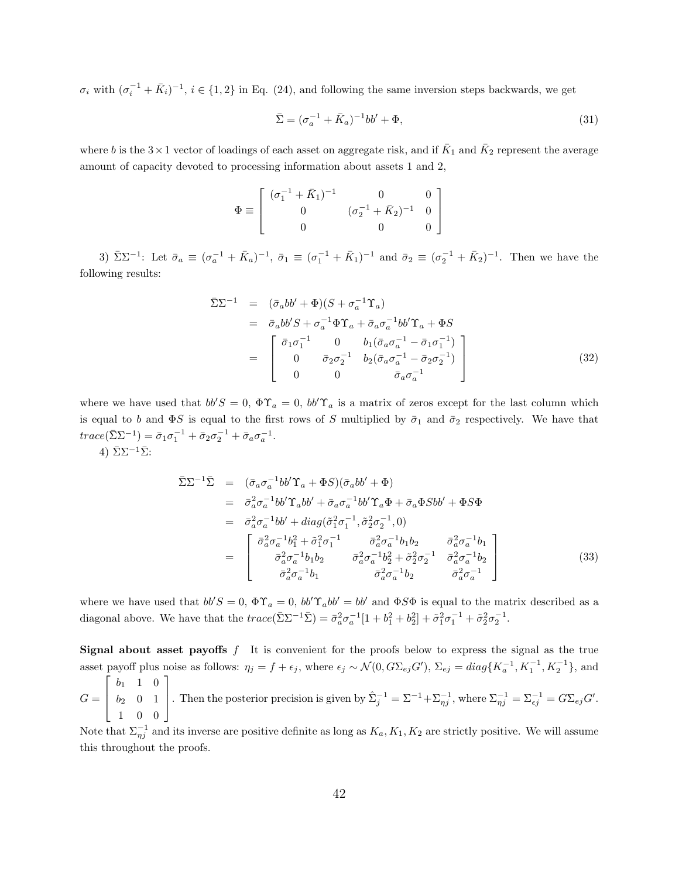$\sigma_i$ with $(\sigma_i^{-1} + \bar{K}_i)^{-1}$, $i \in \{1, 2\}$ in Eq. (24), and following the same inversion steps backwards, we get

$$\bar{\Sigma} = (\sigma_a^{-1} + \bar{K}_a)^{-1} bb' + \Phi, \tag{31}$$

where $b$ is the $3 \times 1$ vector of loadings of each asset on aggregate risk, and if $\bar{K}_1$ and $\bar{K}_2$ represent the average amount of capacity devoted to processing information about assets 1 and 2,

$$\Phi \equiv \begin{bmatrix} (\sigma_1^{-1} + \bar{K}_1)^{-1} & 0 & 0 \\ 0 & (\sigma_2^{-1} + \bar{K}_2)^{-1} & 0 \\ 0 & 0 & 0 \end{bmatrix}$$

3) $\bar{\Sigma}\Sigma^{-1}$: Let $\bar{\sigma}_a \equiv (\sigma_a^{-1} + \bar{K}_a)^{-1}$, $\bar{\sigma}_1 \equiv (\sigma_1^{-1} + \bar{K}_1)^{-1}$ and $\bar{\sigma}_2 \equiv (\sigma_2^{-1} + \bar{K}_2)^{-1}$. Then we have the following results:

$$\begin{aligned} \bar{\Sigma}\Sigma^{-1} &= (\bar{\sigma}_a bb' + \Phi)(S + \sigma_a^{-1}\Upsilon_a) \\ &= \bar{\sigma}_a bb'S + \sigma_a^{-1}\Phi\Upsilon_a + \bar{\sigma}_a\sigma_a^{-1}bb'\Upsilon_a + \Phi S \\ &= \begin{bmatrix} \bar{\sigma}_1\sigma_1^{-1} & 0 & b_1(\bar{\sigma}_a\sigma_a^{-1} - \bar{\sigma}_1\sigma_1^{-1}) \\ 0 & \bar{\sigma}_2\sigma_2^{-1} & b_2(\bar{\sigma}_a\sigma_a^{-1} - \bar{\sigma}_2\sigma_2^{-1}) \\ 0 & 0 & \bar{\sigma}_a\sigma_a^{-1} \end{bmatrix} \end{aligned} \tag{32}$$

where we have used that $bb'S = 0$, $\Phi\Upsilon_a = 0$, $bb'\Upsilon_a$ is a matrix of zeros except for the last column which is equal to $b$ and $\Phi S$ is equal to the first rows of $S$ multiplied by $\bar{\sigma}_1$ and $\bar{\sigma}_2$ respectively. We have that $trace(\bar{\Sigma}\Sigma^{-1}) = \bar{\sigma}_1\sigma_1^{-1} + \bar{\sigma}_2\sigma_2^{-1} + \bar{\sigma}_a\sigma_a^{-1}$.

4) $\bar{\Sigma}\Sigma^{-1}\bar{\Sigma}$:

$$\begin{aligned} \bar{\Sigma}\Sigma^{-1}\bar{\Sigma} &= (\bar{\sigma}_a\sigma_a^{-1}bb'\Upsilon_a + \Phi S)(\bar{\sigma}_a bb' + \Phi) \\ &= \bar{\sigma}_a^2\sigma_a^{-1}bb'\Upsilon_a bb' + \bar{\sigma}_a\sigma_a^{-1}bb'\Upsilon_a\Phi + \bar{\sigma}_a\Phi S bb' + \Phi S\Phi \\ &= \bar{\sigma}_a^2\sigma_a^{-1}bb' + diag(\tilde{\sigma}_1^2\sigma_1^{-1}, \tilde{\sigma}_2^2\sigma_2^{-1}, 0) \\ &= \begin{bmatrix} \bar{\sigma}_a^2\sigma_a^{-1}b_1^2 + \tilde{\sigma}_1^2\sigma_1^{-1} & \bar{\sigma}_a^2\sigma_a^{-1}b_1b_2 & \bar{\sigma}_a^2\sigma_a^{-1}b_1 \\ \bar{\sigma}_a^2\sigma_a^{-1}b_1b_2 & \bar{\sigma}_a^2\sigma_a^{-1}b_2^2 + \tilde{\sigma}_2^2\sigma_2^{-1} & \bar{\sigma}_a^2\sigma_a^{-1}b_2 \\ \bar{\sigma}_a^2\sigma_a^{-1}b_1 & \bar{\sigma}_a^2\sigma_a^{-1}b_2 & \bar{\sigma}_a^2\sigma_a^{-1} \end{bmatrix} \end{aligned} \tag{33}$$

where we have used that $bb'S = 0$, $\Phi\Upsilon_a = 0$, $bb'\Upsilon_a bb' = bb'$ and $\Phi S\Phi$ is equal to the matrix described as a diagonal above. We have that the $trace(\bar{\Sigma}\Sigma^{-1}\bar{\Sigma}) = \bar{\sigma}_a^2\sigma_a^{-1}[1 + b_1^2 + b_2^2] + \tilde{\sigma}_1^2\sigma_1^{-1} + \tilde{\sigma}_2^2\sigma_2^{-1}$.

**Signal about asset payoffs $f$** It is convenient for the proofs below to express the signal as the true asset payoff plus noise as follows: $\eta_j = f + \epsilon_j$, where $\epsilon_j \sim \mathcal{N}(0, G\Sigma_{ej}G')$, $\Sigma_{ej} = diag\{K_a^{-1}, K_1^{-1}, K_2^{-1}\}$, and $G = \begin{bmatrix} b_1 & 1 & 0 \\ b_2 & 0 & 1 \\ 1 & 0 & 0 \end{bmatrix}$. Then the posterior precision is given by $\hat{\Sigma}_j^{-1} = \Sigma^{-1} + \Sigma_{\eta j}^{-1}$, where $\Sigma_{\eta j}^{-1} = \Sigma_{\epsilon j}^{-1} = G\Sigma_{ej}G'$. Note that $\Sigma_{\eta j}^{-1}$ and its inverse are positive definite as long as $K_a, K_1, K_2$ are strictly positive. We will assume this throughout the proofs.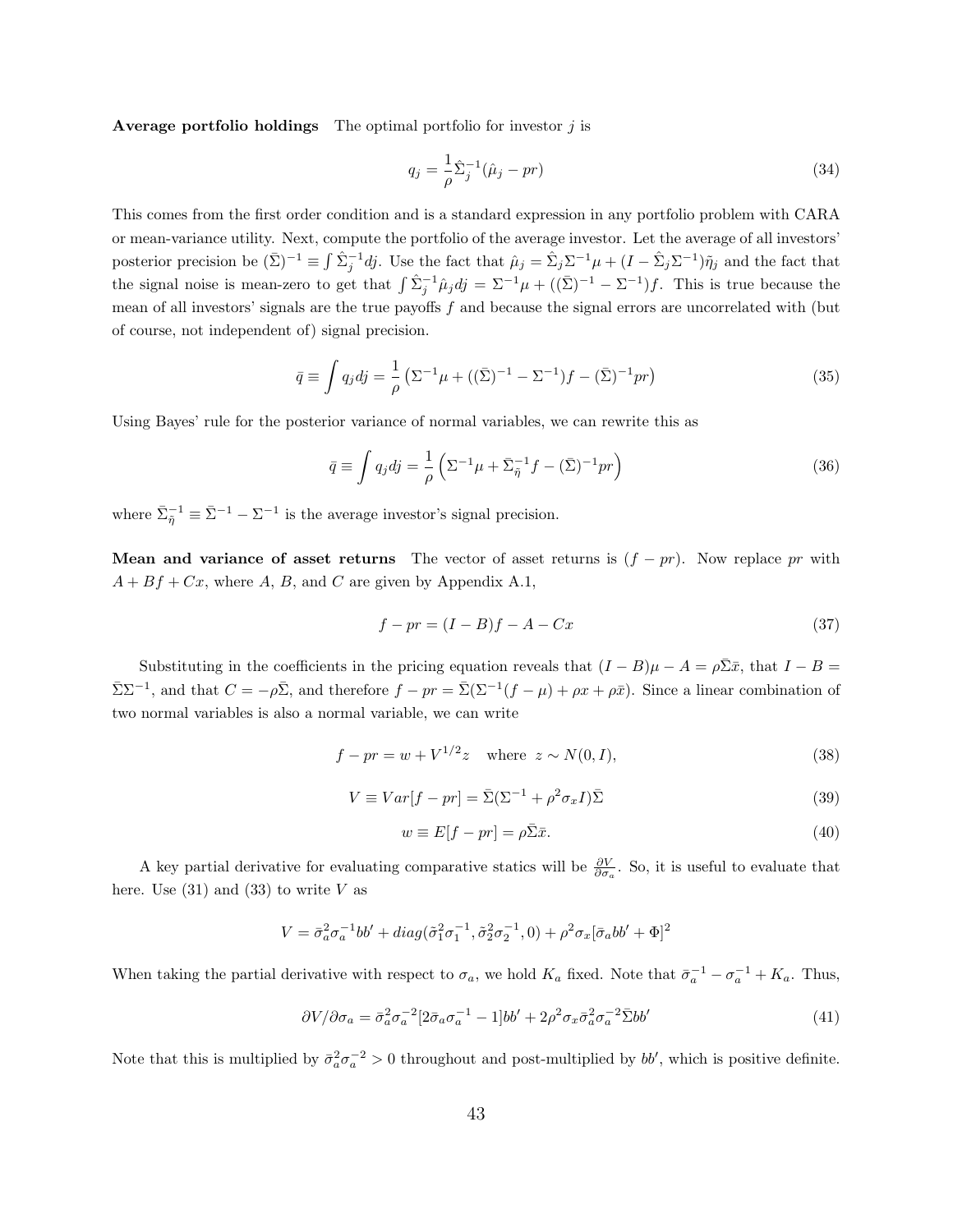**Average portfolio holdings** The optimal portfolio for investor $j$ is

$$q_j = \frac{1}{\rho}\hat{\Sigma}_j^{-1}(\hat{\mu}_j - pr) \tag{34}$$

This comes from the first order condition and is a standard expression in any portfolio problem with CARA or mean-variance utility. Next, compute the portfolio of the average investor. Let the average of all investors' posterior precision be $(\bar{\Sigma})^{-1} \equiv \int \hat{\Sigma}_j^{-1} dj$. Use the fact that $\hat{\mu}_j = \hat{\Sigma}_j \Sigma^{-1}\mu + (I - \hat{\Sigma}_j\Sigma^{-1})\tilde{\eta}_j$ and the fact that the signal noise is mean-zero to get that $\int \hat{\Sigma}_j^{-1}\hat{\mu}_j dj = \Sigma^{-1}\mu + ((\bar{\Sigma})^{-1} - \Sigma^{-1})f$. This is true because the mean of all investors' signals are the true payoffs $f$ and because the signal errors are uncorrelated with (but of course, not independent of) signal precision.

$$\bar{q} \equiv \int q_j dj = \frac{1}{\rho}\left(\Sigma^{-1}\mu + ((\bar{\Sigma})^{-1} - \Sigma^{-1})f - (\bar{\Sigma})^{-1}pr\right) \tag{35}$$

Using Bayes' rule for the posterior variance of normal variables, we can rewrite this as

$$\bar{q} \equiv \int q_j dj = \frac{1}{\rho}\left(\Sigma^{-1}\mu + \bar{\Sigma}_{\tilde{\eta}}^{-1}f - (\bar{\Sigma})^{-1}pr\right) \tag{36}$$

where $\bar{\Sigma}_{\tilde{\eta}}^{-1} \equiv \bar{\Sigma}^{-1} - \Sigma^{-1}$ is the average investor's signal precision.

**Mean and variance of asset returns** The vector of asset returns is $(f - pr)$. Now replace $pr$ with $A + Bf + Cx$, where $A$, $B$, and $C$ are given by Appendix A.1,

$$f - pr = (I - B)f - A - Cx \tag{37}$$

Substituting in the coefficients in the pricing equation reveals that $(I - B)\mu - A = \rho\bar{\Sigma}\bar{x}$, that $I - B = \bar{\Sigma}\Sigma^{-1}$, and that $C = -\rho\bar{\Sigma}$, and therefore $f - pr = \bar{\Sigma}(\Sigma^{-1}(f - \mu) + \rho x + \rho\bar{x})$. Since a linear combination of two normal variables is also a normal variable, we can write

$$f - pr = w + V^{1/2}z \quad \text{where } z \sim N(0, I), \tag{38}$$

$$V \equiv Var[f - pr] = \bar{\Sigma}(\Sigma^{-1} + \rho^2\sigma_x I)\bar{\Sigma} \tag{39}$$

$$w \equiv E[f - pr] = \rho\bar{\Sigma}\bar{x}. \tag{40}$$

A key partial derivative for evaluating comparative statics will be $\frac{\partial V}{\partial \sigma_a}$. So, it is useful to evaluate that here. Use (31) and (33) to write $V$ as

$$V = \bar{\sigma}_a^2\sigma_a^{-1}bb' + diag(\tilde{\sigma}_1^2\sigma_1^{-1}, \tilde{\sigma}_2^2\sigma_2^{-1}, 0) + \rho^2\sigma_x[\bar{\sigma}_a bb' + \Phi]^2$$

When taking the partial derivative with respect to $\sigma_a$, we hold $K_a$ fixed. Note that $\bar{\sigma}_a^{-1} - \sigma_a^{-1} + K_a$. Thus,

$$\partial V/\partial\sigma_a = \bar{\sigma}_a^2\sigma_a^{-2}[2\bar{\sigma}_a\sigma_a^{-1} - 1]bb' + 2\rho^2\sigma_x\bar{\sigma}_a^2\sigma_a^{-2}\bar{\Sigma}bb' \tag{41}$$

Note that this is multiplied by $\bar{\sigma}_a^2\sigma_a^{-2} > 0$ throughout and post-multiplied by $bb'$, which is positive definite.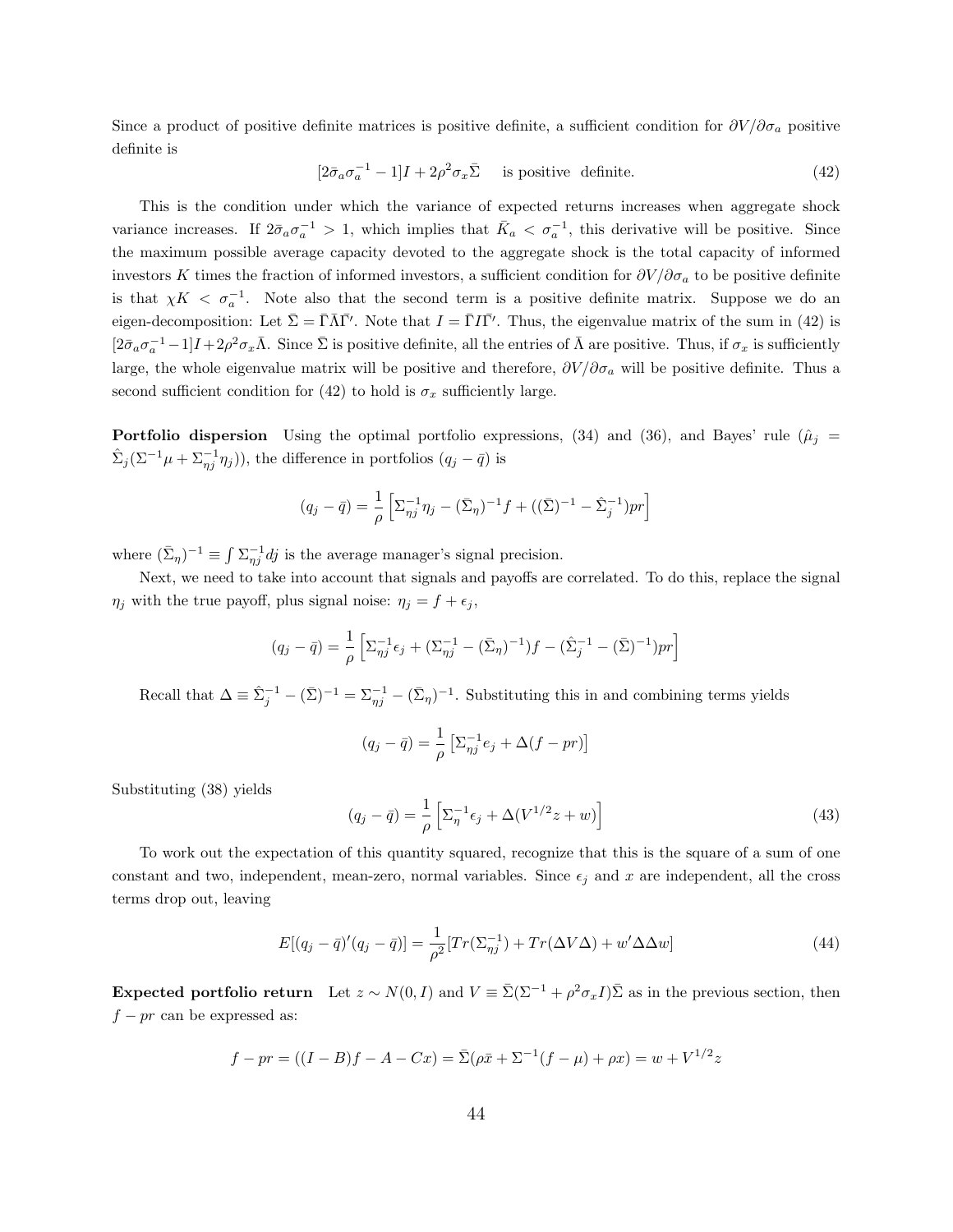Since a product of positive definite matrices is positive definite, a sufficient condition for $\partial V/\partial \sigma_a$ positive definite is

$$[2\bar{\sigma}_a \sigma_a^{-1} - 1]I + 2\rho^2 \sigma_x \bar{\Sigma} \quad \text{is positive definite.} \tag{42}$$

This is the condition under which the variance of expected returns increases when aggregate shock variance increases. If $2\bar{\sigma}_a \sigma_a^{-1} > 1$, which implies that $\bar{K}_a < \sigma_a^{-1}$, this derivative will be positive. Since the maximum possible average capacity devoted to the aggregate shock is the total capacity of informed investors $K$ times the fraction of informed investors, a sufficient condition for $\partial V/\partial \sigma_a$ to be positive definite is that $\chi K < \sigma_a^{-1}$. Note also that the second term is a positive definite matrix. Suppose we do an eigen-decomposition: Let $\bar{\Sigma} = \bar{\Gamma}\bar{\Lambda}\bar{\Gamma}'$. Note that $I = \bar{\Gamma} I \bar{\Gamma}'$. Thus, the eigenvalue matrix of the sum in (42) is $[2\bar{\sigma}_a \sigma_a^{-1} - 1]I + 2\rho^2 \sigma_x \bar{\Lambda}$. Since $\bar{\Sigma}$ is positive definite, all the entries of $\bar{\Lambda}$ are positive. Thus, if $\sigma_x$ is sufficiently large, the whole eigenvalue matrix will be positive and therefore, $\partial V/\partial \sigma_a$ will be positive definite. Thus a second sufficient condition for (42) to hold is $\sigma_x$ sufficiently large.

**Portfolio dispersion** Using the optimal portfolio expressions, (34) and (36), and Bayes' rule ($\hat{\mu}_j = \hat{\Sigma}_j(\Sigma^{-1}\mu + \Sigma_{\eta j}^{-1}\eta_j)$), the difference in portfolios $(q_j - \bar{q})$ is

$$(q_j - \bar{q}) = \frac{1}{\rho}\left[\Sigma_{\eta j}^{-1}\eta_j - (\bar{\Sigma}_\eta)^{-1} f + ((\bar{\Sigma})^{-1} - \hat{\Sigma}_j^{-1})pr\right]$$

where $(\bar{\Sigma}_\eta)^{-1} \equiv \int \Sigma_{\eta j}^{-1} dj$ is the average manager's signal precision.

Next, we need to take into account that signals and payoffs are correlated. To do this, replace the signal $\eta_j$ with the true payoff, plus signal noise: $\eta_j = f + \epsilon_j$,

$$(q_j - \bar{q}) = \frac{1}{\rho}\left[\Sigma_{\eta j}^{-1}\epsilon_j + (\Sigma_{\eta j}^{-1} - (\bar{\Sigma}_\eta)^{-1})f - (\hat{\Sigma}_j^{-1} - (\bar{\Sigma})^{-1})pr\right]$$

Recall that $\Delta \equiv \hat{\Sigma}_j^{-1} - (\bar{\Sigma})^{-1} = \Sigma_{\eta j}^{-1} - (\bar{\Sigma}_\eta)^{-1}$. Substituting this in and combining terms yields

$$(q_j - \bar{q}) = \frac{1}{\rho}\left[\Sigma_{\eta j}^{-1} e_j + \Delta(f - pr)\right]$$

Substituting (38) yields

$$(q_j - \bar{q}) = \frac{1}{\rho}\left[\Sigma_{\eta}^{-1}\epsilon_j + \Delta(V^{1/2}z + w)\right] \tag{43}$$

To work out the expectation of this quantity squared, recognize that this is the square of a sum of one constant and two, independent, mean-zero, normal variables. Since $\epsilon_j$ and $x$ are independent, all the cross terms drop out, leaving

$$E[(q_j - \bar{q})'(q_j - \bar{q})] = \frac{1}{\rho^2}[Tr(\Sigma_{\eta j}^{-1}) + Tr(\Delta V \Delta) + w'\Delta\Delta w] \tag{44}$$

**Expected portfolio return** Let $z \sim N(0, I)$ and $V \equiv \bar{\Sigma}(\Sigma^{-1} + \rho^2 \sigma_x I)\bar{\Sigma}$ as in the previous section, then $f - pr$ can be expressed as:

$$f - pr = ((I - B)f - A - Cx) = \bar{\Sigma}(\rho\bar{x} + \Sigma^{-1}(f - \mu) + \rho x) = w + V^{1/2}z$$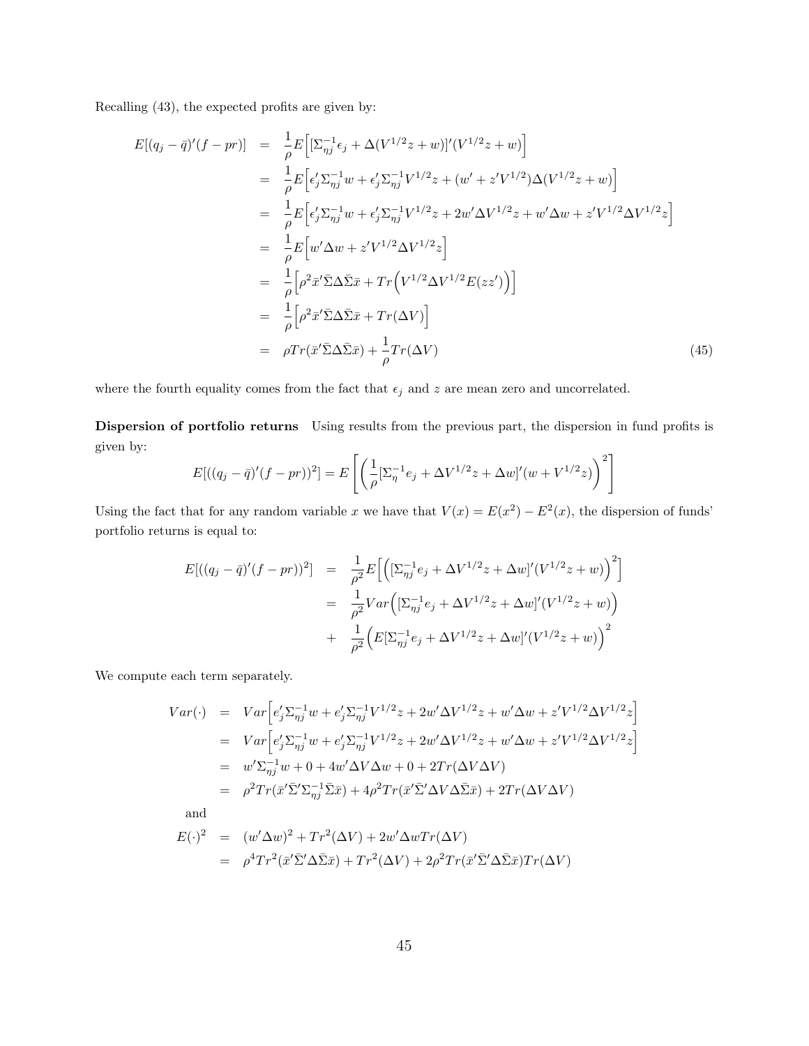Recalling (43), the expected profits are given by:

$$
\begin{aligned}
E[(q_j - \bar{q})'(f - pr)] &= \frac{1}{\rho} E\Big[[\Sigma_{\eta j}^{-1}\epsilon_j + \Delta(V^{1/2}z + w)]'(V^{1/2}z + w)\Big] \\
&= \frac{1}{\rho} E\Big[\epsilon_j'\Sigma_{\eta j}^{-1}w + \epsilon_j'\Sigma_{\eta j}^{-1}V^{1/2}z + (w' + z'V^{1/2})\Delta(V^{1/2}z + w)\Big] \\
&= \frac{1}{\rho} E\Big[\epsilon_j'\Sigma_{\eta j}^{-1}w + \epsilon_j'\Sigma_{\eta j}^{-1}V^{1/2}z + 2w'\Delta V^{1/2}z + w'\Delta w + z'V^{1/2}\Delta V^{1/2}z\Big] \\
&= \frac{1}{\rho} E\Big[w'\Delta w + z'V^{1/2}\Delta V^{1/2}z\Big] \\
&= \frac{1}{\rho}\Big[\rho^2 \bar{x}'\bar{\Sigma}\Delta\bar{\Sigma}\bar{x} + Tr\Big(V^{1/2}\Delta V^{1/2}E(zz')\Big)\Big] \\
&= \frac{1}{\rho}\Big[\rho^2 \bar{x}'\bar{\Sigma}\Delta\bar{\Sigma}\bar{x} + Tr(\Delta V)\Big] \\
&= \rho Tr(\bar{x}'\bar{\Sigma}\Delta\bar{\Sigma}\bar{x}) + \frac{1}{\rho}Tr(\Delta V)
\end{aligned} \tag{45}
$$

where the fourth equality comes from the fact that $\epsilon_j$ and $z$ are mean zero and uncorrelated.

**Dispersion of portfolio returns** Using results from the previous part, the dispersion in fund profits is given by:

$$
E[((q_j - \bar{q})'(f - pr))^2] = E\left[\left(\frac{1}{\rho}[\Sigma_{\eta}^{-1}e_j + \Delta V^{1/2}z + \Delta w]'(w + V^{1/2}z)\right)^2\right]
$$

Using the fact that for any random variable $x$ we have that $V(x) = E(x^2) - E^2(x)$, the dispersion of funds' portfolio returns is equal to:

$$
\begin{aligned}
E[((q_j - \bar{q})'(f - pr))^2] &= \frac{1}{\rho^2} E\Big[\Big([\Sigma_{\eta j}^{-1}e_j + \Delta V^{1/2}z + \Delta w]'(V^{1/2}z + w)\Big)^2\Big] \\
&= \frac{1}{\rho^2} Var\Big([\Sigma_{\eta j}^{-1}e_j + \Delta V^{1/2}z + \Delta w]'(V^{1/2}z + w)\Big) \\
&+ \frac{1}{\rho^2}\Big(E[\Sigma_{\eta j}^{-1}e_j + \Delta V^{1/2}z + \Delta w]'(V^{1/2}z + w)\Big)^2
\end{aligned}
$$

We compute each term separately.

$$
\begin{aligned}
Var(\cdot) &= Var\Big[e_j'\Sigma_{\eta j}^{-1}w + e_j'\Sigma_{\eta j}^{-1}V^{1/2}z + 2w'\Delta V^{1/2}z + w'\Delta w + z'V^{1/2}\Delta V^{1/2}z\Big] \\
&= Var\Big[e_j'\Sigma_{\eta j}^{-1}w + e_j'\Sigma_{\eta j}^{-1}V^{1/2}z + 2w'\Delta V^{1/2}z + w'\Delta w + z'V^{1/2}\Delta V^{1/2}z\Big] \\
&= w'\Sigma_{\eta j}^{-1}w + 0 + 4w'\Delta V\Delta w + 0 + 2Tr(\Delta V\Delta V) \\
&= \rho^2 Tr(\bar{x}'\bar{\Sigma}'\Sigma_{\eta j}^{-1}\bar{\Sigma}\bar{x}) + 4\rho^2 Tr(\bar{x}'\bar{\Sigma}'\Delta V\Delta\bar{\Sigma}\bar{x}) + 2Tr(\Delta V\Delta V)
\end{aligned}
$$

and

$$
\begin{aligned}
E(\cdot)^2 &= (w'\Delta w)^2 + Tr^2(\Delta V) + 2w'\Delta w Tr(\Delta V) \\
&= \rho^4 Tr^2(\bar{x}'\bar{\Sigma}'\Delta\bar{\Sigma}\bar{x}) + Tr^2(\Delta V) + 2\rho^2 Tr(\bar{x}'\bar{\Sigma}'\Delta\bar{\Sigma}\bar{x})Tr(\Delta V)
\end{aligned}
$$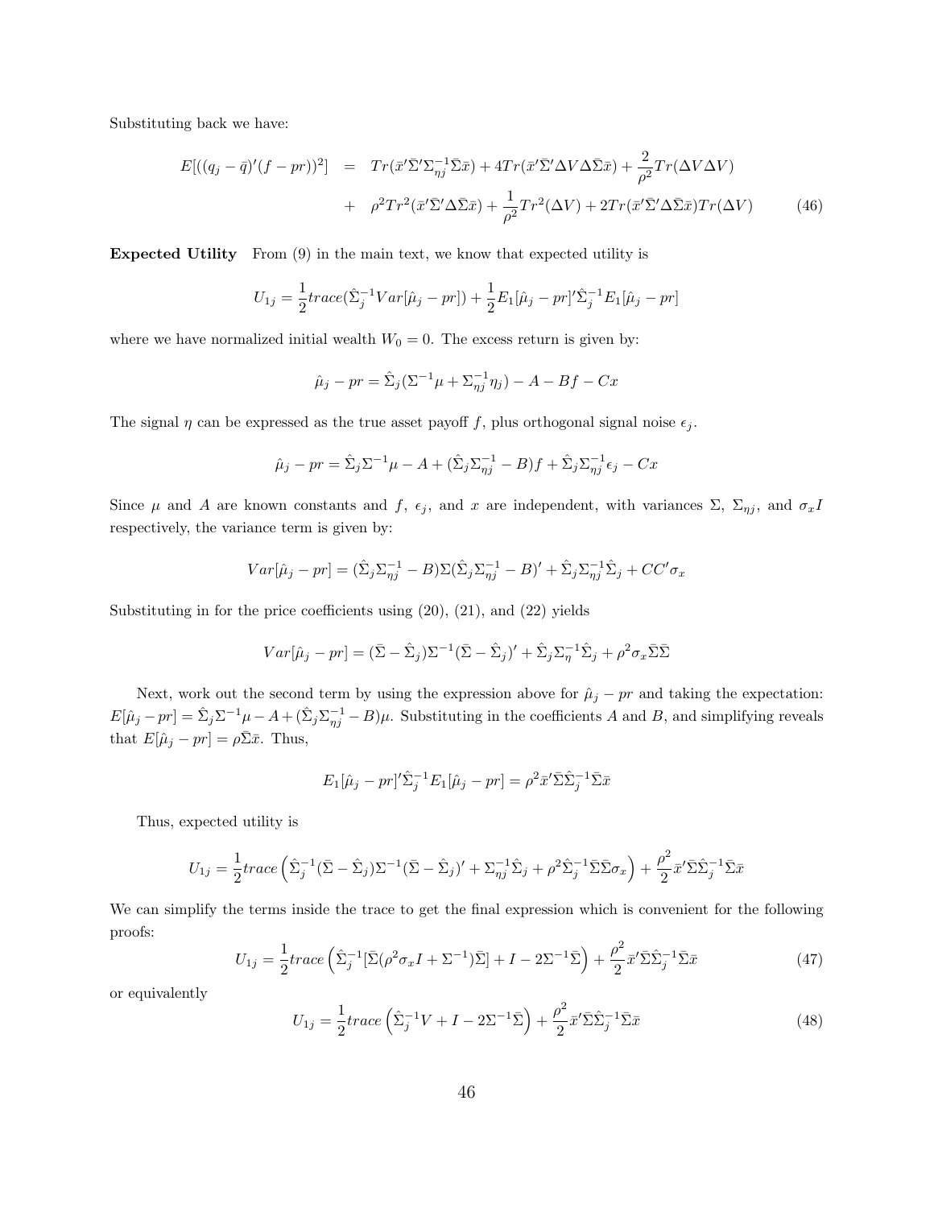Substituting back we have:

$$
\begin{aligned}
E[((q_j - \bar{q})'(f - pr))^2] &= Tr(\bar{x}'\bar{\Sigma}'\Sigma_{\eta j}^{-1}\bar{\Sigma}\bar{x}) + 4Tr(\bar{x}'\bar{\Sigma}'\Delta V \Delta \bar{\Sigma}\bar{x}) + \frac{2}{\rho^2}Tr(\Delta V \Delta V) \\
&+ \rho^2 Tr^2(\bar{x}'\bar{\Sigma}'\Delta\bar{\Sigma}\bar{x}) + \frac{1}{\rho^2}Tr^2(\Delta V) + 2Tr(\bar{x}'\bar{\Sigma}'\Delta\bar{\Sigma}\bar{x})Tr(\Delta V) \qquad (46)
\end{aligned}
$$

**Expected Utility** From (9) in the main text, we know that expected utility is

$$
U_{1j} = \frac{1}{2}trace(\hat{\Sigma}_j^{-1}Var[\hat{\mu}_j - pr]) + \frac{1}{2}E_1[\hat{\mu}_j - pr]'\hat{\Sigma}_j^{-1}E_1[\hat{\mu}_j - pr]
$$

where we have normalized initial wealth $W_0 = 0$. The excess return is given by:

$$
\hat{\mu}_j - pr = \hat{\Sigma}_j(\Sigma^{-1}\mu + \Sigma_{\eta j}^{-1}\eta_j) - A - Bf - Cx
$$

The signal $\eta$ can be expressed as the true asset payoff $f$, plus orthogonal signal noise $\epsilon_j$.

$$
\hat{\mu}_j - pr = \hat{\Sigma}_j\Sigma^{-1}\mu - A + (\hat{\Sigma}_j\Sigma_{\eta j}^{-1} - B)f + \hat{\Sigma}_j\Sigma_{\eta j}^{-1}\epsilon_j - Cx
$$

Since $\mu$ and $A$ are known constants and $f$, $\epsilon_j$, and $x$ are independent, with variances $\Sigma$, $\Sigma_{\eta j}$, and $\sigma_x I$ respectively, the variance term is given by:

$$
Var[\hat{\mu}_j - pr] = (\hat{\Sigma}_j\Sigma_{\eta j}^{-1} - B)\Sigma(\hat{\Sigma}_j\Sigma_{\eta j}^{-1} - B)' + \hat{\Sigma}_j\Sigma_{\eta j}^{-1}\hat{\Sigma}_j + CC'\sigma_x
$$

Substituting in for the price coefficients using (20), (21), and (22) yields

$$
Var[\hat{\mu}_j - pr] = (\bar{\Sigma} - \hat{\Sigma}_j)\Sigma^{-1}(\bar{\Sigma} - \hat{\Sigma}_j)' + \hat{\Sigma}_j\Sigma_{\eta}^{-1}\hat{\Sigma}_j + \rho^2\sigma_x\bar{\Sigma}\bar{\Sigma}
$$

Next, work out the second term by using the expression above for $\hat{\mu}_j - pr$ and taking the expectation: $E[\hat{\mu}_j - pr] = \hat{\Sigma}_j\Sigma^{-1}\mu - A + (\hat{\Sigma}_j\Sigma_{\eta j}^{-1} - B)\mu$. Substituting in the coefficients $A$ and $B$, and simplifying reveals that $E[\hat{\mu}_j - pr] = \rho\bar{\Sigma}\bar{x}$. Thus,

$$
E_1[\hat{\mu}_j - pr]'\hat{\Sigma}_j^{-1}E_1[\hat{\mu}_j - pr] = \rho^2\bar{x}'\bar{\Sigma}\hat{\Sigma}_j^{-1}\bar{\Sigma}\bar{x}
$$

Thus, expected utility is

$$
U_{1j} = \frac{1}{2}trace\left(\hat{\Sigma}_j^{-1}(\bar{\Sigma} - \hat{\Sigma}_j)\Sigma^{-1}(\bar{\Sigma} - \hat{\Sigma}_j)' + \Sigma_{\eta j}^{-1}\hat{\Sigma}_j + \rho^2\hat{\Sigma}_j^{-1}\bar{\Sigma}\bar{\Sigma}\sigma_x\right) + \frac{\rho^2}{2}\bar{x}'\bar{\Sigma}\hat{\Sigma}_j^{-1}\bar{\Sigma}\bar{x}
$$

We can simplify the terms inside the trace to get the final expression which is convenient for the following proofs:

$$
U_{1j} = \frac{1}{2}trace\left(\hat{\Sigma}_j^{-1}[\bar{\Sigma}(\rho^2\sigma_x I + \Sigma^{-1})\bar{\Sigma}] + I - 2\Sigma^{-1}\bar{\Sigma}\right) + \frac{\rho^2}{2}\bar{x}'\bar{\Sigma}\hat{\Sigma}_j^{-1}\bar{\Sigma}\bar{x} \qquad (47)
$$

or equivalently

$$
U_{1j} = \frac{1}{2}trace\left(\hat{\Sigma}_j^{-1}V + I - 2\Sigma^{-1}\bar{\Sigma}\right) + \frac{\rho^2}{2}\bar{x}'\bar{\Sigma}\hat{\Sigma}_j^{-1}\bar{\Sigma}\bar{x} \qquad (48)
$$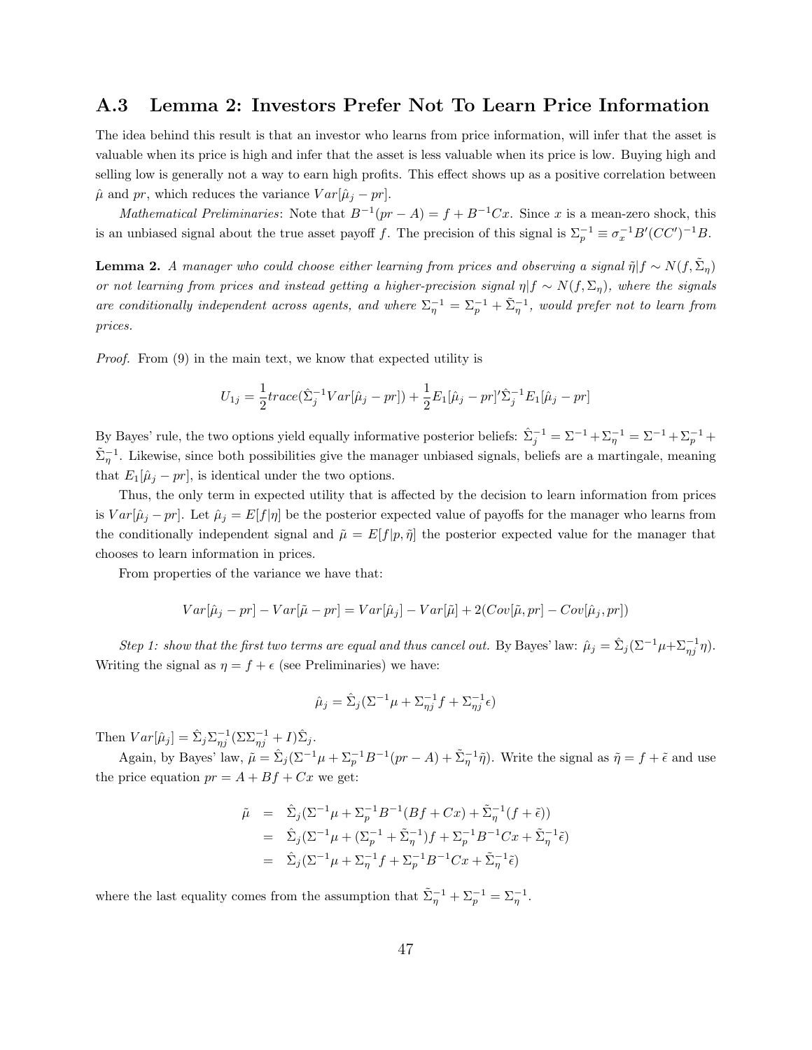## A.3 Lemma 2: Investors Prefer Not To Learn Price Information

The idea behind this result is that an investor who learns from price information, will infer that the asset is valuable when its price is high and infer that the asset is less valuable when its price is low. Buying high and selling low is generally not a way to earn high profits. This effect shows up as a positive correlation between $\hat{\mu}$ and $pr$, which reduces the variance $Var[\hat{\mu}_j - pr]$.

*Mathematical Preliminaries*: Note that $B^{-1}(pr - A) = f + B^{-1}Cx$. Since $x$ is a mean-zero shock, this is an unbiased signal about the true asset payoff $f$. The precision of this signal is $\Sigma_p^{-1} \equiv \sigma_x^{-1} B'(CC')^{-1}B$.

**Lemma 2.** *A manager who could choose either learning from prices and observing a signal $\tilde{\eta}|f \sim N(f, \tilde{\Sigma}_\eta)$ or not learning from prices and instead getting a higher-precision signal $\eta|f \sim N(f, \Sigma_\eta)$, where the signals are conditionally independent across agents, and where $\Sigma_\eta^{-1} = \Sigma_p^{-1} + \tilde{\Sigma}_\eta^{-1}$, would prefer not to learn from prices.*

*Proof.* From (9) in the main text, we know that expected utility is

$$U_{1j} = \frac{1}{2} trace(\hat{\Sigma}_j^{-1} Var[\hat{\mu}_j - pr]) + \frac{1}{2} E_1[\hat{\mu}_j - pr]' \hat{\Sigma}_j^{-1} E_1[\hat{\mu}_j - pr]$$

By Bayes' rule, the two options yield equally informative posterior beliefs: $\hat{\Sigma}_j^{-1} = \Sigma^{-1} + \Sigma_\eta^{-1} = \Sigma^{-1} + \Sigma_p^{-1} + \tilde{\Sigma}_\eta^{-1}$. Likewise, since both possibilities give the manager unbiased signals, beliefs are a martingale, meaning that $E_1[\hat{\mu}_j - pr]$, is identical under the two options.

Thus, the only term in expected utility that is affected by the decision to learn information from prices is $Var[\hat{\mu}_j - pr]$. Let $\hat{\mu}_j = E[f|\eta]$ be the posterior expected value of payoffs for the manager who learns from the conditionally independent signal and $\tilde{\mu} = E[f|p, \tilde{\eta}]$ the posterior expected value for the manager that chooses to learn information in prices.

From properties of the variance we have that:

$$Var[\hat{\mu}_j - pr] - Var[\tilde{\mu} - pr] = Var[\hat{\mu}_j] - Var[\tilde{\mu}] + 2(Cov[\tilde{\mu}, pr] - Cov[\hat{\mu}_j, pr])$$

*Step 1: show that the first two terms are equal and thus cancel out.* By Bayes' law: $\hat{\mu}_j = \hat{\Sigma}_j(\Sigma^{-1}\mu + \Sigma_{\eta j}^{-1}\eta)$. Writing the signal as $\eta = f + \epsilon$ (see Preliminaries) we have:

$$\hat{\mu}_j = \hat{\Sigma}_j(\Sigma^{-1}\mu + \Sigma_{\eta j}^{-1} f + \Sigma_{\eta j}^{-1}\epsilon)$$

Then $Var[\hat{\mu}_j] = \hat{\Sigma}_j \Sigma_{\eta j}^{-1}(\Sigma\Sigma_{\eta j}^{-1} + I)\hat{\Sigma}_j$.

Again, by Bayes' law, $\tilde{\mu} = \hat{\Sigma}_j(\Sigma^{-1}\mu + \Sigma_p^{-1}B^{-1}(pr - A) + \tilde{\Sigma}_\eta^{-1}\tilde{\eta})$. Write the signal as $\tilde{\eta} = f + \tilde{\epsilon}$ and use the price equation $pr = A + Bf + Cx$ we get:

$$\begin{aligned}
\tilde{\mu} &= \hat{\Sigma}_j(\Sigma^{-1}\mu + \Sigma_p^{-1}B^{-1}(Bf + Cx) + \tilde{\Sigma}_\eta^{-1}(f + \tilde{\epsilon})) \\
&= \hat{\Sigma}_j(\Sigma^{-1}\mu + (\Sigma_p^{-1} + \tilde{\Sigma}_\eta^{-1})f + \Sigma_p^{-1}B^{-1}Cx + \tilde{\Sigma}_\eta^{-1}\tilde{\epsilon}) \\
&= \hat{\Sigma}_j(\Sigma^{-1}\mu + \Sigma_\eta^{-1}f + \Sigma_p^{-1}B^{-1}Cx + \tilde{\Sigma}_\eta^{-1}\tilde{\epsilon})
\end{aligned}$$

where the last equality comes from the assumption that $\tilde{\Sigma}_\eta^{-1} + \Sigma_p^{-1} = \Sigma_\eta^{-1}$.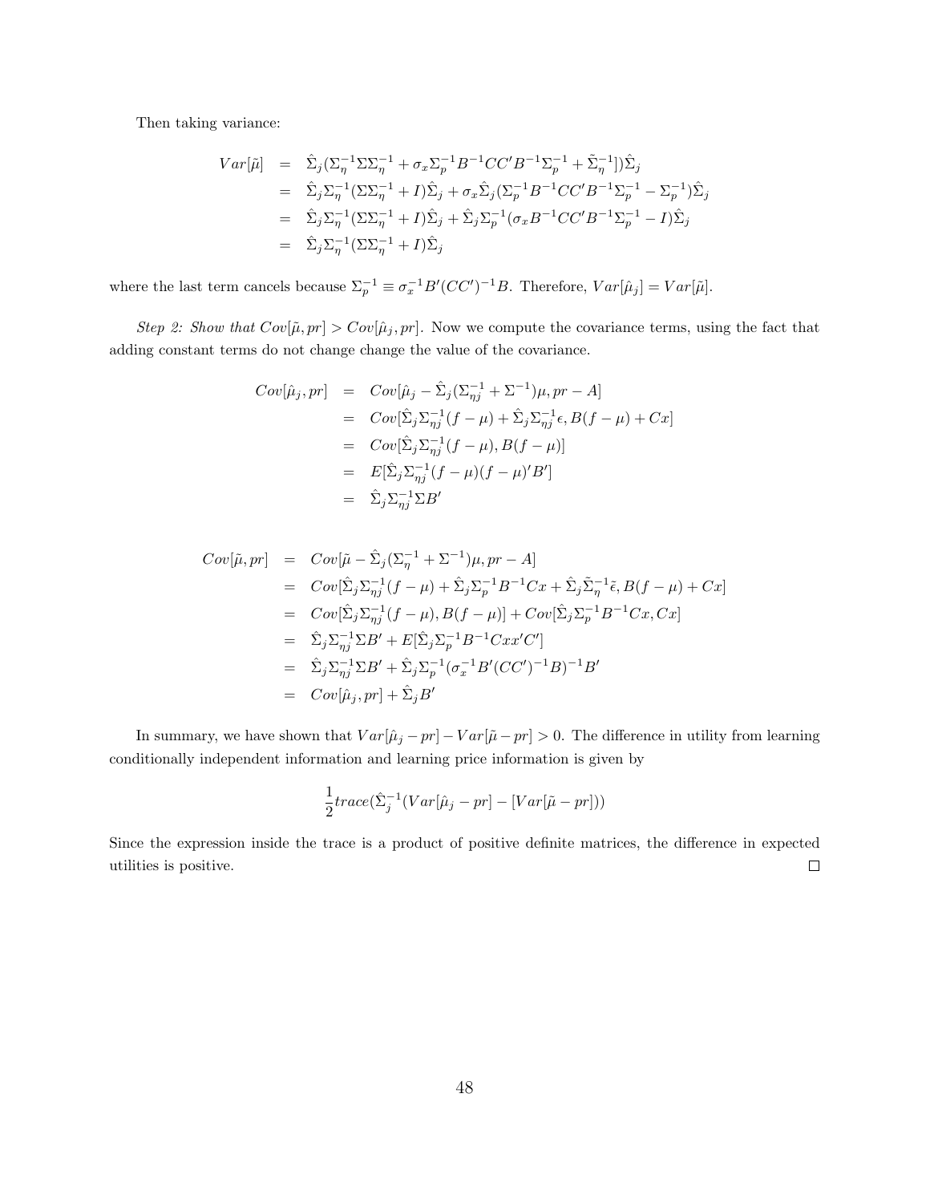Then taking variance:

$$
\begin{aligned}
Var[\tilde{\mu}] &= \hat{\Sigma}_j(\Sigma_\eta^{-1}\Sigma\Sigma_\eta^{-1} + \sigma_x\Sigma_p^{-1}B^{-1}CC'B^{-1}\Sigma_p^{-1} + \tilde{\Sigma}_\eta^{-1}])\hat{\Sigma}_j \\
&= \hat{\Sigma}_j\Sigma_\eta^{-1}(\Sigma\Sigma_\eta^{-1} + I)\hat{\Sigma}_j + \sigma_x\hat{\Sigma}_j(\Sigma_p^{-1}B^{-1}CC'B^{-1}\Sigma_p^{-1} - \Sigma_p^{-1})\hat{\Sigma}_j \\
&= \hat{\Sigma}_j\Sigma_\eta^{-1}(\Sigma\Sigma_\eta^{-1} + I)\hat{\Sigma}_j + \hat{\Sigma}_j\Sigma_p^{-1}(\sigma_x B^{-1}CC'B^{-1}\Sigma_p^{-1} - I)\hat{\Sigma}_j \\
&= \hat{\Sigma}_j\Sigma_\eta^{-1}(\Sigma\Sigma_\eta^{-1} + I)\hat{\Sigma}_j
\end{aligned}
$$

where the last term cancels because $\Sigma_p^{-1} \equiv \sigma_x^{-1}B'(CC')^{-1}B$. Therefore, $Var[\hat{\mu}_j] = Var[\tilde{\mu}]$.

*Step 2: Show that $Cov[\tilde{\mu}, pr] > Cov[\hat{\mu}_j, pr]$.* Now we compute the covariance terms, using the fact that adding constant terms do not change change the value of the covariance.

$$
\begin{aligned}
Cov[\hat{\mu}_j, pr] &= Cov[\hat{\mu}_j - \hat{\Sigma}_j(\Sigma_{\eta j}^{-1} + \Sigma^{-1})\mu, pr - A] \\
&= Cov[\hat{\Sigma}_j\Sigma_{\eta j}^{-1}(f-\mu) + \hat{\Sigma}_j\Sigma_{\eta j}^{-1}\epsilon, B(f-\mu) + Cx] \\
&= Cov[\hat{\Sigma}_j\Sigma_{\eta j}^{-1}(f-\mu), B(f-\mu)] \\
&= E[\hat{\Sigma}_j\Sigma_{\eta j}^{-1}(f-\mu)(f-\mu)'B'] \\
&= \hat{\Sigma}_j\Sigma_{\eta j}^{-1}\Sigma B'
\end{aligned}
$$

$$
\begin{aligned}
Cov[\tilde{\mu}, pr] &= Cov[\tilde{\mu} - \hat{\Sigma}_j(\Sigma_\eta^{-1} + \Sigma^{-1})\mu, pr - A] \\
&= Cov[\hat{\Sigma}_j\Sigma_{\eta j}^{-1}(f-\mu) + \hat{\Sigma}_j\Sigma_p^{-1}B^{-1}Cx + \hat{\Sigma}_j\tilde{\Sigma}_\eta^{-1}\tilde{\epsilon}, B(f-\mu) + Cx] \\
&= Cov[\hat{\Sigma}_j\Sigma_{\eta j}^{-1}(f-\mu), B(f-\mu)] + Cov[\hat{\Sigma}_j\Sigma_p^{-1}B^{-1}Cx, Cx] \\
&= \hat{\Sigma}_j\Sigma_{\eta j}^{-1}\Sigma B' + E[\hat{\Sigma}_j\Sigma_p^{-1}B^{-1}Cxx'C'] \\
&= \hat{\Sigma}_j\Sigma_{\eta j}^{-1}\Sigma B' + \hat{\Sigma}_j\Sigma_p^{-1}(\sigma_x^{-1}B'(CC')^{-1}B)^{-1}B' \\
&= Cov[\hat{\mu}_j, pr] + \hat{\Sigma}_j B'
\end{aligned}
$$

In summary, we have shown that $Var[\hat{\mu}_j - pr] - Var[\tilde{\mu} - pr] > 0$. The difference in utility from learning conditionally independent information and learning price information is given by

$$
\frac{1}{2}trace(\hat{\Sigma}_j^{-1}(Var[\hat{\mu}_j - pr] - [Var[\tilde{\mu} - pr]))
$$

Since the expression inside the trace is a product of positive definite matrices, the difference in expected utilities is positive. □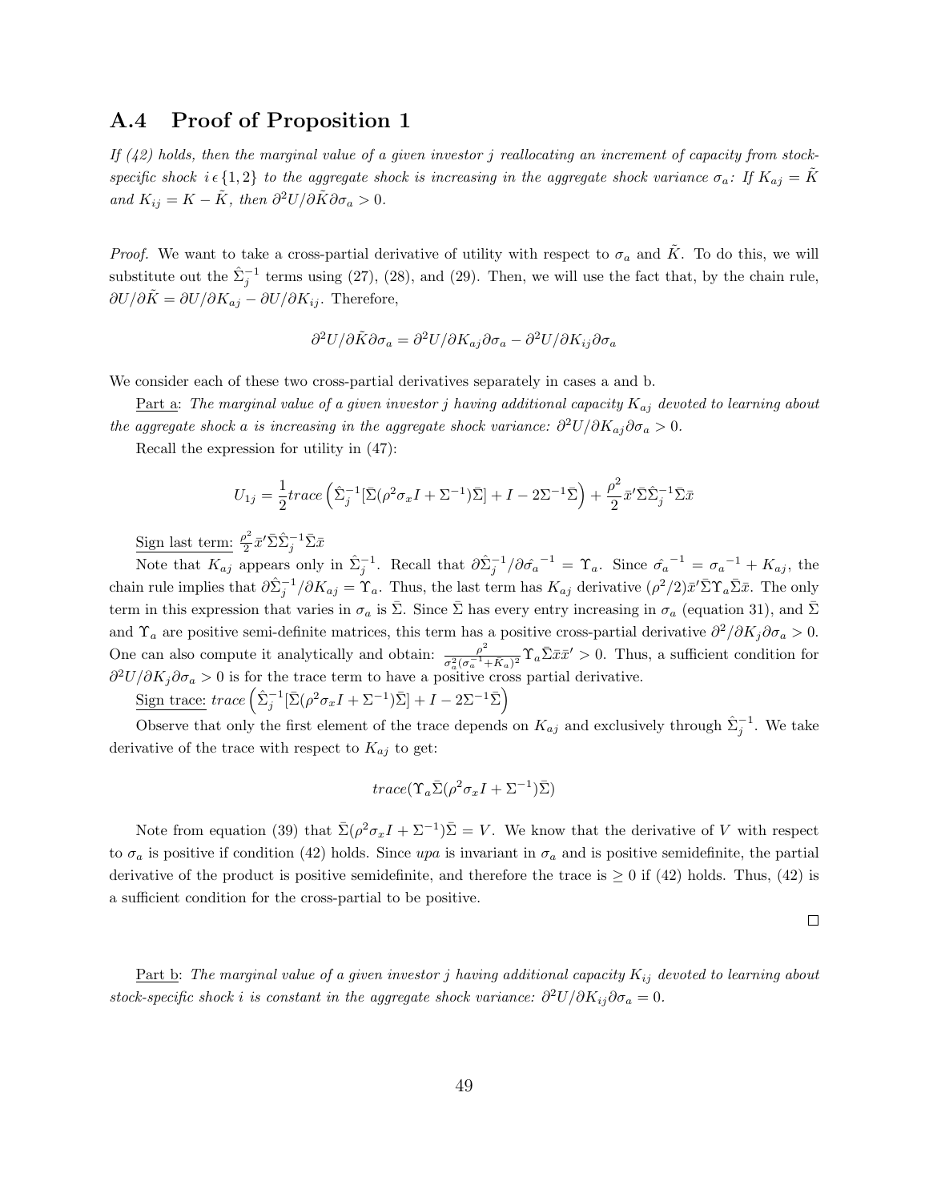## A.4 Proof of Proposition 1

*If (42) holds, then the marginal value of a given investor $j$ reallocating an increment of capacity from stock-specific shock $i \epsilon \{1, 2\}$ to the aggregate shock is increasing in the aggregate shock variance $\sigma_a$: If $K_{aj} = \tilde{K}$ and $K_{ij} = K - \tilde{K}$, then $\partial^2 U / \partial \tilde{K} \partial \sigma_a > 0$.*

*Proof.* We want to take a cross-partial derivative of utility with respect to $\sigma_a$ and $\tilde{K}$. To do this, we will substitute out the $\hat{\Sigma}_j^{-1}$ terms using (27), (28), and (29). Then, we will use the fact that, by the chain rule, $\partial U / \partial \tilde{K} = \partial U / \partial K_{aj} - \partial U / \partial K_{ij}$. Therefore,

$$\partial^2 U / \partial \tilde{K} \partial \sigma_a = \partial^2 U / \partial K_{aj} \partial \sigma_a - \partial^2 U / \partial K_{ij} \partial \sigma_a$$

We consider each of these two cross-partial derivatives separately in cases a and b.

Part a: *The marginal value of a given investor $j$ having additional capacity $K_{aj}$ devoted to learning about the aggregate shock $a$ is increasing in the aggregate shock variance: $\partial^2 U / \partial K_{aj} \partial \sigma_a > 0$.*

Recall the expression for utility in (47):

$$U_{1j} = \frac{1}{2} trace \left( \hat{\Sigma}_j^{-1} [\bar{\Sigma}(\rho^2 \sigma_x I + \Sigma^{-1}) \bar{\Sigma}] + I - 2 \Sigma^{-1} \bar{\Sigma} \right) + \frac{\rho^2}{2} \bar{x}' \bar{\Sigma} \hat{\Sigma}_j^{-1} \bar{\Sigma} \bar{x}$$

Sign last term: $\frac{\rho^2}{2} \bar{x}' \bar{\Sigma} \hat{\Sigma}_j^{-1} \bar{\Sigma} \bar{x}$

Note that $K_{aj}$ appears only in $\hat{\Sigma}_j^{-1}$. Recall that $\partial \hat{\Sigma}_j^{-1} / \partial \hat{\sigma_a}^{-1} = \Upsilon_a$. Since $\hat{\sigma_a}^{-1} = \sigma_a^{-1} + K_{aj}$, the chain rule implies that $\partial \hat{\Sigma}_j^{-1} / \partial K_{aj} = \Upsilon_a$. Thus, the last term has $K_{aj}$ derivative $(\rho^2/2) \bar{x}' \bar{\Sigma} \Upsilon_a \bar{\Sigma} \bar{x}$. The only term in this expression that varies in $\sigma_a$ is $\bar{\Sigma}$. Since $\bar{\Sigma}$ has every entry increasing in $\sigma_a$ (equation 31), and $\bar{\Sigma}$ and $\Upsilon_a$ are positive semi-definite matrices, this term has a positive cross-partial derivative $\partial^2 / \partial K_j \partial \sigma_a > 0$. One can also compute it analytically and obtain: $\frac{\rho^2}{\sigma_a^2 (\sigma_a^{-1} + K_a)^2} \Upsilon_a \bar{\Sigma} \bar{x} \bar{x}' > 0$. Thus, a sufficient condition for $\partial^2 U / \partial K_j \partial \sigma_a > 0$ is for the trace term to have a positive cross partial derivative.

Sign trace: $trace \left( \hat{\Sigma}_j^{-1} [\bar{\Sigma}(\rho^2 \sigma_x I + \Sigma^{-1}) \bar{\Sigma}] + I - 2 \Sigma^{-1} \bar{\Sigma} \right)$

Observe that only the first element of the trace depends on $K_{aj}$ and exclusively through $\hat{\Sigma}_j^{-1}$. We take derivative of the trace with respect to $K_{aj}$ to get:

$$trace(\Upsilon_a \bar{\Sigma}(\rho^2 \sigma_x I + \Sigma^{-1}) \bar{\Sigma})$$

Note from equation (39) that $\bar{\Sigma}(\rho^2 \sigma_x I + \Sigma^{-1}) \bar{\Sigma} = V$. We know that the derivative of $V$ with respect to $\sigma_a$ is positive if condition (42) holds. Since *upa* is invariant in $\sigma_a$ and is positive semidefinite, the partial derivative of the product is positive semidefinite, and therefore the trace is $\geq 0$ if (42) holds. Thus, (42) is a sufficient condition for the cross-partial to be positive.

□

Part b: *The marginal value of a given investor $j$ having additional capacity $K_{ij}$ devoted to learning about stock-specific shock $i$ is constant in the aggregate shock variance: $\partial^2 U / \partial K_{ij} \partial \sigma_a = 0$.*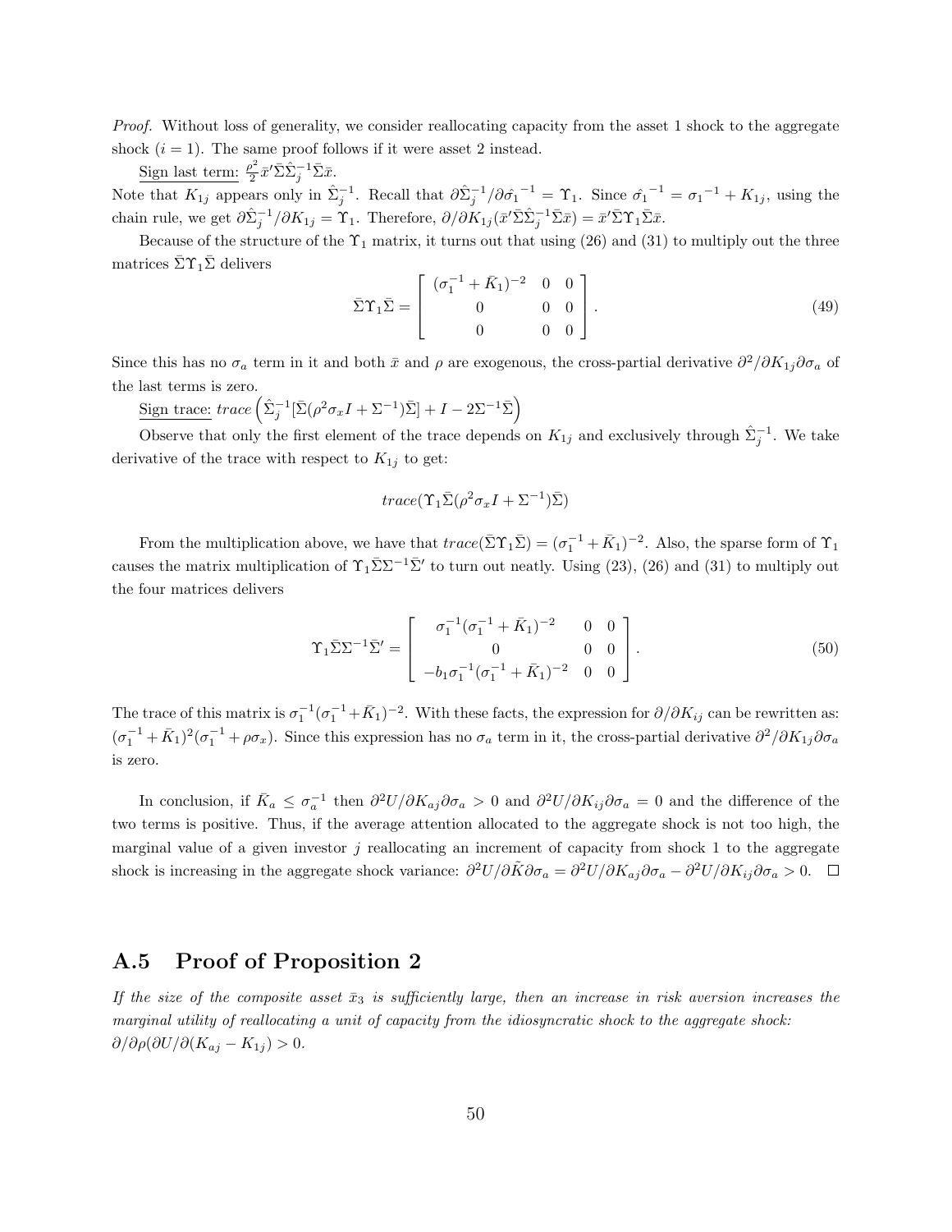*Proof.* Without loss of generality, we consider reallocating capacity from the asset 1 shock to the aggregate shock ($i = 1$). The same proof follows if it were asset 2 instead.

<u>Sign last term:</u> $\frac{\rho^2}{2}\bar{x}'\bar{\Sigma}\hat{\Sigma}_j^{-1}\bar{\Sigma}\bar{x}$.

Note that $K_{1j}$ appears only in $\hat{\Sigma}_j^{-1}$. Recall that $\partial\hat{\Sigma}_j^{-1}/\partial\hat{\sigma_1}^{-1} = \Upsilon_1$. Since $\hat{\sigma_1}^{-1} = \sigma_1{}^{-1} + K_{1j}$, using the chain rule, we get $\partial\hat{\Sigma}_j^{-1}/\partial K_{1j} = \Upsilon_1$. Therefore, $\partial/\partial K_{1j}(\bar{x}'\bar{\Sigma}\hat{\Sigma}_j^{-1}\bar{\Sigma}\bar{x}) = \bar{x}'\bar{\Sigma}\Upsilon_1\bar{\Sigma}\bar{x}$.

Because of the structure of the $\Upsilon_1$ matrix, it turns out that using (26) and (31) to multiply out the three matrices $\bar{\Sigma}\Upsilon_1\bar{\Sigma}$ delivers

$$\bar{\Sigma}\Upsilon_1\bar{\Sigma} = \begin{bmatrix} (\sigma_1^{-1} + \bar{K}_1)^{-2} & 0 & 0 \\ 0 & 0 & 0 \\ 0 & 0 & 0 \end{bmatrix}. \tag{49}$$

Since this has no $\sigma_a$ term in it and both $\bar{x}$ and $\rho$ are exogenous, the cross-partial derivative $\partial^2/\partial K_{1j}\partial\sigma_a$ of the last terms is zero.

<u>Sign trace:</u> $trace\left(\hat{\Sigma}_j^{-1}[\bar{\Sigma}(\rho^2\sigma_x I + \Sigma^{-1})\bar{\Sigma}] + I - 2\Sigma^{-1}\bar{\Sigma}\right)$

Observe that only the first element of the trace depends on $K_{1j}$ and exclusively through $\hat{\Sigma}_j^{-1}$. We take derivative of the trace with respect to $K_{1j}$ to get:

$$trace(\Upsilon_1\bar{\Sigma}(\rho^2\sigma_x I + \Sigma^{-1})\bar{\Sigma})$$

From the multiplication above, we have that $trace(\bar{\Sigma}\Upsilon_1\bar{\Sigma}) = (\sigma_1^{-1} + \bar{K}_1)^{-2}$. Also, the sparse form of $\Upsilon_1$ causes the matrix multiplication of $\Upsilon_1\bar{\Sigma}\Sigma^{-1}\bar{\Sigma}'$ to turn out neatly. Using (23), (26) and (31) to multiply out the four matrices delivers

$$\Upsilon_1\bar{\Sigma}\Sigma^{-1}\bar{\Sigma}' = \begin{bmatrix} \sigma_1^{-1}(\sigma_1^{-1} + \bar{K}_1)^{-2} & 0 & 0 \\ 0 & 0 & 0 \\ -b_1\sigma_1^{-1}(\sigma_1^{-1} + \bar{K}_1)^{-2} & 0 & 0 \end{bmatrix}. \tag{50}$$

The trace of this matrix is $\sigma_1^{-1}(\sigma_1^{-1}+\bar{K}_1)^{-2}$. With these facts, the expression for $\partial/\partial K_{ij}$ can be rewritten as: $(\sigma_1^{-1} + \bar{K}_1)^2(\sigma_1^{-1} + \rho\sigma_x)$. Since this expression has no $\sigma_a$ term in it, the cross-partial derivative $\partial^2/\partial K_{1j}\partial\sigma_a$ is zero.

In conclusion, if $\bar{K}_a \leq \sigma_a^{-1}$ then $\partial^2 U/\partial K_{aj}\partial\sigma_a > 0$ and $\partial^2 U/\partial K_{ij}\partial\sigma_a = 0$ and the difference of the two terms is positive. Thus, if the average attention allocated to the aggregate shock is not too high, the marginal value of a given investor $j$ reallocating an increment of capacity from shock 1 to the aggregate shock is increasing in the aggregate shock variance: $\partial^2 U/\partial\tilde{K}\partial\sigma_a = \partial^2 U/\partial K_{aj}\partial\sigma_a - \partial^2 U/\partial K_{ij}\partial\sigma_a > 0$. $\square$

## A.5 Proof of Proposition 2

*If the size of the composite asset $\bar{x}_3$ is sufficiently large, then an increase in risk aversion increases the marginal utility of reallocating a unit of capacity from the idiosyncratic shock to the aggregate shock:* $\partial/\partial\rho(\partial U/\partial(K_{aj} - K_{1j}) > 0$.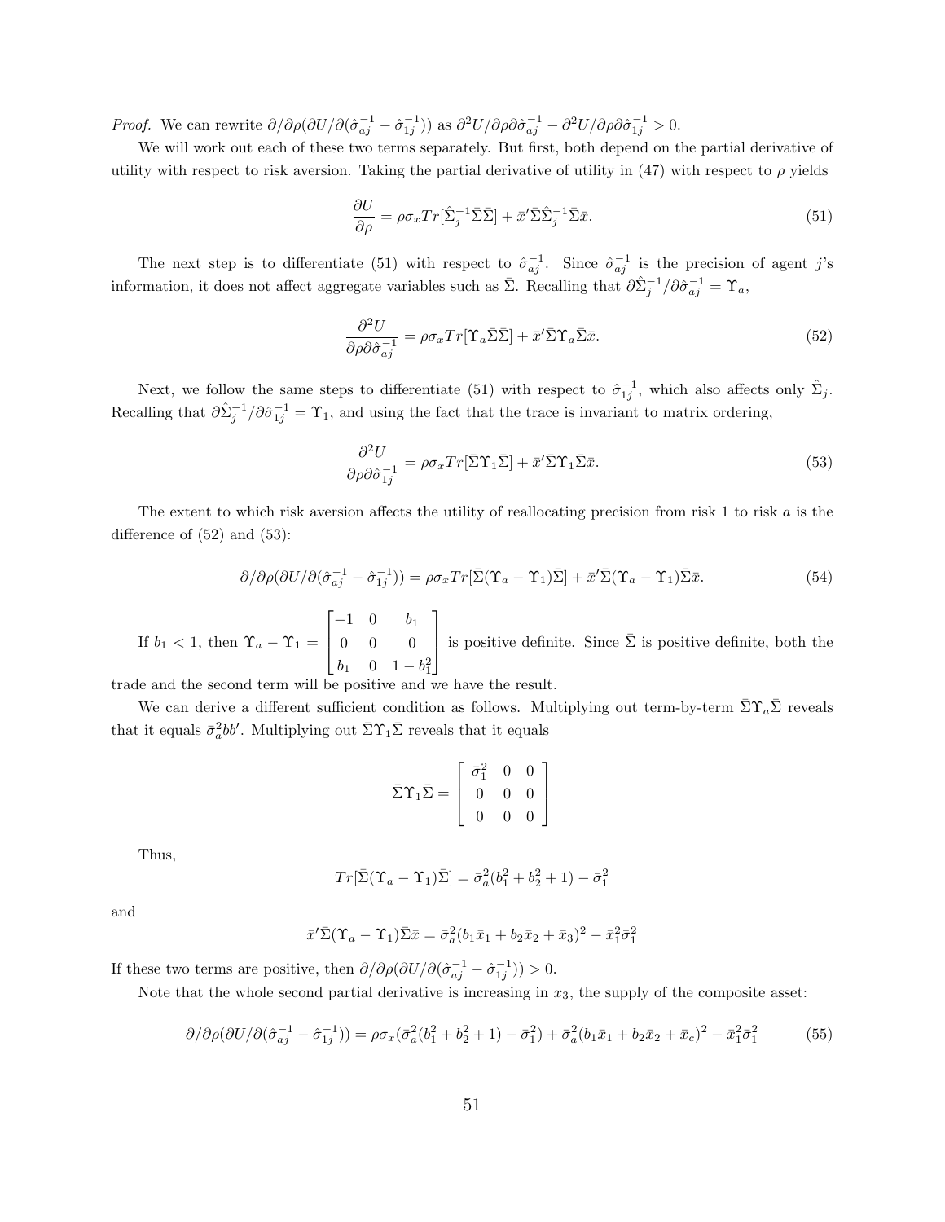*Proof.* We can rewrite $\partial/\partial\rho(\partial U/\partial(\hat{\sigma}_{aj}^{-1} - \hat{\sigma}_{1j}^{-1}))$ as $\partial^2 U/\partial\rho\partial\hat{\sigma}_{aj}^{-1} - \partial^2 U/\partial\rho\partial\hat{\sigma}_{1j}^{-1} > 0$.

We will work out each of these two terms separately. But first, both depend on the partial derivative of utility with respect to risk aversion. Taking the partial derivative of utility in (47) with respect to $\rho$ yields

$$\frac{\partial U}{\partial \rho} = \rho\sigma_x Tr[\hat{\Sigma}_j^{-1}\bar{\Sigma}\bar{\Sigma}] + \bar{x}'\bar{\Sigma}\hat{\Sigma}_j^{-1}\bar{\Sigma}\bar{x}. \tag{51}$$

The next step is to differentiate (51) with respect to $\hat{\sigma}_{aj}^{-1}$. Since $\hat{\sigma}_{aj}^{-1}$ is the precision of agent $j$'s information, it does not affect aggregate variables such as $\bar{\Sigma}$. Recalling that $\partial\hat{\Sigma}_j^{-1}/\partial\hat{\sigma}_{aj}^{-1} = \Upsilon_a$,

$$\frac{\partial^2 U}{\partial\rho\partial\hat{\sigma}_{aj}^{-1}} = \rho\sigma_x Tr[\Upsilon_a\bar{\Sigma}\bar{\Sigma}] + \bar{x}'\bar{\Sigma}\Upsilon_a\bar{\Sigma}\bar{x}. \tag{52}$$

Next, we follow the same steps to differentiate (51) with respect to $\hat{\sigma}_{1j}^{-1}$, which also affects only $\hat{\Sigma}_j$. Recalling that $\partial\hat{\Sigma}_j^{-1}/\partial\hat{\sigma}_{1j}^{-1} = \Upsilon_1$, and using the fact that the trace is invariant to matrix ordering,

$$\frac{\partial^2 U}{\partial\rho\partial\hat{\sigma}_{1j}^{-1}} = \rho\sigma_x Tr[\bar{\Sigma}\Upsilon_1\bar{\Sigma}] + \bar{x}'\bar{\Sigma}\Upsilon_1\bar{\Sigma}\bar{x}. \tag{53}$$

The extent to which risk aversion affects the utility of reallocating precision from risk 1 to risk $a$ is the difference of (52) and (53):

$$\partial/\partial\rho(\partial U/\partial(\hat{\sigma}_{aj}^{-1} - \hat{\sigma}_{1j}^{-1})) = \rho\sigma_x Tr[\bar{\Sigma}(\Upsilon_a - \Upsilon_1)\bar{\Sigma}] + \bar{x}'\bar{\Sigma}(\Upsilon_a - \Upsilon_1)\bar{\Sigma}\bar{x}. \tag{54}$$

If $b_1 < 1$, then $\Upsilon_a - \Upsilon_1 = \begin{bmatrix} -1 & 0 & b_1 \\ 0 & 0 & 0 \\ b_1 & 0 & 1 - b_1^2 \end{bmatrix}$ is positive definite. Since $\bar{\Sigma}$ is positive definite, both the trade and the second term will be positive and we have the result.

We can derive a different sufficient condition as follows. Multiplying out term-by-term $\bar{\Sigma}\Upsilon_a\bar{\Sigma}$ reveals that it equals $\bar{\sigma}_a^2 bb'$. Multiplying out $\bar{\Sigma}\Upsilon_1\bar{\Sigma}$ reveals that it equals

$$\bar{\Sigma}\Upsilon_1\bar{\Sigma} = \begin{bmatrix} \bar{\sigma}_1^2 & 0 & 0 \\ 0 & 0 & 0 \\ 0 & 0 & 0 \end{bmatrix}$$

Thus,

$$Tr[\bar{\Sigma}(\Upsilon_a - \Upsilon_1)\bar{\Sigma}] = \bar{\sigma}_a^2(b_1^2 + b_2^2 + 1) - \bar{\sigma}_1^2$$

and

$$\bar{x}'\bar{\Sigma}(\Upsilon_a - \Upsilon_1)\bar{\Sigma}\bar{x} = \bar{\sigma}_a^2(b_1\bar{x}_1 + b_2\bar{x}_2 + \bar{x}_3)^2 - \bar{x}_1^2\bar{\sigma}_1^2$$

If these two terms are positive, then $\partial/\partial\rho(\partial U/\partial(\hat{\sigma}_{aj}^{-1} - \hat{\sigma}_{1j}^{-1})) > 0$.

Note that the whole second partial derivative is increasing in $x_3$, the supply of the composite asset:

$$\partial/\partial\rho(\partial U/\partial(\hat{\sigma}_{aj}^{-1} - \hat{\sigma}_{1j}^{-1})) = \rho\sigma_x(\bar{\sigma}_a^2(b_1^2 + b_2^2 + 1) - \bar{\sigma}_1^2) + \bar{\sigma}_a^2(b_1\bar{x}_1 + b_2\bar{x}_2 + \bar{x}_c)^2 - \bar{x}_1^2\bar{\sigma}_1^2 \tag{55}$$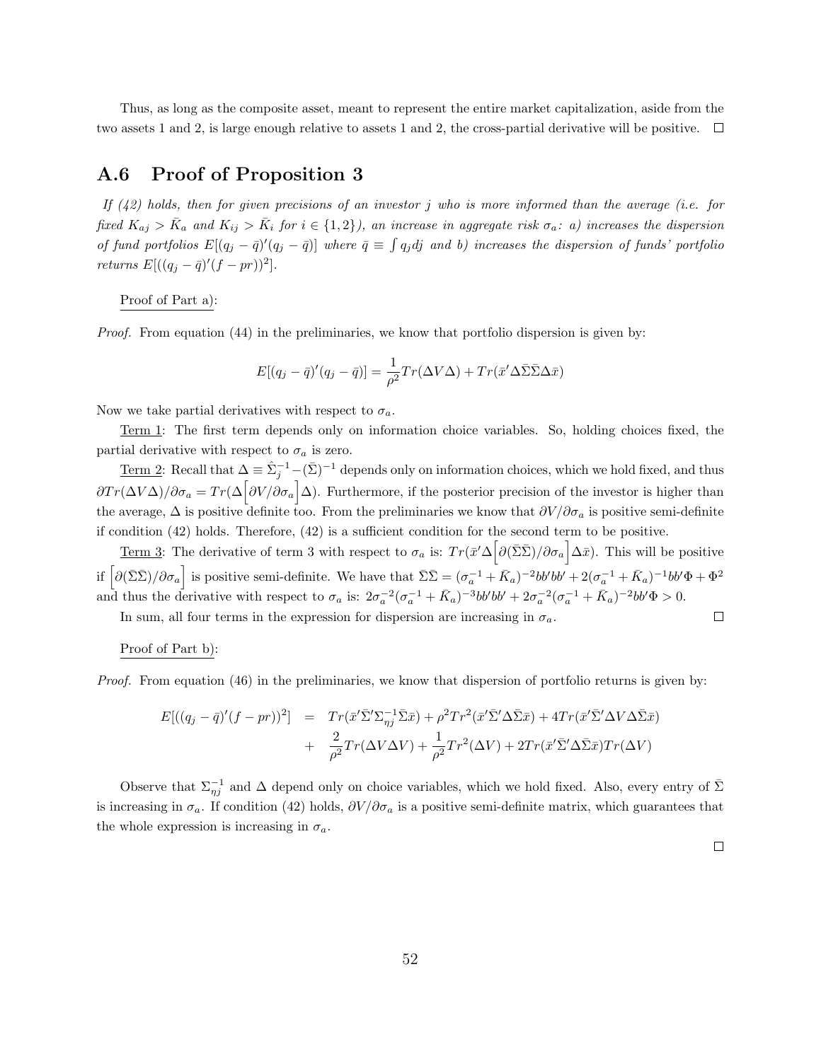Thus, as long as the composite asset, meant to represent the entire market capitalization, aside from the two assets 1 and 2, is large enough relative to assets 1 and 2, the cross-partial derivative will be positive. □

## A.6 Proof of Proposition 3

*If (42) holds, then for given precisions of an investor $j$ who is more informed than the average (i.e. for fixed $K_{aj} > \bar{K}_a$ and $K_{ij} > \bar{K}_i$ for $i \in \{1, 2\}$), an increase in aggregate risk $\sigma_a$: a) increases the dispersion of fund portfolios $E[(q_j - \bar{q})'(q_j - \bar{q})]$ where $\bar{q} \equiv \int q_j dj$ and b) increases the dispersion of funds' portfolio returns $E[((q_j - \bar{q})'(f - pr))^2]$.*

Proof of Part a):

*Proof.* From equation (44) in the preliminaries, we know that portfolio dispersion is given by:

$$E[(q_j - \bar{q})'(q_j - \bar{q})] = \frac{1}{\rho^2} Tr(\Delta V \Delta) + Tr(\bar{x}'\Delta\bar{\Sigma}\bar{\Sigma}\Delta\bar{x})$$

Now we take partial derivatives with respect to $\sigma_a$.

Term 1: The first term depends only on information choice variables. So, holding choices fixed, the partial derivative with respect to $\sigma_a$ is zero.

Term 2: Recall that $\Delta \equiv \hat{\Sigma}_j^{-1} - (\bar{\Sigma})^{-1}$ depends only on information choices, which we hold fixed, and thus $\partial Tr(\Delta V \Delta)/\partial\sigma_a = Tr(\Delta\Big[\partial V/\partial\sigma_a\Big]\Delta)$. Furthermore, if the posterior precision of the investor is higher than the average, $\Delta$ is positive definite too. From the preliminaries we know that $\partial V/\partial\sigma_a$ is positive semi-definite if condition (42) holds. Therefore, (42) is a sufficient condition for the second term to be positive.

Term 3: The derivative of term 3 with respect to $\sigma_a$ is: $Tr(\bar{x}'\Delta\Big[\partial(\bar{\Sigma}\bar{\Sigma})/\partial\sigma_a\Big]\Delta\bar{x})$. This will be positive if $\Big[\partial(\bar{\Sigma}\bar{\Sigma})/\partial\sigma_a\Big]$ is positive semi-definite. We have that $\bar{\Sigma}\bar{\Sigma} = (\sigma_a^{-1} + \bar{K}_a)^{-2}bb'bb' + 2(\sigma_a^{-1} + \bar{K}_a)^{-1}bb'\Phi + \Phi^2$ and thus the derivative with respect to $\sigma_a$ is: $2\sigma_a^{-2}(\sigma_a^{-1} + \bar{K}_a)^{-3}bb'bb' + 2\sigma_a^{-2}(\sigma_a^{-1} + \bar{K}_a)^{-2}bb'\Phi > 0$.

In sum, all four terms in the expression for dispersion are increasing in $\sigma_a$. □

Proof of Part b):

*Proof.* From equation (46) in the preliminaries, we know that dispersion of portfolio returns is given by:

$$\begin{aligned} E[((q_j - \bar{q})'(f - pr))^2] &= Tr(\bar{x}'\bar{\Sigma}'\Sigma_{\eta j}^{-1}\bar{\Sigma}\bar{x}) + \rho^2 Tr^2(\bar{x}'\bar{\Sigma}'\Delta\bar{\Sigma}\bar{x}) + 4Tr(\bar{x}'\bar{\Sigma}'\Delta V\Delta\bar{\Sigma}\bar{x}) \\ &+ \frac{2}{\rho^2}Tr(\Delta V \Delta V) + \frac{1}{\rho^2}Tr^2(\Delta V) + 2Tr(\bar{x}'\bar{\Sigma}'\Delta\bar{\Sigma}\bar{x})Tr(\Delta V) \end{aligned}$$

Observe that $\Sigma_{\eta j}^{-1}$ and $\Delta$ depend only on choice variables, which we hold fixed. Also, every entry of $\bar{\Sigma}$ is increasing in $\sigma_a$. If condition (42) holds, $\partial V/\partial\sigma_a$ is a positive semi-definite matrix, which guarantees that the whole expression is increasing in $\sigma_a$.

□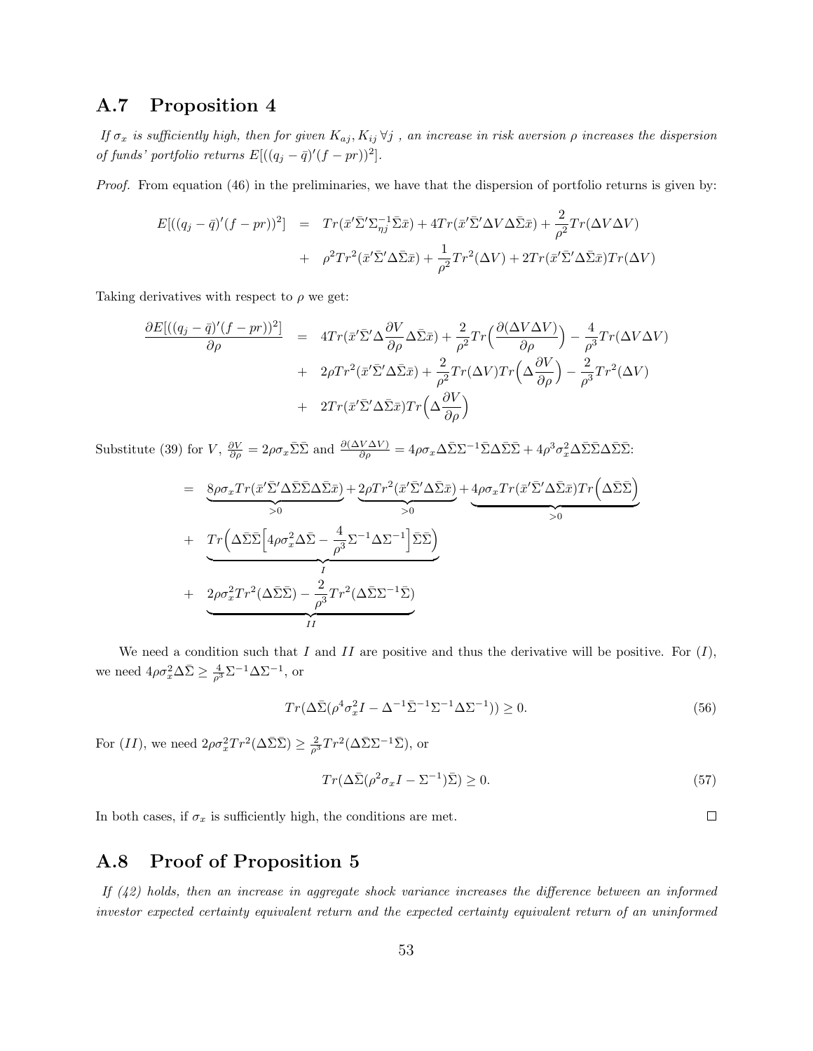## A.7 Proposition 4

*If $\sigma_x$ is sufficiently high, then for given $K_{aj}, K_{ij}\ \forall j$ , an increase in risk aversion $\rho$ increases the dispersion of funds' portfolio returns $E[((q_j - \bar{q})'(f - pr))^2]$.*

*Proof.* From equation (46) in the preliminaries, we have that the dispersion of portfolio returns is given by:

$$
\begin{aligned}
E[((q_j - \bar{q})'(f - pr))^2] &= Tr(\bar{x}'\bar{\Sigma}'\Sigma_{\eta j}^{-1}\bar{\Sigma}\bar{x}) + 4Tr(\bar{x}'\bar{\Sigma}'\Delta V \Delta\bar{\Sigma}\bar{x}) + \frac{2}{\rho^2}Tr(\Delta V \Delta V) \\
&+ \rho^2 Tr^2(\bar{x}'\bar{\Sigma}'\Delta\bar{\Sigma}\bar{x}) + \frac{1}{\rho^2}Tr^2(\Delta V) + 2Tr(\bar{x}'\bar{\Sigma}'\Delta\bar{\Sigma}\bar{x})Tr(\Delta V)
\end{aligned}
$$

Taking derivatives with respect to $\rho$ we get:

$$
\begin{aligned}
\frac{\partial E[((q_j - \bar{q})'(f - pr))^2]}{\partial \rho} &= 4Tr(\bar{x}'\bar{\Sigma}'\Delta\frac{\partial V}{\partial \rho}\Delta\bar{\Sigma}\bar{x}) + \frac{2}{\rho^2}Tr\Big(\frac{\partial(\Delta V \Delta V)}{\partial \rho}\Big) - \frac{4}{\rho^3}Tr(\Delta V \Delta V) \\
&+ 2\rho Tr^2(\bar{x}'\bar{\Sigma}'\Delta\bar{\Sigma}\bar{x}) + \frac{2}{\rho^2}Tr(\Delta V)Tr\Big(\Delta\frac{\partial V}{\partial \rho}\Big) - \frac{2}{\rho^3}Tr^2(\Delta V) \\
&+ 2Tr(\bar{x}'\bar{\Sigma}'\Delta\bar{\Sigma}\bar{x})Tr\Big(\Delta\frac{\partial V}{\partial \rho}\Big)
\end{aligned}
$$

Substitute (39) for $V$, $\frac{\partial V}{\partial \rho} = 2\rho\sigma_x\bar{\Sigma}\bar{\Sigma}$ and $\frac{\partial(\Delta V \Delta V)}{\partial \rho} = 4\rho\sigma_x\Delta\bar{\Sigma}\Sigma^{-1}\bar{\Sigma}\Delta\bar{\Sigma}\bar{\Sigma} + 4\rho^3\sigma_x^2\Delta\bar{\Sigma}\bar{\Sigma}\Delta\bar{\Sigma}\bar{\Sigma}$:

$$
\begin{aligned}
&= \underbrace{8\rho\sigma_x Tr(\bar{x}'\bar{\Sigma}'\Delta\bar{\Sigma}\bar{\Sigma}\Delta\bar{\Sigma}\bar{x})}_{>0} + \underbrace{2\rho Tr^2(\bar{x}'\bar{\Sigma}'\Delta\bar{\Sigma}\bar{x})}_{>0} + \underbrace{4\rho\sigma_x Tr(\bar{x}'\bar{\Sigma}'\Delta\bar{\Sigma}\bar{x})Tr\Big(\Delta\bar{\Sigma}\bar{\Sigma}\Big)}_{>0} \\
&+ \underbrace{Tr\Big(\Delta\bar{\Sigma}\bar{\Sigma}\Big[4\rho\sigma_x^2\Delta\bar{\Sigma} - \frac{4}{\rho^3}\Sigma^{-1}\Delta\Sigma^{-1}\Big]\bar{\Sigma}\bar{\Sigma}\Big)}_{I} \\
&+ \underbrace{2\rho\sigma_x^2 Tr^2(\Delta\bar{\Sigma}\bar{\Sigma}) - \frac{2}{\rho^3}Tr^2(\Delta\bar{\Sigma}\Sigma^{-1}\bar{\Sigma})}_{II}
\end{aligned}
$$

We need a condition such that $I$ and $II$ are positive and thus the derivative will be positive. For $(I)$, we need $4\rho\sigma_x^2\Delta\bar{\Sigma} \geq \frac{4}{\rho^3}\Sigma^{-1}\Delta\Sigma^{-1}$, or

$$
Tr(\Delta\bar{\Sigma}(\rho^4\sigma_x^2 I - \Delta^{-1}\bar{\Sigma}^{-1}\Sigma^{-1}\Delta\Sigma^{-1})) \geq 0. \tag{56}
$$

For $(II)$, we need $2\rho\sigma_x^2 Tr^2(\Delta\bar{\Sigma}\bar{\Sigma}) \geq \frac{2}{\rho^3}Tr^2(\Delta\bar{\Sigma}\Sigma^{-1}\bar{\Sigma})$, or

$$
Tr(\Delta\bar{\Sigma}(\rho^2\sigma_x I - \Sigma^{-1})\bar{\Sigma}) \geq 0. \tag{57}
$$

In both cases, if $\sigma_x$ is sufficiently high, the conditions are met. □

## A.8 Proof of Proposition 5

*If (42) holds, then an increase in aggregate shock variance increases the difference between an informed investor expected certainty equivalent return and the expected certainty equivalent return of an uninformed*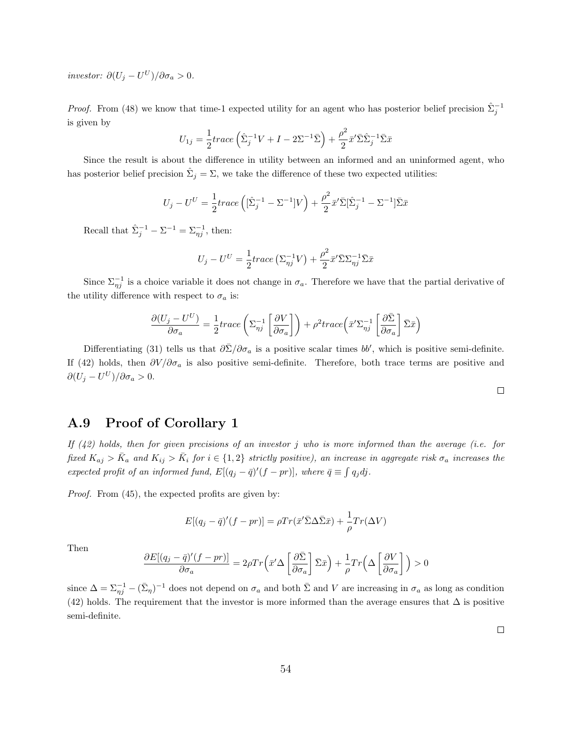*investor:* $\partial(U_j - U^U)/\partial\sigma_a > 0$.

*Proof.* From (48) we know that time-1 expected utility for an agent who has posterior belief precision $\hat{\Sigma}_j^{-1}$ is given by

$$U_{1j} = \frac{1}{2}trace\left(\hat{\Sigma}_j^{-1}V + I - 2\Sigma^{-1}\bar{\Sigma}\right) + \frac{\rho^2}{2}\bar{x}'\bar{\Sigma}\hat{\Sigma}_j^{-1}\bar{\Sigma}\bar{x}$$

Since the result is about the difference in utility between an informed and an uninformed agent, who has posterior belief precision $\hat{\Sigma}_j = \Sigma$, we take the difference of these two expected utilities:

$$U_j - U^U = \frac{1}{2}trace\left([\hat{\Sigma}_j^{-1} - \Sigma^{-1}]V\right) + \frac{\rho^2}{2}\bar{x}'\bar{\Sigma}[\hat{\Sigma}_j^{-1} - \Sigma^{-1}]\bar{\Sigma}\bar{x}$$

Recall that $\hat{\Sigma}_j^{-1} - \Sigma^{-1} = \Sigma_{\eta j}^{-1}$, then:

$$U_j - U^U = \frac{1}{2}trace\left(\Sigma_{\eta j}^{-1}V\right) + \frac{\rho^2}{2}\bar{x}'\bar{\Sigma}\Sigma_{\eta j}^{-1}\bar{\Sigma}\bar{x}$$

Since $\Sigma_{\eta j}^{-1}$ is a choice variable it does not change in $\sigma_a$. Therefore we have that the partial derivative of the utility difference with respect to $\sigma_a$ is:

$$\frac{\partial(U_j - U^U)}{\partial\sigma_a} = \frac{1}{2}trace\left(\Sigma_{\eta j}^{-1}\left[\frac{\partial V}{\partial\sigma_a}\right]\right) + \rho^2 trace\Big(\bar{x}'\Sigma_{\eta j}^{-1}\left[\frac{\partial\bar{\Sigma}}{\partial\sigma_a}\right]\bar{\Sigma}\bar{x}\Big)$$

Differentiating (31) tells us that $\partial\bar{\Sigma}/\partial\sigma_a$ is a positive scalar times $bb'$, which is positive semi-definite. If (42) holds, then $\partial V/\partial\sigma_a$ is also positive semi-definite. Therefore, both trace terms are positive and $\partial(U_j - U^U)/\partial\sigma_a > 0$.

□

## A.9 Proof of Corollary 1

*If (42) holds, then for given precisions of an investor $j$ who is more informed than the average (i.e. for fixed $K_{aj} > \bar{K}_a$ and $K_{ij} > \bar{K}_i$ for $i \in \{1, 2\}$ strictly positive), an increase in aggregate risk $\sigma_a$ increases the expected profit of an informed fund, $E[(q_j - \bar{q})'(f - pr)]$, where $\bar{q} \equiv \int q_j dj$.*

*Proof.* From (45), the expected profits are given by:

$$E[(q_j - \bar{q})'(f - pr)] = \rho Tr(\bar{x}'\bar{\Sigma}\Delta\bar{\Sigma}\bar{x}) + \frac{1}{\rho}Tr(\Delta V)$$

Then

$$\frac{\partial E[(q_j - \bar{q})'(f - pr)]}{\partial\sigma_a} = 2\rho Tr\Big(\bar{x}'\Delta\left[\frac{\partial\bar{\Sigma}}{\partial\sigma_a}\right]\bar{\Sigma}\bar{x}\Big) + \frac{1}{\rho}Tr\Big(\Delta\left[\frac{\partial V}{\partial\sigma_a}\right]\Big) > 0$$

since $\Delta = \Sigma_{\eta j}^{-1} - (\bar{\Sigma}_\eta)^{-1}$ does not depend on $\sigma_a$ and both $\bar{\Sigma}$ and $V$ are increasing in $\sigma_a$ as long as condition (42) holds. The requirement that the investor is more informed than the average ensures that $\Delta$ is positive semi-definite.

□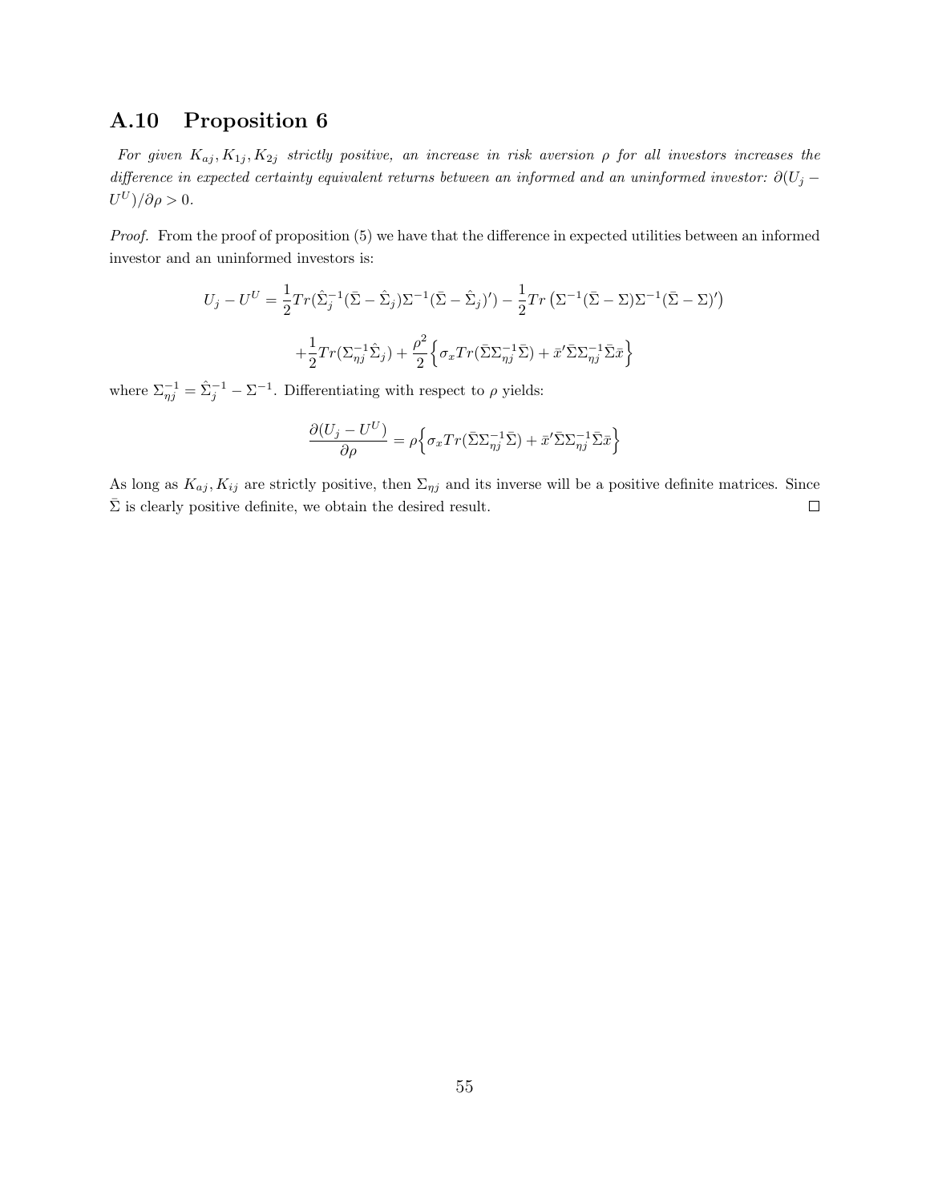## A.10 Proposition 6

*For given $K_{aj}, K_{1j}, K_{2j}$ strictly positive, an increase in risk aversion $\rho$ for all investors increases the difference in expected certainty equivalent returns between an informed and an uninformed investor: $\partial(U_j - U^U)/\partial\rho > 0$.*

*Proof.* From the proof of proposition (5) we have that the difference in expected utilities between an informed investor and an uninformed investors is:

$$U_j - U^U = \frac{1}{2}Tr(\hat{\Sigma}_j^{-1}(\bar{\Sigma} - \hat{\Sigma}_j)\Sigma^{-1}(\bar{\Sigma} - \hat{\Sigma}_j)') - \frac{1}{2}Tr\left(\Sigma^{-1}(\bar{\Sigma} - \Sigma)\Sigma^{-1}(\bar{\Sigma} - \Sigma)'\right)$$

$$+\frac{1}{2}Tr(\Sigma_{\eta j}^{-1}\hat{\Sigma}_j) + \frac{\rho^2}{2}\Big\{\sigma_x Tr(\bar{\Sigma}\Sigma_{\eta j}^{-1}\bar{\Sigma}) + \bar{x}'\bar{\Sigma}\Sigma_{\eta j}^{-1}\bar{\Sigma}\bar{x}\Big\}$$

where $\Sigma_{\eta j}^{-1} = \hat{\Sigma}_j^{-1} - \Sigma^{-1}$. Differentiating with respect to $\rho$ yields:

$$\frac{\partial(U_j - U^U)}{\partial\rho} = \rho\Big\{\sigma_x Tr(\bar{\Sigma}\Sigma_{\eta j}^{-1}\bar{\Sigma}) + \bar{x}'\bar{\Sigma}\Sigma_{\eta j}^{-1}\bar{\Sigma}\bar{x}\Big\}$$

As long as $K_{aj}, K_{ij}$ are strictly positive, then $\Sigma_{\eta j}$ and its inverse will be a positive definite matrices. Since $\bar{\Sigma}$ is clearly positive definite, we obtain the desired result. □